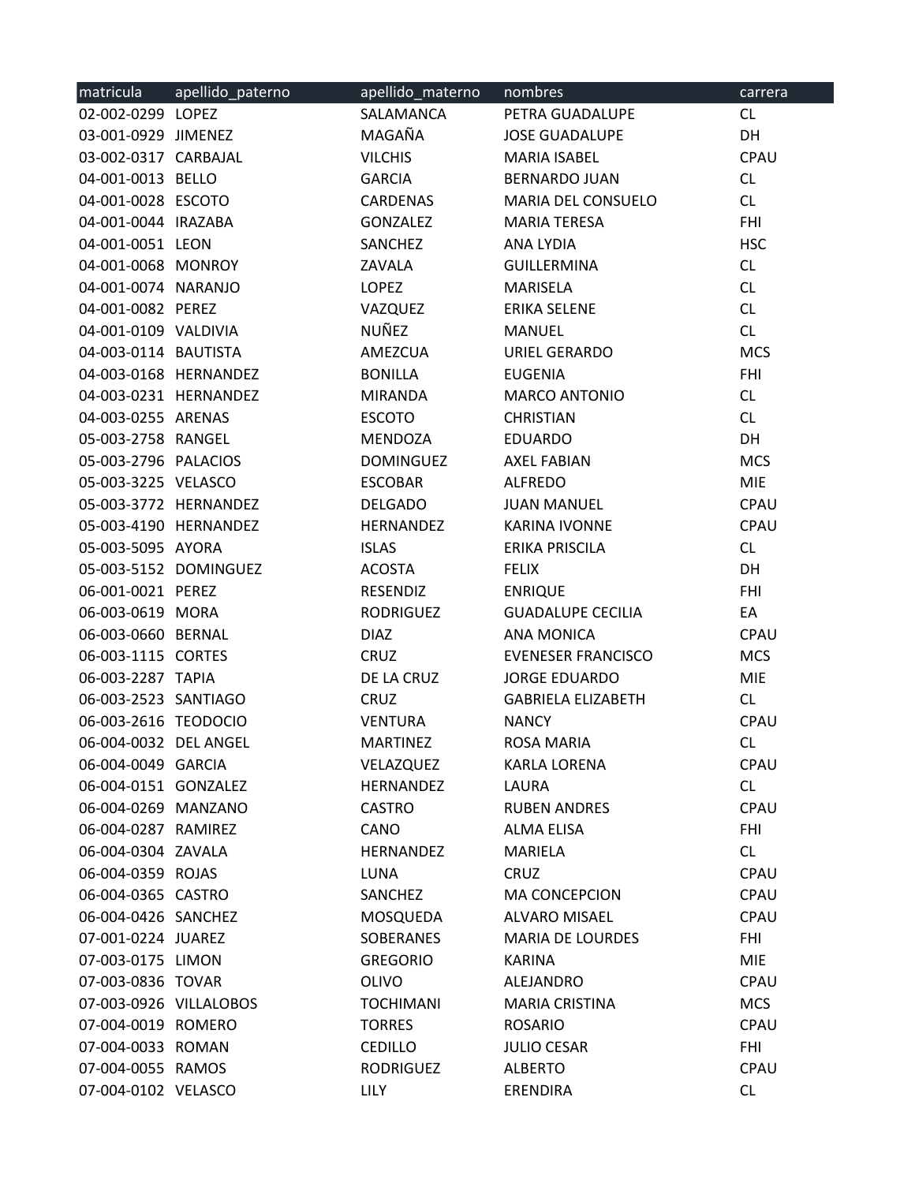| matricula | apellido_paterno | apellido_materno | nombres | carrera |
| --- | --- | --- | --- | --- |
| 02-002-0299 | LOPEZ | SALAMANCA | PETRA GUADALUPE | CL |
| 03-001-0929 | JIMENEZ | MAGAÑA | JOSE GUADALUPE | DH |
| 03-002-0317 | CARBAJAL | VILCHIS | MARIA ISABEL | CPAU |
| 04-001-0013 | BELLO | GARCIA | BERNARDO JUAN | CL |
| 04-001-0028 | ESCOTO | CARDENAS | MARIA DEL CONSUELO | CL |
| 04-001-0044 | IRAZABA | GONZALEZ | MARIA TERESA | FHI |
| 04-001-0051 | LEON | SANCHEZ | ANA LYDIA | HSC |
| 04-001-0068 | MONROY | ZAVALA | GUILLERMINA | CL |
| 04-001-0074 | NARANJO | LOPEZ | MARISELA | CL |
| 04-001-0082 | PEREZ | VAZQUEZ | ERIKA SELENE | CL |
| 04-001-0109 | VALDIVIA | NUÑEZ | MANUEL | CL |
| 04-003-0114 | BAUTISTA | AMEZCUA | URIEL GERARDO | MCS |
| 04-003-0168 | HERNANDEZ | BONILLA | EUGENIA | FHI |
| 04-003-0231 | HERNANDEZ | MIRANDA | MARCO ANTONIO | CL |
| 04-003-0255 | ARENAS | ESCOTO | CHRISTIAN | CL |
| 05-003-2758 | RANGEL | MENDOZA | EDUARDO | DH |
| 05-003-2796 | PALACIOS | DOMINGUEZ | AXEL FABIAN | MCS |
| 05-003-3225 | VELASCO | ESCOBAR | ALFREDO | MIE |
| 05-003-3772 | HERNANDEZ | DELGADO | JUAN MANUEL | CPAU |
| 05-003-4190 | HERNANDEZ | HERNANDEZ | KARINA IVONNE | CPAU |
| 05-003-5095 | AYORA | ISLAS | ERIKA PRISCILA | CL |
| 05-003-5152 | DOMINGUEZ | ACOSTA | FELIX | DH |
| 06-001-0021 | PEREZ | RESENDIZ | ENRIQUE | FHI |
| 06-003-0619 | MORA | RODRIGUEZ | GUADALUPE CECILIA | EA |
| 06-003-0660 | BERNAL | DIAZ | ANA MONICA | CPAU |
| 06-003-1115 | CORTES | CRUZ | EVENESER FRANCISCO | MCS |
| 06-003-2287 | TAPIA | DE LA CRUZ | JORGE EDUARDO | MIE |
| 06-003-2523 | SANTIAGO | CRUZ | GABRIELA ELIZABETH | CL |
| 06-003-2616 | TEODOCIO | VENTURA | NANCY | CPAU |
| 06-004-0032 | DEL ANGEL | MARTINEZ | ROSA MARIA | CL |
| 06-004-0049 | GARCIA | VELAZQUEZ | KARLA LORENA | CPAU |
| 06-004-0151 | GONZALEZ | HERNANDEZ | LAURA | CL |
| 06-004-0269 | MANZANO | CASTRO | RUBEN ANDRES | CPAU |
| 06-004-0287 | RAMIREZ | CANO | ALMA ELISA | FHI |
| 06-004-0304 | ZAVALA | HERNANDEZ | MARIELA | CL |
| 06-004-0359 | ROJAS | LUNA | CRUZ | CPAU |
| 06-004-0365 | CASTRO | SANCHEZ | MA CONCEPCION | CPAU |
| 06-004-0426 | SANCHEZ | MOSQUEDA | ALVARO MISAEL | CPAU |
| 07-001-0224 | JUAREZ | SOBERANES | MARIA DE LOURDES | FHI |
| 07-003-0175 | LIMON | GREGORIO | KARINA | MIE |
| 07-003-0836 | TOVAR | OLIVO | ALEJANDRO | CPAU |
| 07-003-0926 | VILLALOBOS | TOCHIMANI | MARIA CRISTINA | MCS |
| 07-004-0019 | ROMERO | TORRES | ROSARIO | CPAU |
| 07-004-0033 | ROMAN | CEDILLO | JULIO CESAR | FHI |
| 07-004-0055 | RAMOS | RODRIGUEZ | ALBERTO | CPAU |
| 07-004-0102 | VELASCO | LILY | ERENDIRA | CL |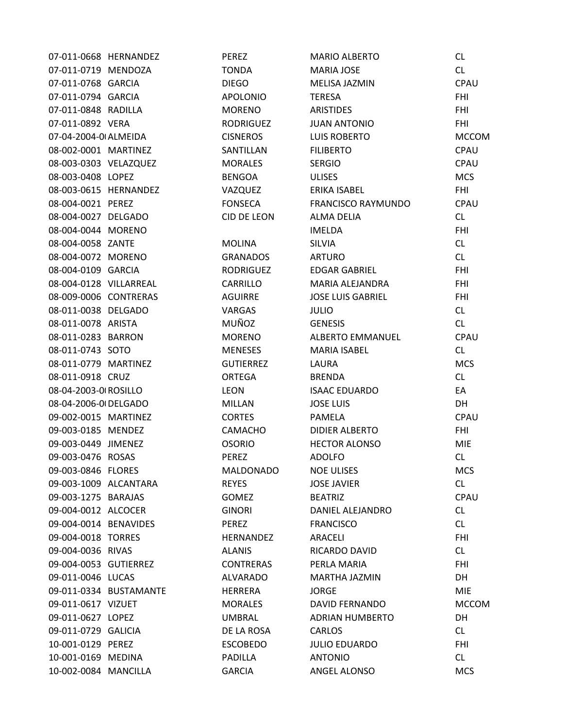| | | | | |
|---|---|---|---|---|
| 07-011-0668 | HERNANDEZ | PEREZ | MARIO ALBERTO | CL |
| 07-011-0719 | MENDOZA | TONDA | MARIA JOSE | CL |
| 07-011-0768 | GARCIA | DIEGO | MELISA JAZMIN | CPAU |
| 07-011-0794 | GARCIA | APOLONIO | TERESA | FHI |
| 07-011-0848 | RADILLA | MORENO | ARISTIDES | FHI |
| 07-011-0892 | VERA | RODRIGUEZ | JUAN ANTONIO | FHI |
| 07-04-2004-0( | ALMEIDA | CISNEROS | LUIS ROBERTO | MCCOM |
| 08-002-0001 | MARTINEZ | SANTILLAN | FILIBERTO | CPAU |
| 08-003-0303 | VELAZQUEZ | MORALES | SERGIO | CPAU |
| 08-003-0408 | LOPEZ | BENGOA | ULISES | MCS |
| 08-003-0615 | HERNANDEZ | VAZQUEZ | ERIKA ISABEL | FHI |
| 08-004-0021 | PEREZ | FONSECA | FRANCISCO RAYMUNDO | CPAU |
| 08-004-0027 | DELGADO | CID DE LEON | ALMA DELIA | CL |
| 08-004-0044 | MORENO | | IMELDA | FHI |
| 08-004-0058 | ZANTE | MOLINA | SILVIA | CL |
| 08-004-0072 | MORENO | GRANADOS | ARTURO | CL |
| 08-004-0109 | GARCIA | RODRIGUEZ | EDGAR GABRIEL | FHI |
| 08-004-0128 | VILLARREAL | CARRILLO | MARIA ALEJANDRA | FHI |
| 08-009-0006 | CONTRERAS | AGUIRRE | JOSE LUIS GABRIEL | FHI |
| 08-011-0038 | DELGADO | VARGAS | JULIO | CL |
| 08-011-0078 | ARISTA | MUÑOZ | GENESIS | CL |
| 08-011-0283 | BARRON | MORENO | ALBERTO EMMANUEL | CPAU |
| 08-011-0743 | SOTO | MENESES | MARIA ISABEL | CL |
| 08-011-0779 | MARTINEZ | GUTIERREZ | LAURA | MCS |
| 08-011-0918 | CRUZ | ORTEGA | BRENDA | CL |
| 08-04-2003-0( | ROSILLO | LEON | ISAAC EDUARDO | EA |
| 08-04-2006-0( | DELGADO | MILLAN | JOSE LUIS | DH |
| 09-002-0015 | MARTINEZ | CORTES | PAMELA | CPAU |
| 09-003-0185 | MENDEZ | CAMACHO | DIDIER ALBERTO | FHI |
| 09-003-0449 | JIMENEZ | OSORIO | HECTOR ALONSO | MIE |
| 09-003-0476 | ROSAS | PEREZ | ADOLFO | CL |
| 09-003-0846 | FLORES | MALDONADO | NOE ULISES | MCS |
| 09-003-1009 | ALCANTARA | REYES | JOSE JAVIER | CL |
| 09-003-1275 | BARAJAS | GOMEZ | BEATRIZ | CPAU |
| 09-004-0012 | ALCOCER | GINORI | DANIEL ALEJANDRO | CL |
| 09-004-0014 | BENAVIDES | PEREZ | FRANCISCO | CL |
| 09-004-0018 | TORRES | HERNANDEZ | ARACELI | FHI |
| 09-004-0036 | RIVAS | ALANIS | RICARDO DAVID | CL |
| 09-004-0053 | GUTIERREZ | CONTRERAS | PERLA MARIA | FHI |
| 09-011-0046 | LUCAS | ALVARADO | MARTHA JAZMIN | DH |
| 09-011-0334 | BUSTAMANTE | HERRERA | JORGE | MIE |
| 09-011-0617 | VIZUET | MORALES | DAVID FERNANDO | MCCOM |
| 09-011-0627 | LOPEZ | UMBRAL | ADRIAN HUMBERTO | DH |
| 09-011-0729 | GALICIA | DE LA ROSA | CARLOS | CL |
| 10-001-0129 | PEREZ | ESCOBEDO | JULIO EDUARDO | FHI |
| 10-001-0169 | MEDINA | PADILLA | ANTONIO | CL |
| 10-002-0084 | MANCILLA | GARCIA | ANGEL ALONSO | MCS |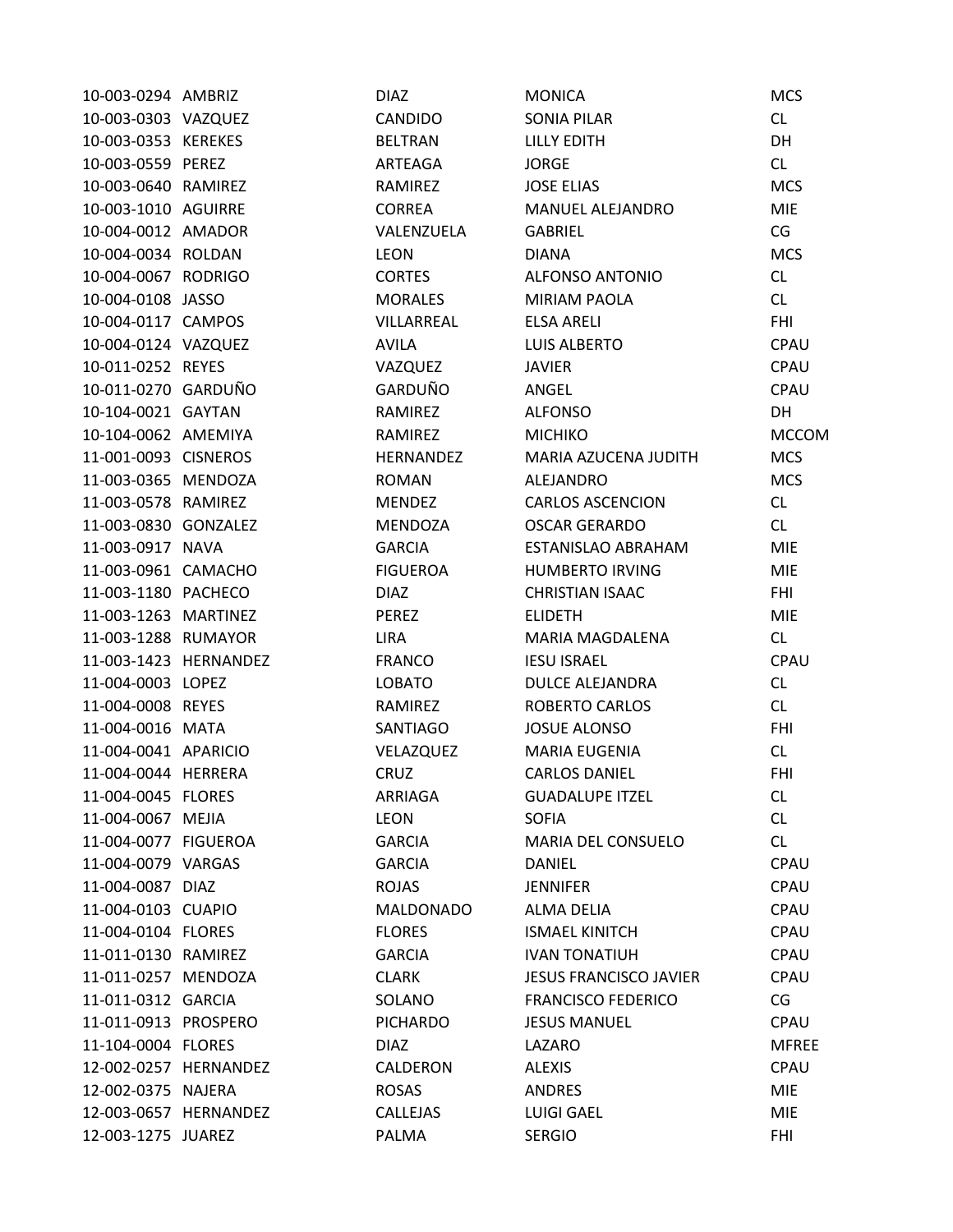| | | | | |
|---|---|---|---|---|
| 10-003-0294 | AMBRIZ | DIAZ | MONICA | MCS |
| 10-003-0303 | VAZQUEZ | CANDIDO | SONIA PILAR | CL |
| 10-003-0353 | KEREKES | BELTRAN | LILLY EDITH | DH |
| 10-003-0559 | PEREZ | ARTEAGA | JORGE | CL |
| 10-003-0640 | RAMIREZ | RAMIREZ | JOSE ELIAS | MCS |
| 10-003-1010 | AGUIRRE | CORREA | MANUEL ALEJANDRO | MIE |
| 10-004-0012 | AMADOR | VALENZUELA | GABRIEL | CG |
| 10-004-0034 | ROLDAN | LEON | DIANA | MCS |
| 10-004-0067 | RODRIGO | CORTES | ALFONSO ANTONIO | CL |
| 10-004-0108 | JASSO | MORALES | MIRIAM PAOLA | CL |
| 10-004-0117 | CAMPOS | VILLARREAL | ELSA ARELI | FHI |
| 10-004-0124 | VAZQUEZ | AVILA | LUIS ALBERTO | CPAU |
| 10-011-0252 | REYES | VAZQUEZ | JAVIER | CPAU |
| 10-011-0270 | GARDUÑO | GARDUÑO | ANGEL | CPAU |
| 10-104-0021 | GAYTAN | RAMIREZ | ALFONSO | DH |
| 10-104-0062 | AMEMIYA | RAMIREZ | MICHIKO | MCCOM |
| 11-001-0093 | CISNEROS | HERNANDEZ | MARIA AZUCENA JUDITH | MCS |
| 11-003-0365 | MENDOZA | ROMAN | ALEJANDRO | MCS |
| 11-003-0578 | RAMIREZ | MENDEZ | CARLOS ASCENCION | CL |
| 11-003-0830 | GONZALEZ | MENDOZA | OSCAR GERARDO | CL |
| 11-003-0917 | NAVA | GARCIA | ESTANISLAO ABRAHAM | MIE |
| 11-003-0961 | CAMACHO | FIGUEROA | HUMBERTO IRVING | MIE |
| 11-003-1180 | PACHECO | DIAZ | CHRISTIAN ISAAC | FHI |
| 11-003-1263 | MARTINEZ | PEREZ | ELIDETH | MIE |
| 11-003-1288 | RUMAYOR | LIRA | MARIA MAGDALENA | CL |
| 11-003-1423 | HERNANDEZ | FRANCO | IESU ISRAEL | CPAU |
| 11-004-0003 | LOPEZ | LOBATO | DULCE ALEJANDRA | CL |
| 11-004-0008 | REYES | RAMIREZ | ROBERTO CARLOS | CL |
| 11-004-0016 | MATA | SANTIAGO | JOSUE ALONSO | FHI |
| 11-004-0041 | APARICIO | VELAZQUEZ | MARIA EUGENIA | CL |
| 11-004-0044 | HERRERA | CRUZ | CARLOS DANIEL | FHI |
| 11-004-0045 | FLORES | ARRIAGA | GUADALUPE ITZEL | CL |
| 11-004-0067 | MEJIA | LEON | SOFIA | CL |
| 11-004-0077 | FIGUEROA | GARCIA | MARIA DEL CONSUELO | CL |
| 11-004-0079 | VARGAS | GARCIA | DANIEL | CPAU |
| 11-004-0087 | DIAZ | ROJAS | JENNIFER | CPAU |
| 11-004-0103 | CUAPIO | MALDONADO | ALMA DELIA | CPAU |
| 11-004-0104 | FLORES | FLORES | ISMAEL KINITCH | CPAU |
| 11-011-0130 | RAMIREZ | GARCIA | IVAN TONATIUH | CPAU |
| 11-011-0257 | MENDOZA | CLARK | JESUS FRANCISCO JAVIER | CPAU |
| 11-011-0312 | GARCIA | SOLANO | FRANCISCO FEDERICO | CG |
| 11-011-0913 | PROSPERO | PICHARDO | JESUS MANUEL | CPAU |
| 11-104-0004 | FLORES | DIAZ | LAZARO | MFREE |
| 12-002-0257 | HERNANDEZ | CALDERON | ALEXIS | CPAU |
| 12-002-0375 | NAJERA | ROSAS | ANDRES | MIE |
| 12-003-0657 | HERNANDEZ | CALLEJAS | LUIGI GAEL | MIE |
| 12-003-1275 | JUAREZ | PALMA | SERGIO | FHI |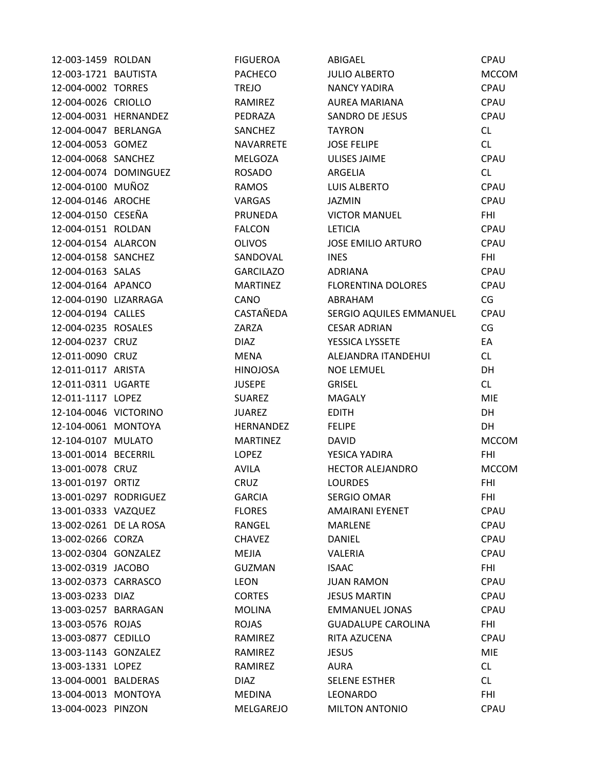| | | | | |
|---|---|---|---|---|
| 12-003-1459 | ROLDAN | FIGUEROA | ABIGAEL | CPAU |
| 12-003-1721 | BAUTISTA | PACHECO | JULIO ALBERTO | MCCOM |
| 12-004-0002 | TORRES | TREJO | NANCY YADIRA | CPAU |
| 12-004-0026 | CRIOLLO | RAMIREZ | AUREA MARIANA | CPAU |
| 12-004-0031 | HERNANDEZ | PEDRAZA | SANDRO DE JESUS | CPAU |
| 12-004-0047 | BERLANGA | SANCHEZ | TAYRON | CL |
| 12-004-0053 | GOMEZ | NAVARRETE | JOSE FELIPE | CL |
| 12-004-0068 | SANCHEZ | MELGOZA | ULISES JAIME | CPAU |
| 12-004-0074 | DOMINGUEZ | ROSADO | ARGELIA | CL |
| 12-004-0100 | MUÑOZ | RAMOS | LUIS ALBERTO | CPAU |
| 12-004-0146 | AROCHE | VARGAS | JAZMIN | CPAU |
| 12-004-0150 | CESEÑA | PRUNEDA | VICTOR MANUEL | FHI |
| 12-004-0151 | ROLDAN | FALCON | LETICIA | CPAU |
| 12-004-0154 | ALARCON | OLIVOS | JOSE EMILIO ARTURO | CPAU |
| 12-004-0158 | SANCHEZ | SANDOVAL | INES | FHI |
| 12-004-0163 | SALAS | GARCILAZO | ADRIANA | CPAU |
| 12-004-0164 | APANCO | MARTINEZ | FLORENTINA DOLORES | CPAU |
| 12-004-0190 | LIZARRAGA | CANO | ABRAHAM | CG |
| 12-004-0194 | CALLES | CASTAÑEDA | SERGIO AQUILES EMMANUEL | CPAU |
| 12-004-0235 | ROSALES | ZARZA | CESAR ADRIAN | CG |
| 12-004-0237 | CRUZ | DIAZ | YESSICA LYSSETE | EA |
| 12-011-0090 | CRUZ | MENA | ALEJANDRA ITANDEHUI | CL |
| 12-011-0117 | ARISTA | HINOJOSA | NOE LEMUEL | DH |
| 12-011-0311 | UGARTE | JUSEPE | GRISEL | CL |
| 12-011-1117 | LOPEZ | SUAREZ | MAGALY | MIE |
| 12-104-0046 | VICTORINO | JUAREZ | EDITH | DH |
| 12-104-0061 | MONTOYA | HERNANDEZ | FELIPE | DH |
| 12-104-0107 | MULATO | MARTINEZ | DAVID | MCCOM |
| 13-001-0014 | BECERRIL | LOPEZ | YESICA YADIRA | FHI |
| 13-001-0078 | CRUZ | AVILA | HECTOR ALEJANDRO | MCCOM |
| 13-001-0197 | ORTIZ | CRUZ | LOURDES | FHI |
| 13-001-0297 | RODRIGUEZ | GARCIA | SERGIO OMAR | FHI |
| 13-001-0333 | VAZQUEZ | FLORES | AMAIRANI EYENET | CPAU |
| 13-002-0261 | DE LA ROSA | RANGEL | MARLENE | CPAU |
| 13-002-0266 | CORZA | CHAVEZ | DANIEL | CPAU |
| 13-002-0304 | GONZALEZ | MEJIA | VALERIA | CPAU |
| 13-002-0319 | JACOBO | GUZMAN | ISAAC | FHI |
| 13-002-0373 | CARRASCO | LEON | JUAN RAMON | CPAU |
| 13-003-0233 | DIAZ | CORTES | JESUS MARTIN | CPAU |
| 13-003-0257 | BARRAGAN | MOLINA | EMMANUEL JONAS | CPAU |
| 13-003-0576 | ROJAS | ROJAS | GUADALUPE CAROLINA | FHI |
| 13-003-0877 | CEDILLO | RAMIREZ | RITA AZUCENA | CPAU |
| 13-003-1143 | GONZALEZ | RAMIREZ | JESUS | MIE |
| 13-003-1331 | LOPEZ | RAMIREZ | AURA | CL |
| 13-004-0001 | BALDERAS | DIAZ | SELENE ESTHER | CL |
| 13-004-0013 | MONTOYA | MEDINA | LEONARDO | FHI |
| 13-004-0023 | PINZON | MELGAREJO | MILTON ANTONIO | CPAU |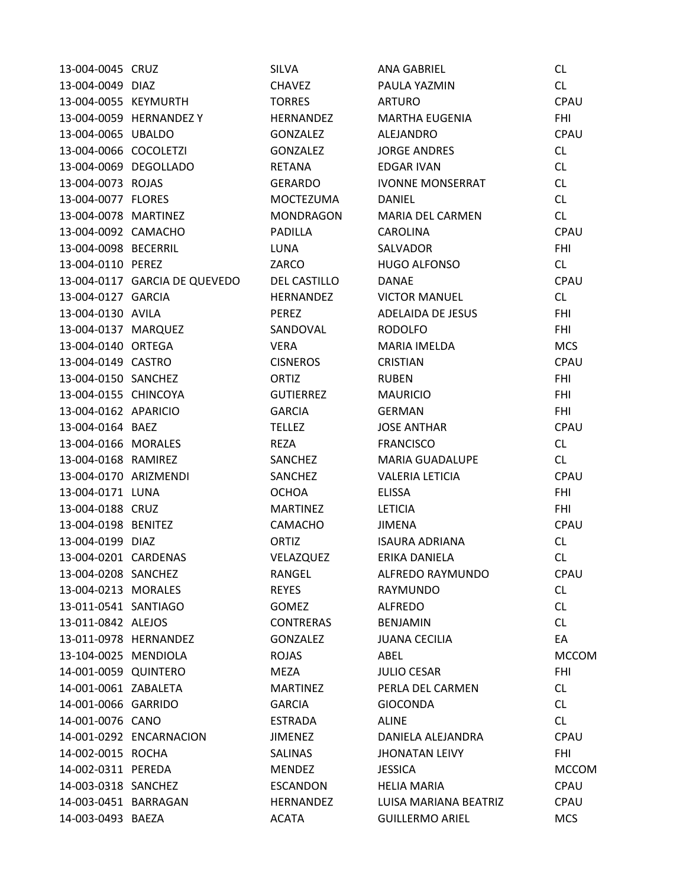| | | | | |
|---|---|---|---|---|
| 13-004-0045 | CRUZ | SILVA | ANA GABRIEL | CL |
| 13-004-0049 | DIAZ | CHAVEZ | PAULA YAZMIN | CL |
| 13-004-0055 | KEYMURTH | TORRES | ARTURO | CPAU |
| 13-004-0059 | HERNANDEZ Y | HERNANDEZ | MARTHA EUGENIA | FHI |
| 13-004-0065 | UBALDO | GONZALEZ | ALEJANDRO | CPAU |
| 13-004-0066 | COCOLETZI | GONZALEZ | JORGE ANDRES | CL |
| 13-004-0069 | DEGOLLADO | RETANA | EDGAR IVAN | CL |
| 13-004-0073 | ROJAS | GERARDO | IVONNE MONSERRAT | CL |
| 13-004-0077 | FLORES | MOCTEZUMA | DANIEL | CL |
| 13-004-0078 | MARTINEZ | MONDRAGON | MARIA DEL CARMEN | CL |
| 13-004-0092 | CAMACHO | PADILLA | CAROLINA | CPAU |
| 13-004-0098 | BECERRIL | LUNA | SALVADOR | FHI |
| 13-004-0110 | PEREZ | ZARCO | HUGO ALFONSO | CL |
| 13-004-0117 | GARCIA DE QUEVEDO | DEL CASTILLO | DANAE | CPAU |
| 13-004-0127 | GARCIA | HERNANDEZ | VICTOR MANUEL | CL |
| 13-004-0130 | AVILA | PEREZ | ADELAIDA DE JESUS | FHI |
| 13-004-0137 | MARQUEZ | SANDOVAL | RODOLFO | FHI |
| 13-004-0140 | ORTEGA | VERA | MARIA IMELDA | MCS |
| 13-004-0149 | CASTRO | CISNEROS | CRISTIAN | CPAU |
| 13-004-0150 | SANCHEZ | ORTIZ | RUBEN | FHI |
| 13-004-0155 | CHINCOYA | GUTIERREZ | MAURICIO | FHI |
| 13-004-0162 | APARICIO | GARCIA | GERMAN | FHI |
| 13-004-0164 | BAEZ | TELLEZ | JOSE ANTHAR | CPAU |
| 13-004-0166 | MORALES | REZA | FRANCISCO | CL |
| 13-004-0168 | RAMIREZ | SANCHEZ | MARIA GUADALUPE | CL |
| 13-004-0170 | ARIZMENDI | SANCHEZ | VALERIA LETICIA | CPAU |
| 13-004-0171 | LUNA | OCHOA | ELISSA | FHI |
| 13-004-0188 | CRUZ | MARTINEZ | LETICIA | FHI |
| 13-004-0198 | BENITEZ | CAMACHO | JIMENA | CPAU |
| 13-004-0199 | DIAZ | ORTIZ | ISAURA ADRIANA | CL |
| 13-004-0201 | CARDENAS | VELAZQUEZ | ERIKA DANIELA | CL |
| 13-004-0208 | SANCHEZ | RANGEL | ALFREDO RAYMUNDO | CPAU |
| 13-004-0213 | MORALES | REYES | RAYMUNDO | CL |
| 13-011-0541 | SANTIAGO | GOMEZ | ALFREDO | CL |
| 13-011-0842 | ALEJOS | CONTRERAS | BENJAMIN | CL |
| 13-011-0978 | HERNANDEZ | GONZALEZ | JUANA CECILIA | EA |
| 13-104-0025 | MENDIOLA | ROJAS | ABEL | MCCOM |
| 14-001-0059 | QUINTERO | MEZA | JULIO CESAR | FHI |
| 14-001-0061 | ZABALETA | MARTINEZ | PERLA DEL CARMEN | CL |
| 14-001-0066 | GARRIDO | GARCIA | GIOCONDA | CL |
| 14-001-0076 | CANO | ESTRADA | ALINE | CL |
| 14-001-0292 | ENCARNACION | JIMENEZ | DANIELA ALEJANDRA | CPAU |
| 14-002-0015 | ROCHA | SALINAS | JHONATAN LEIVY | FHI |
| 14-002-0311 | PEREDA | MENDEZ | JESSICA | MCCOM |
| 14-003-0318 | SANCHEZ | ESCANDON | HELIA MARIA | CPAU |
| 14-003-0451 | BARRAGAN | HERNANDEZ | LUISA MARIANA BEATRIZ | CPAU |
| 14-003-0493 | BAEZA | ACATA | GUILLERMO ARIEL | MCS |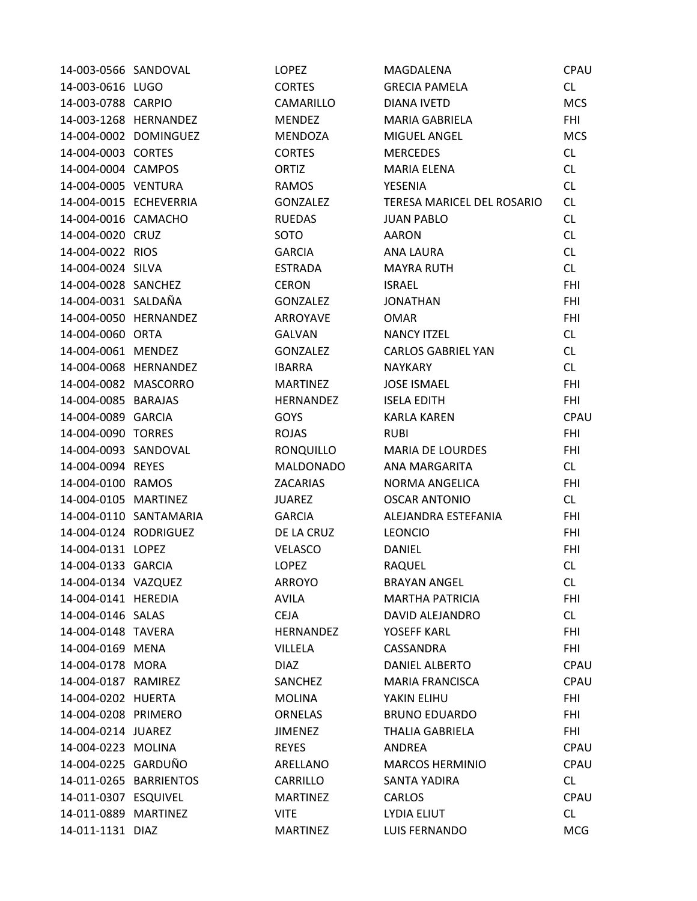| | | | | |
|---|---|---|---|---|
| 14-003-0566 | SANDOVAL | LOPEZ | MAGDALENA | CPAU |
| 14-003-0616 | LUGO | CORTES | GRECIA PAMELA | CL |
| 14-003-0788 | CARPIO | CAMARILLO | DIANA IVETD | MCS |
| 14-003-1268 | HERNANDEZ | MENDEZ | MARIA GABRIELA | FHI |
| 14-004-0002 | DOMINGUEZ | MENDOZA | MIGUEL ANGEL | MCS |
| 14-004-0003 | CORTES | CORTES | MERCEDES | CL |
| 14-004-0004 | CAMPOS | ORTIZ | MARIA ELENA | CL |
| 14-004-0005 | VENTURA | RAMOS | YESENIA | CL |
| 14-004-0015 | ECHEVERRIA | GONZALEZ | TERESA MARICEL DEL ROSARIO | CL |
| 14-004-0016 | CAMACHO | RUEDAS | JUAN PABLO | CL |
| 14-004-0020 | CRUZ | SOTO | AARON | CL |
| 14-004-0022 | RIOS | GARCIA | ANA LAURA | CL |
| 14-004-0024 | SILVA | ESTRADA | MAYRA RUTH | CL |
| 14-004-0028 | SANCHEZ | CERON | ISRAEL | FHI |
| 14-004-0031 | SALDAÑA | GONZALEZ | JONATHAN | FHI |
| 14-004-0050 | HERNANDEZ | ARROYAVE | OMAR | FHI |
| 14-004-0060 | ORTA | GALVAN | NANCY ITZEL | CL |
| 14-004-0061 | MENDEZ | GONZALEZ | CARLOS GABRIEL YAN | CL |
| 14-004-0068 | HERNANDEZ | IBARRA | NAYKARY | CL |
| 14-004-0082 | MASCORRO | MARTINEZ | JOSE ISMAEL | FHI |
| 14-004-0085 | BARAJAS | HERNANDEZ | ISELA EDITH | FHI |
| 14-004-0089 | GARCIA | GOYS | KARLA KAREN | CPAU |
| 14-004-0090 | TORRES | ROJAS | RUBI | FHI |
| 14-004-0093 | SANDOVAL | RONQUILLO | MARIA DE LOURDES | FHI |
| 14-004-0094 | REYES | MALDONADO | ANA MARGARITA | CL |
| 14-004-0100 | RAMOS | ZACARIAS | NORMA ANGELICA | FHI |
| 14-004-0105 | MARTINEZ | JUAREZ | OSCAR ANTONIO | CL |
| 14-004-0110 | SANTAMARIA | GARCIA | ALEJANDRA ESTEFANIA | FHI |
| 14-004-0124 | RODRIGUEZ | DE LA CRUZ | LEONCIO | FHI |
| 14-004-0131 | LOPEZ | VELASCO | DANIEL | FHI |
| 14-004-0133 | GARCIA | LOPEZ | RAQUEL | CL |
| 14-004-0134 | VAZQUEZ | ARROYO | BRAYAN ANGEL | CL |
| 14-004-0141 | HEREDIA | AVILA | MARTHA PATRICIA | FHI |
| 14-004-0146 | SALAS | CEJA | DAVID ALEJANDRO | CL |
| 14-004-0148 | TAVERA | HERNANDEZ | YOSEFF KARL | FHI |
| 14-004-0169 | MENA | VILLELA | CASSANDRA | FHI |
| 14-004-0178 | MORA | DIAZ | DANIEL ALBERTO | CPAU |
| 14-004-0187 | RAMIREZ | SANCHEZ | MARIA FRANCISCA | CPAU |
| 14-004-0202 | HUERTA | MOLINA | YAKIN ELIHU | FHI |
| 14-004-0208 | PRIMERO | ORNELAS | BRUNO EDUARDO | FHI |
| 14-004-0214 | JUAREZ | JIMENEZ | THALIA GABRIELA | FHI |
| 14-004-0223 | MOLINA | REYES | ANDREA | CPAU |
| 14-004-0225 | GARDUÑO | ARELLANO | MARCOS HERMINIO | CPAU |
| 14-011-0265 | BARRIENTOS | CARRILLO | SANTA YADIRA | CL |
| 14-011-0307 | ESQUIVEL | MARTINEZ | CARLOS | CPAU |
| 14-011-0889 | MARTINEZ | VITE | LYDIA ELIUT | CL |
| 14-011-1131 | DIAZ | MARTINEZ | LUIS FERNANDO | MCG |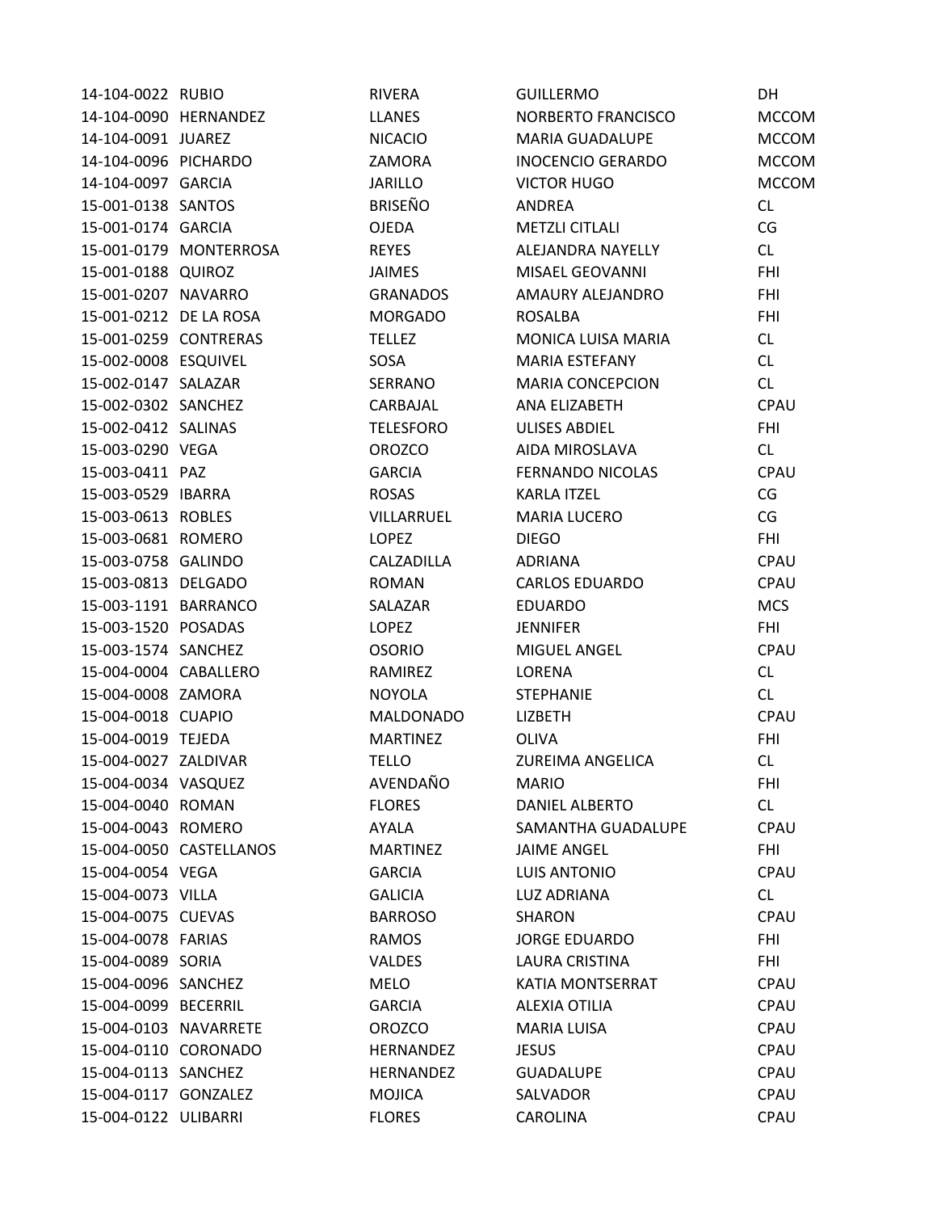| | | | | |
|---|---|---|---|---|
| 14-104-0022 | RUBIO | RIVERA | GUILLERMO | DH |
| 14-104-0090 | HERNANDEZ | LLANES | NORBERTO FRANCISCO | MCCOM |
| 14-104-0091 | JUAREZ | NICACIO | MARIA GUADALUPE | MCCOM |
| 14-104-0096 | PICHARDO | ZAMORA | INOCENCIO GERARDO | MCCOM |
| 14-104-0097 | GARCIA | JARILLO | VICTOR HUGO | MCCOM |
| 15-001-0138 | SANTOS | BRISEÑO | ANDREA | CL |
| 15-001-0174 | GARCIA | OJEDA | METZLI CITLALI | CG |
| 15-001-0179 | MONTERROSA | REYES | ALEJANDRA NAYELLY | CL |
| 15-001-0188 | QUIROZ | JAIMES | MISAEL GEOVANNI | FHI |
| 15-001-0207 | NAVARRO | GRANADOS | AMAURY ALEJANDRO | FHI |
| 15-001-0212 | DE LA ROSA | MORGADO | ROSALBA | FHI |
| 15-001-0259 | CONTRERAS | TELLEZ | MONICA LUISA MARIA | CL |
| 15-002-0008 | ESQUIVEL | SOSA | MARIA ESTEFANY | CL |
| 15-002-0147 | SALAZAR | SERRANO | MARIA CONCEPCION | CL |
| 15-002-0302 | SANCHEZ | CARBAJAL | ANA ELIZABETH | CPAU |
| 15-002-0412 | SALINAS | TELESFORO | ULISES ABDIEL | FHI |
| 15-003-0290 | VEGA | OROZCO | AIDA MIROSLAVA | CL |
| 15-003-0411 | PAZ | GARCIA | FERNANDO NICOLAS | CPAU |
| 15-003-0529 | IBARRA | ROSAS | KARLA ITZEL | CG |
| 15-003-0613 | ROBLES | VILLARRUEL | MARIA LUCERO | CG |
| 15-003-0681 | ROMERO | LOPEZ | DIEGO | FHI |
| 15-003-0758 | GALINDO | CALZADILLA | ADRIANA | CPAU |
| 15-003-0813 | DELGADO | ROMAN | CARLOS EDUARDO | CPAU |
| 15-003-1191 | BARRANCO | SALAZAR | EDUARDO | MCS |
| 15-003-1520 | POSADAS | LOPEZ | JENNIFER | FHI |
| 15-003-1574 | SANCHEZ | OSORIO | MIGUEL ANGEL | CPAU |
| 15-004-0004 | CABALLERO | RAMIREZ | LORENA | CL |
| 15-004-0008 | ZAMORA | NOYOLA | STEPHANIE | CL |
| 15-004-0018 | CUAPIO | MALDONADO | LIZBETH | CPAU |
| 15-004-0019 | TEJEDA | MARTINEZ | OLIVA | FHI |
| 15-004-0027 | ZALDIVAR | TELLO | ZUREIMA ANGELICA | CL |
| 15-004-0034 | VASQUEZ | AVENDAÑO | MARIO | FHI |
| 15-004-0040 | ROMAN | FLORES | DANIEL ALBERTO | CL |
| 15-004-0043 | ROMERO | AYALA | SAMANTHA GUADALUPE | CPAU |
| 15-004-0050 | CASTELLANOS | MARTINEZ | JAIME ANGEL | FHI |
| 15-004-0054 | VEGA | GARCIA | LUIS ANTONIO | CPAU |
| 15-004-0073 | VILLA | GALICIA | LUZ ADRIANA | CL |
| 15-004-0075 | CUEVAS | BARROSO | SHARON | CPAU |
| 15-004-0078 | FARIAS | RAMOS | JORGE EDUARDO | FHI |
| 15-004-0089 | SORIA | VALDES | LAURA CRISTINA | FHI |
| 15-004-0096 | SANCHEZ | MELO | KATIA MONTSERRAT | CPAU |
| 15-004-0099 | BECERRIL | GARCIA | ALEXIA OTILIA | CPAU |
| 15-004-0103 | NAVARRETE | OROZCO | MARIA LUISA | CPAU |
| 15-004-0110 | CORONADO | HERNANDEZ | JESUS | CPAU |
| 15-004-0113 | SANCHEZ | HERNANDEZ | GUADALUPE | CPAU |
| 15-004-0117 | GONZALEZ | MOJICA | SALVADOR | CPAU |
| 15-004-0122 | ULIBARRI | FLORES | CAROLINA | CPAU |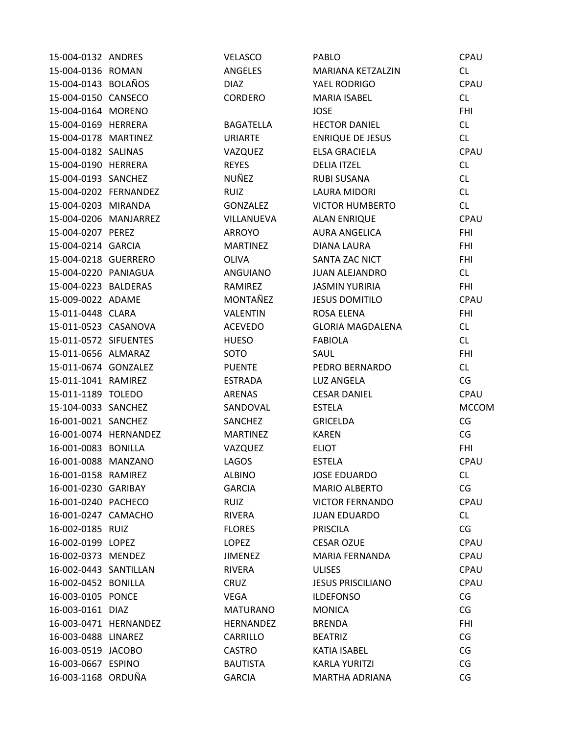| | | | | |
|---|---|---|---|---|
| 15-004-0132 | ANDRES | VELASCO | PABLO | CPAU |
| 15-004-0136 | ROMAN | ANGELES | MARIANA KETZALZIN | CL |
| 15-004-0143 | BOLAÑOS | DIAZ | YAEL RODRIGO | CPAU |
| 15-004-0150 | CANSECO | CORDERO | MARIA ISABEL | CL |
| 15-004-0164 | MORENO | | JOSE | FHI |
| 15-004-0169 | HERRERA | BAGATELLA | HECTOR DANIEL | CL |
| 15-004-0178 | MARTINEZ | URIARTE | ENRIQUE DE JESUS | CL |
| 15-004-0182 | SALINAS | VAZQUEZ | ELSA GRACIELA | CPAU |
| 15-004-0190 | HERRERA | REYES | DELIA ITZEL | CL |
| 15-004-0193 | SANCHEZ | NUÑEZ | RUBI SUSANA | CL |
| 15-004-0202 | FERNANDEZ | RUIZ | LAURA MIDORI | CL |
| 15-004-0203 | MIRANDA | GONZALEZ | VICTOR HUMBERTO | CL |
| 15-004-0206 | MANJARREZ | VILLANUEVA | ALAN ENRIQUE | CPAU |
| 15-004-0207 | PEREZ | ARROYO | AURA ANGELICA | FHI |
| 15-004-0214 | GARCIA | MARTINEZ | DIANA LAURA | FHI |
| 15-004-0218 | GUERRERO | OLIVA | SANTA ZAC NICT | FHI |
| 15-004-0220 | PANIAGUA | ANGUIANO | JUAN ALEJANDRO | CL |
| 15-004-0223 | BALDERAS | RAMIREZ | JASMIN YURIRIA | FHI |
| 15-009-0022 | ADAME | MONTAÑEZ | JESUS DOMITILO | CPAU |
| 15-011-0448 | CLARA | VALENTIN | ROSA ELENA | FHI |
| 15-011-0523 | CASANOVA | ACEVEDO | GLORIA MAGDALENA | CL |
| 15-011-0572 | SIFUENTES | HUESO | FABIOLA | CL |
| 15-011-0656 | ALMARAZ | SOTO | SAUL | FHI |
| 15-011-0674 | GONZALEZ | PUENTE | PEDRO BERNARDO | CL |
| 15-011-1041 | RAMIREZ | ESTRADA | LUZ ANGELA | CG |
| 15-011-1189 | TOLEDO | ARENAS | CESAR DANIEL | CPAU |
| 15-104-0033 | SANCHEZ | SANDOVAL | ESTELA | MCCOM |
| 16-001-0021 | SANCHEZ | SANCHEZ | GRICELDA | CG |
| 16-001-0074 | HERNANDEZ | MARTINEZ | KAREN | CG |
| 16-001-0083 | BONILLA | VAZQUEZ | ELIOT | FHI |
| 16-001-0088 | MANZANO | LAGOS | ESTELA | CPAU |
| 16-001-0158 | RAMIREZ | ALBINO | JOSE EDUARDO | CL |
| 16-001-0230 | GARIBAY | GARCIA | MARIO ALBERTO | CG |
| 16-001-0240 | PACHECO | RUIZ | VICTOR FERNANDO | CPAU |
| 16-001-0247 | CAMACHO | RIVERA | JUAN EDUARDO | CL |
| 16-002-0185 | RUIZ | FLORES | PRISCILA | CG |
| 16-002-0199 | LOPEZ | LOPEZ | CESAR OZUE | CPAU |
| 16-002-0373 | MENDEZ | JIMENEZ | MARIA FERNANDA | CPAU |
| 16-002-0443 | SANTILLAN | RIVERA | ULISES | CPAU |
| 16-002-0452 | BONILLA | CRUZ | JESUS PRISCILIANO | CPAU |
| 16-003-0105 | PONCE | VEGA | ILDEFONSO | CG |
| 16-003-0161 | DIAZ | MATURANO | MONICA | CG |
| 16-003-0471 | HERNANDEZ | HERNANDEZ | BRENDA | FHI |
| 16-003-0488 | LINAREZ | CARRILLO | BEATRIZ | CG |
| 16-003-0519 | JACOBO | CASTRO | KATIA ISABEL | CG |
| 16-003-0667 | ESPINO | BAUTISTA | KARLA YURITZI | CG |
| 16-003-1168 | ORDUÑA | GARCIA | MARTHA ADRIANA | CG |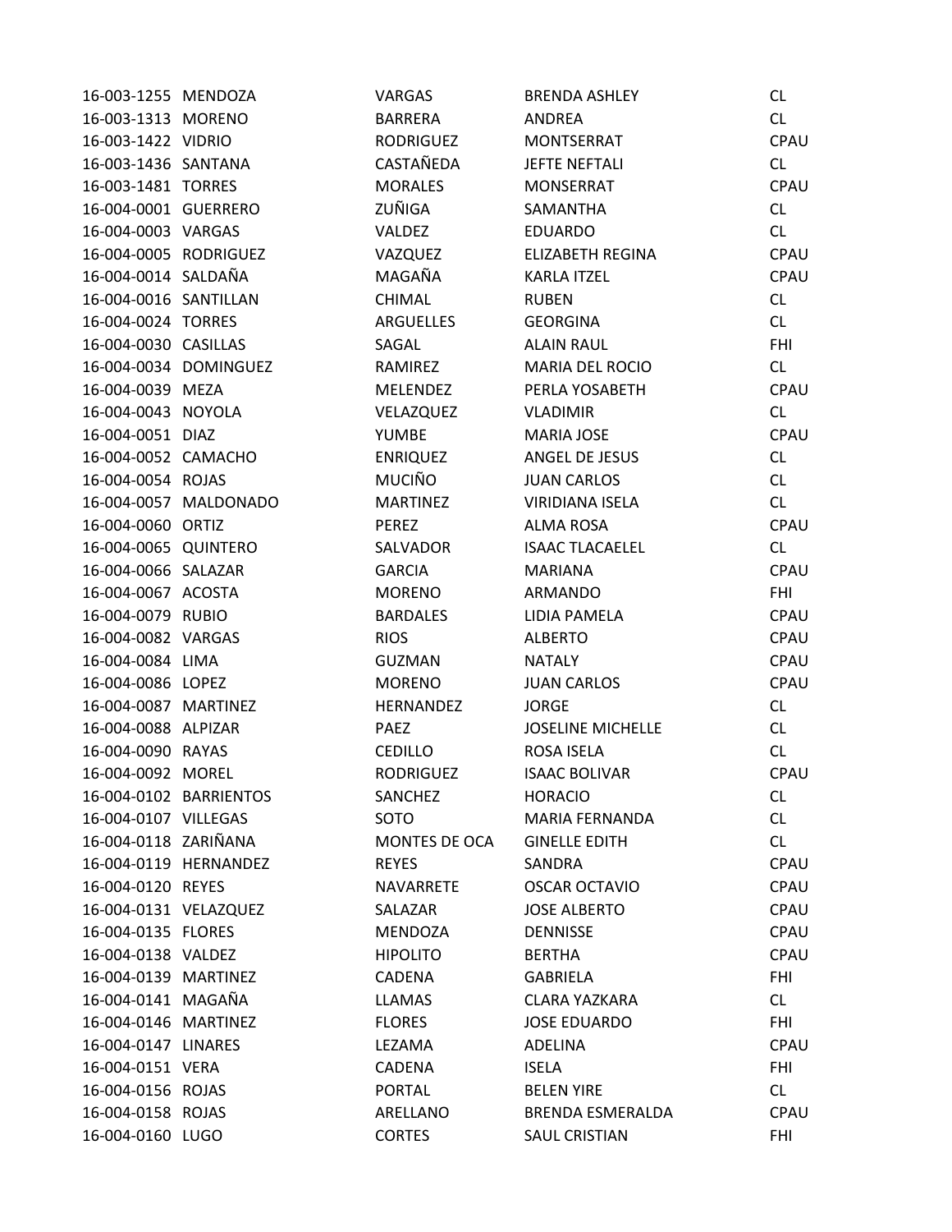| | | | | |
|---|---|---|---|---|
| 16-003-1255 | MENDOZA | VARGAS | BRENDA ASHLEY | CL |
| 16-003-1313 | MORENO | BARRERA | ANDREA | CL |
| 16-003-1422 | VIDRIO | RODRIGUEZ | MONTSERRAT | CPAU |
| 16-003-1436 | SANTANA | CASTAÑEDA | JEFTE NEFTALI | CL |
| 16-003-1481 | TORRES | MORALES | MONSERRAT | CPAU |
| 16-004-0001 | GUERRERO | ZUÑIGA | SAMANTHA | CL |
| 16-004-0003 | VARGAS | VALDEZ | EDUARDO | CL |
| 16-004-0005 | RODRIGUEZ | VAZQUEZ | ELIZABETH REGINA | CPAU |
| 16-004-0014 | SALDAÑA | MAGAÑA | KARLA ITZEL | CPAU |
| 16-004-0016 | SANTILLAN | CHIMAL | RUBEN | CL |
| 16-004-0024 | TORRES | ARGUELLES | GEORGINA | CL |
| 16-004-0030 | CASILLAS | SAGAL | ALAIN RAUL | FHI |
| 16-004-0034 | DOMINGUEZ | RAMIREZ | MARIA DEL ROCIO | CL |
| 16-004-0039 | MEZA | MELENDEZ | PERLA YOSABETH | CPAU |
| 16-004-0043 | NOYOLA | VELAZQUEZ | VLADIMIR | CL |
| 16-004-0051 | DIAZ | YUMBE | MARIA JOSE | CPAU |
| 16-004-0052 | CAMACHO | ENRIQUEZ | ANGEL DE JESUS | CL |
| 16-004-0054 | ROJAS | MUCIÑO | JUAN CARLOS | CL |
| 16-004-0057 | MALDONADO | MARTINEZ | VIRIDIANA ISELA | CL |
| 16-004-0060 | ORTIZ | PEREZ | ALMA ROSA | CPAU |
| 16-004-0065 | QUINTERO | SALVADOR | ISAAC TLACAELEL | CL |
| 16-004-0066 | SALAZAR | GARCIA | MARIANA | CPAU |
| 16-004-0067 | ACOSTA | MORENO | ARMANDO | FHI |
| 16-004-0079 | RUBIO | BARDALES | LIDIA PAMELA | CPAU |
| 16-004-0082 | VARGAS | RIOS | ALBERTO | CPAU |
| 16-004-0084 | LIMA | GUZMAN | NATALY | CPAU |
| 16-004-0086 | LOPEZ | MORENO | JUAN CARLOS | CPAU |
| 16-004-0087 | MARTINEZ | HERNANDEZ | JORGE | CL |
| 16-004-0088 | ALPIZAR | PAEZ | JOSELINE MICHELLE | CL |
| 16-004-0090 | RAYAS | CEDILLO | ROSA ISELA | CL |
| 16-004-0092 | MOREL | RODRIGUEZ | ISAAC BOLIVAR | CPAU |
| 16-004-0102 | BARRIENTOS | SANCHEZ | HORACIO | CL |
| 16-004-0107 | VILLEGAS | SOTO | MARIA FERNANDA | CL |
| 16-004-0118 | ZARIÑANA | MONTES DE OCA | GINELLE EDITH | CL |
| 16-004-0119 | HERNANDEZ | REYES | SANDRA | CPAU |
| 16-004-0120 | REYES | NAVARRETE | OSCAR OCTAVIO | CPAU |
| 16-004-0131 | VELAZQUEZ | SALAZAR | JOSE ALBERTO | CPAU |
| 16-004-0135 | FLORES | MENDOZA | DENNISSE | CPAU |
| 16-004-0138 | VALDEZ | HIPOLITO | BERTHA | CPAU |
| 16-004-0139 | MARTINEZ | CADENA | GABRIELA | FHI |
| 16-004-0141 | MAGAÑA | LLAMAS | CLARA YAZKARA | CL |
| 16-004-0146 | MARTINEZ | FLORES | JOSE EDUARDO | FHI |
| 16-004-0147 | LINARES | LEZAMA | ADELINA | CPAU |
| 16-004-0151 | VERA | CADENA | ISELA | FHI |
| 16-004-0156 | ROJAS | PORTAL | BELEN YIRE | CL |
| 16-004-0158 | ROJAS | ARELLANO | BRENDA ESMERALDA | CPAU |
| 16-004-0160 | LUGO | CORTES | SAUL CRISTIAN | FHI |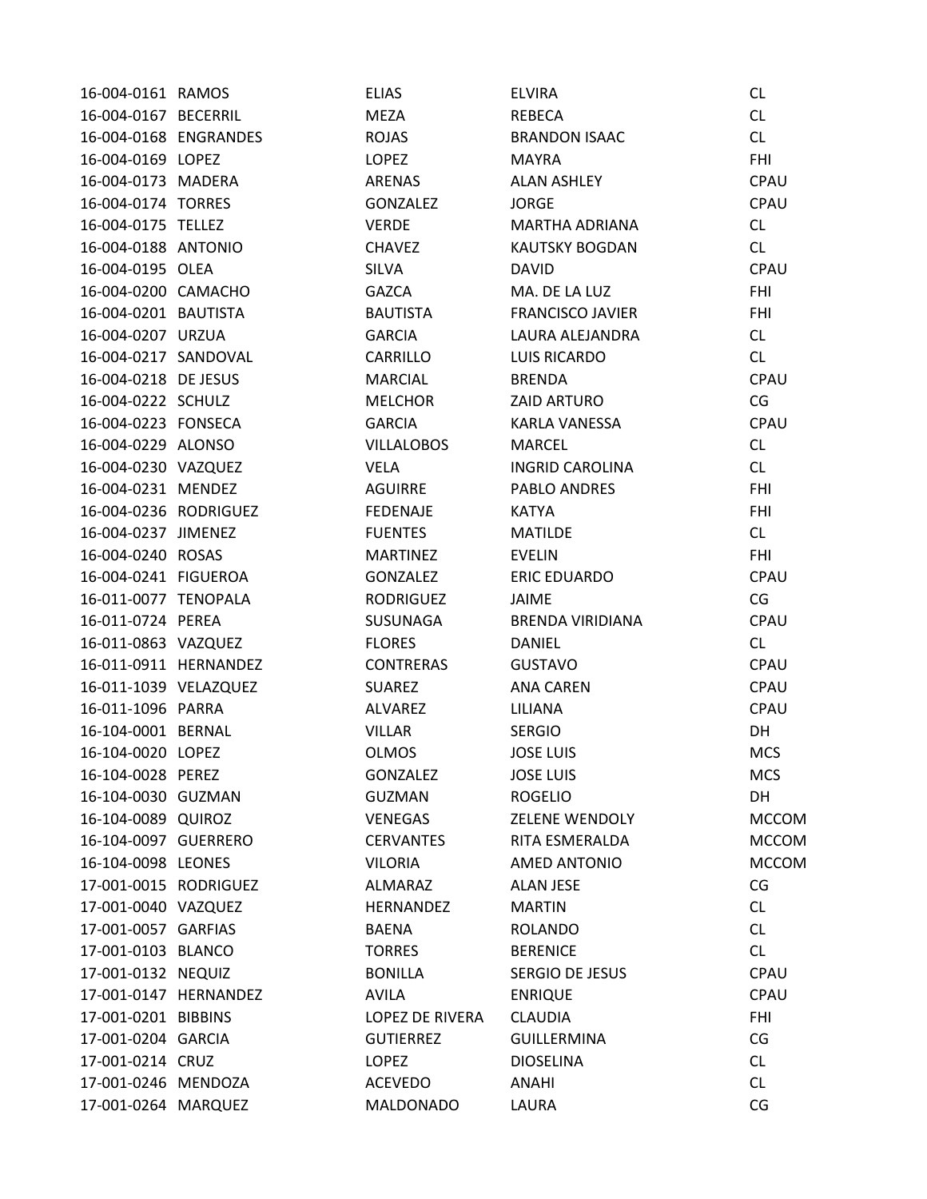| | | | | |
|---|---|---|---|---|
| 16-004-0161 | RAMOS | ELIAS | ELVIRA | CL |
| 16-004-0167 | BECERRIL | MEZA | REBECA | CL |
| 16-004-0168 | ENGRANDES | ROJAS | BRANDON ISAAC | CL |
| 16-004-0169 | LOPEZ | LOPEZ | MAYRA | FHI |
| 16-004-0173 | MADERA | ARENAS | ALAN ASHLEY | CPAU |
| 16-004-0174 | TORRES | GONZALEZ | JORGE | CPAU |
| 16-004-0175 | TELLEZ | VERDE | MARTHA ADRIANA | CL |
| 16-004-0188 | ANTONIO | CHAVEZ | KAUTSKY BOGDAN | CL |
| 16-004-0195 | OLEA | SILVA | DAVID | CPAU |
| 16-004-0200 | CAMACHO | GAZCA | MA. DE LA LUZ | FHI |
| 16-004-0201 | BAUTISTA | BAUTISTA | FRANCISCO JAVIER | FHI |
| 16-004-0207 | URZUA | GARCIA | LAURA ALEJANDRA | CL |
| 16-004-0217 | SANDOVAL | CARRILLO | LUIS RICARDO | CL |
| 16-004-0218 | DE JESUS | MARCIAL | BRENDA | CPAU |
| 16-004-0222 | SCHULZ | MELCHOR | ZAID ARTURO | CG |
| 16-004-0223 | FONSECA | GARCIA | KARLA VANESSA | CPAU |
| 16-004-0229 | ALONSO | VILLALOBOS | MARCEL | CL |
| 16-004-0230 | VAZQUEZ | VELA | INGRID CAROLINA | CL |
| 16-004-0231 | MENDEZ | AGUIRRE | PABLO ANDRES | FHI |
| 16-004-0236 | RODRIGUEZ | FEDENAJE | KATYA | FHI |
| 16-004-0237 | JIMENEZ | FUENTES | MATILDE | CL |
| 16-004-0240 | ROSAS | MARTINEZ | EVELIN | FHI |
| 16-004-0241 | FIGUEROA | GONZALEZ | ERIC EDUARDO | CPAU |
| 16-011-0077 | TENOPALA | RODRIGUEZ | JAIME | CG |
| 16-011-0724 | PEREA | SUSUNAGA | BRENDA VIRIDIANA | CPAU |
| 16-011-0863 | VAZQUEZ | FLORES | DANIEL | CL |
| 16-011-0911 | HERNANDEZ | CONTRERAS | GUSTAVO | CPAU |
| 16-011-1039 | VELAZQUEZ | SUAREZ | ANA CAREN | CPAU |
| 16-011-1096 | PARRA | ALVAREZ | LILIANA | CPAU |
| 16-104-0001 | BERNAL | VILLAR | SERGIO | DH |
| 16-104-0020 | LOPEZ | OLMOS | JOSE LUIS | MCS |
| 16-104-0028 | PEREZ | GONZALEZ | JOSE LUIS | MCS |
| 16-104-0030 | GUZMAN | GUZMAN | ROGELIO | DH |
| 16-104-0089 | QUIROZ | VENEGAS | ZELENE WENDOLY | MCCOM |
| 16-104-0097 | GUERRERO | CERVANTES | RITA ESMERALDA | MCCOM |
| 16-104-0098 | LEONES | VILORIA | AMED ANTONIO | MCCOM |
| 17-001-0015 | RODRIGUEZ | ALMARAZ | ALAN JESE | CG |
| 17-001-0040 | VAZQUEZ | HERNANDEZ | MARTIN | CL |
| 17-001-0057 | GARFIAS | BAENA | ROLANDO | CL |
| 17-001-0103 | BLANCO | TORRES | BERENICE | CL |
| 17-001-0132 | NEQUIZ | BONILLA | SERGIO DE JESUS | CPAU |
| 17-001-0147 | HERNANDEZ | AVILA | ENRIQUE | CPAU |
| 17-001-0201 | BIBBINS | LOPEZ DE RIVERA | CLAUDIA | FHI |
| 17-001-0204 | GARCIA | GUTIERREZ | GUILLERMINA | CG |
| 17-001-0214 | CRUZ | LOPEZ | DIOSELINA | CL |
| 17-001-0246 | MENDOZA | ACEVEDO | ANAHI | CL |
| 17-001-0264 | MARQUEZ | MALDONADO | LAURA | CG |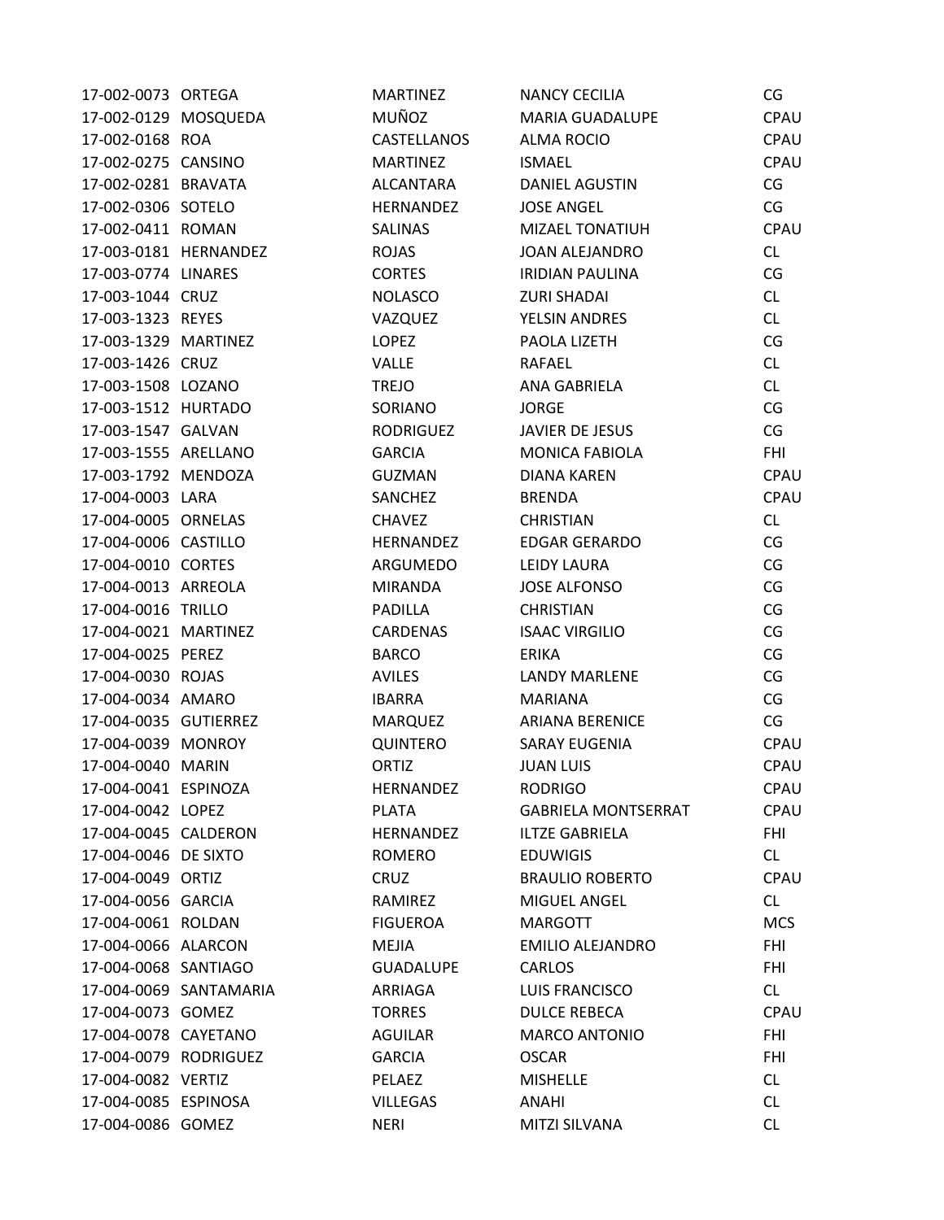| | | | | |
|---|---|---|---|---|
| 17-002-0073 | ORTEGA | MARTINEZ | NANCY CECILIA | CG |
| 17-002-0129 | MOSQUEDA | MUÑOZ | MARIA GUADALUPE | CPAU |
| 17-002-0168 | ROA | CASTELLANOS | ALMA ROCIO | CPAU |
| 17-002-0275 | CANSINO | MARTINEZ | ISMAEL | CPAU |
| 17-002-0281 | BRAVATA | ALCANTARA | DANIEL AGUSTIN | CG |
| 17-002-0306 | SOTELO | HERNANDEZ | JOSE ANGEL | CG |
| 17-002-0411 | ROMAN | SALINAS | MIZAEL TONATIUH | CPAU |
| 17-003-0181 | HERNANDEZ | ROJAS | JOAN ALEJANDRO | CL |
| 17-003-0774 | LINARES | CORTES | IRIDIAN PAULINA | CG |
| 17-003-1044 | CRUZ | NOLASCO | ZURI SHADAI | CL |
| 17-003-1323 | REYES | VAZQUEZ | YELSIN ANDRES | CL |
| 17-003-1329 | MARTINEZ | LOPEZ | PAOLA LIZETH | CG |
| 17-003-1426 | CRUZ | VALLE | RAFAEL | CL |
| 17-003-1508 | LOZANO | TREJO | ANA GABRIELA | CL |
| 17-003-1512 | HURTADO | SORIANO | JORGE | CG |
| 17-003-1547 | GALVAN | RODRIGUEZ | JAVIER DE JESUS | CG |
| 17-003-1555 | ARELLANO | GARCIA | MONICA FABIOLA | FHI |
| 17-003-1792 | MENDOZA | GUZMAN | DIANA KAREN | CPAU |
| 17-004-0003 | LARA | SANCHEZ | BRENDA | CPAU |
| 17-004-0005 | ORNELAS | CHAVEZ | CHRISTIAN | CL |
| 17-004-0006 | CASTILLO | HERNANDEZ | EDGAR GERARDO | CG |
| 17-004-0010 | CORTES | ARGUMEDO | LEIDY LAURA | CG |
| 17-004-0013 | ARREOLA | MIRANDA | JOSE ALFONSO | CG |
| 17-004-0016 | TRILLO | PADILLA | CHRISTIAN | CG |
| 17-004-0021 | MARTINEZ | CARDENAS | ISAAC VIRGILIO | CG |
| 17-004-0025 | PEREZ | BARCO | ERIKA | CG |
| 17-004-0030 | ROJAS | AVILES | LANDY MARLENE | CG |
| 17-004-0034 | AMARO | IBARRA | MARIANA | CG |
| 17-004-0035 | GUTIERREZ | MARQUEZ | ARIANA BERENICE | CG |
| 17-004-0039 | MONROY | QUINTERO | SARAY EUGENIA | CPAU |
| 17-004-0040 | MARIN | ORTIZ | JUAN LUIS | CPAU |
| 17-004-0041 | ESPINOZA | HERNANDEZ | RODRIGO | CPAU |
| 17-004-0042 | LOPEZ | PLATA | GABRIELA MONTSERRAT | CPAU |
| 17-004-0045 | CALDERON | HERNANDEZ | ILTZE GABRIELA | FHI |
| 17-004-0046 | DE SIXTO | ROMERO | EDUWIGIS | CL |
| 17-004-0049 | ORTIZ | CRUZ | BRAULIO ROBERTO | CPAU |
| 17-004-0056 | GARCIA | RAMIREZ | MIGUEL ANGEL | CL |
| 17-004-0061 | ROLDAN | FIGUEROA | MARGOTT | MCS |
| 17-004-0066 | ALARCON | MEJIA | EMILIO ALEJANDRO | FHI |
| 17-004-0068 | SANTIAGO | GUADALUPE | CARLOS | FHI |
| 17-004-0069 | SANTAMARIA | ARRIAGA | LUIS FRANCISCO | CL |
| 17-004-0073 | GOMEZ | TORRES | DULCE REBECA | CPAU |
| 17-004-0078 | CAYETANO | AGUILAR | MARCO ANTONIO | FHI |
| 17-004-0079 | RODRIGUEZ | GARCIA | OSCAR | FHI |
| 17-004-0082 | VERTIZ | PELAEZ | MISHELLE | CL |
| 17-004-0085 | ESPINOSA | VILLEGAS | ANAHI | CL |
| 17-004-0086 | GOMEZ | NERI | MITZI SILVANA | CL |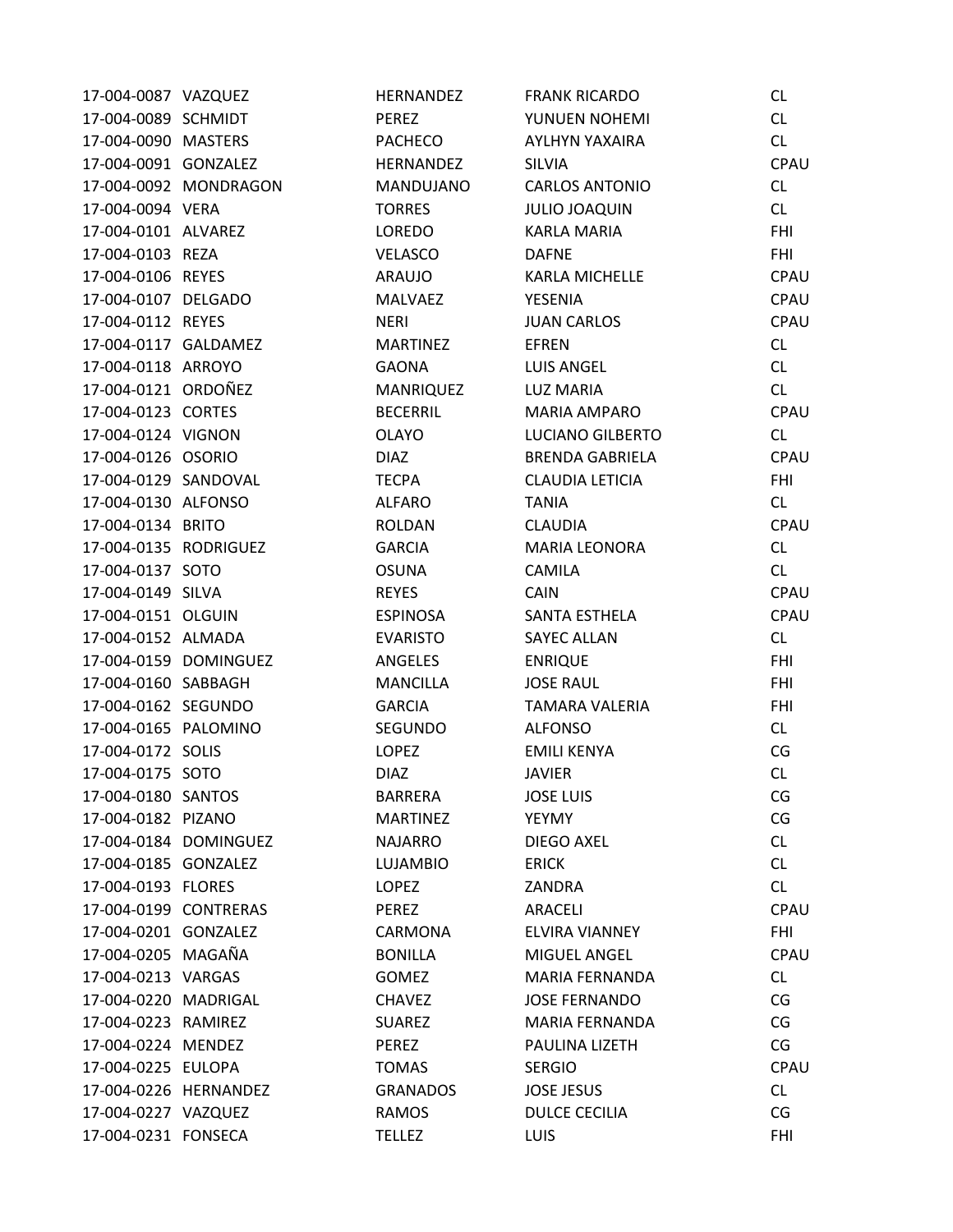| | | | | |
|---|---|---|---|---|
| 17-004-0087 | VAZQUEZ | HERNANDEZ | FRANK RICARDO | CL |
| 17-004-0089 | SCHMIDT | PEREZ | YUNUEN NOHEMI | CL |
| 17-004-0090 | MASTERS | PACHECO | AYLHYN YAXAIRA | CL |
| 17-004-0091 | GONZALEZ | HERNANDEZ | SILVIA | CPAU |
| 17-004-0092 | MONDRAGON | MANDUJANO | CARLOS ANTONIO | CL |
| 17-004-0094 | VERA | TORRES | JULIO JOAQUIN | CL |
| 17-004-0101 | ALVAREZ | LOREDO | KARLA MARIA | FHI |
| 17-004-0103 | REZA | VELASCO | DAFNE | FHI |
| 17-004-0106 | REYES | ARAUJO | KARLA MICHELLE | CPAU |
| 17-004-0107 | DELGADO | MALVAEZ | YESENIA | CPAU |
| 17-004-0112 | REYES | NERI | JUAN CARLOS | CPAU |
| 17-004-0117 | GALDAMEZ | MARTINEZ | EFREN | CL |
| 17-004-0118 | ARROYO | GAONA | LUIS ANGEL | CL |
| 17-004-0121 | ORDOÑEZ | MANRIQUEZ | LUZ MARIA | CL |
| 17-004-0123 | CORTES | BECERRIL | MARIA AMPARO | CPAU |
| 17-004-0124 | VIGNON | OLAYO | LUCIANO GILBERTO | CL |
| 17-004-0126 | OSORIO | DIAZ | BRENDA GABRIELA | CPAU |
| 17-004-0129 | SANDOVAL | TECPA | CLAUDIA LETICIA | FHI |
| 17-004-0130 | ALFONSO | ALFARO | TANIA | CL |
| 17-004-0134 | BRITO | ROLDAN | CLAUDIA | CPAU |
| 17-004-0135 | RODRIGUEZ | GARCIA | MARIA LEONORA | CL |
| 17-004-0137 | SOTO | OSUNA | CAMILA | CL |
| 17-004-0149 | SILVA | REYES | CAIN | CPAU |
| 17-004-0151 | OLGUIN | ESPINOSA | SANTA ESTHELA | CPAU |
| 17-004-0152 | ALMADA | EVARISTO | SAYEC ALLAN | CL |
| 17-004-0159 | DOMINGUEZ | ANGELES | ENRIQUE | FHI |
| 17-004-0160 | SABBAGH | MANCILLA | JOSE RAUL | FHI |
| 17-004-0162 | SEGUNDO | GARCIA | TAMARA VALERIA | FHI |
| 17-004-0165 | PALOMINO | SEGUNDO | ALFONSO | CL |
| 17-004-0172 | SOLIS | LOPEZ | EMILI KENYA | CG |
| 17-004-0175 | SOTO | DIAZ | JAVIER | CL |
| 17-004-0180 | SANTOS | BARRERA | JOSE LUIS | CG |
| 17-004-0182 | PIZANO | MARTINEZ | YEYMY | CG |
| 17-004-0184 | DOMINGUEZ | NAJARRO | DIEGO AXEL | CL |
| 17-004-0185 | GONZALEZ | LUJAMBIO | ERICK | CL |
| 17-004-0193 | FLORES | LOPEZ | ZANDRA | CL |
| 17-004-0199 | CONTRERAS | PEREZ | ARACELI | CPAU |
| 17-004-0201 | GONZALEZ | CARMONA | ELVIRA VIANNEY | FHI |
| 17-004-0205 | MAGAÑA | BONILLA | MIGUEL ANGEL | CPAU |
| 17-004-0213 | VARGAS | GOMEZ | MARIA FERNANDA | CL |
| 17-004-0220 | MADRIGAL | CHAVEZ | JOSE FERNANDO | CG |
| 17-004-0223 | RAMIREZ | SUAREZ | MARIA FERNANDA | CG |
| 17-004-0224 | MENDEZ | PEREZ | PAULINA LIZETH | CG |
| 17-004-0225 | EULOPA | TOMAS | SERGIO | CPAU |
| 17-004-0226 | HERNANDEZ | GRANADOS | JOSE JESUS | CL |
| 17-004-0227 | VAZQUEZ | RAMOS | DULCE CECILIA | CG |
| 17-004-0231 | FONSECA | TELLEZ | LUIS | FHI |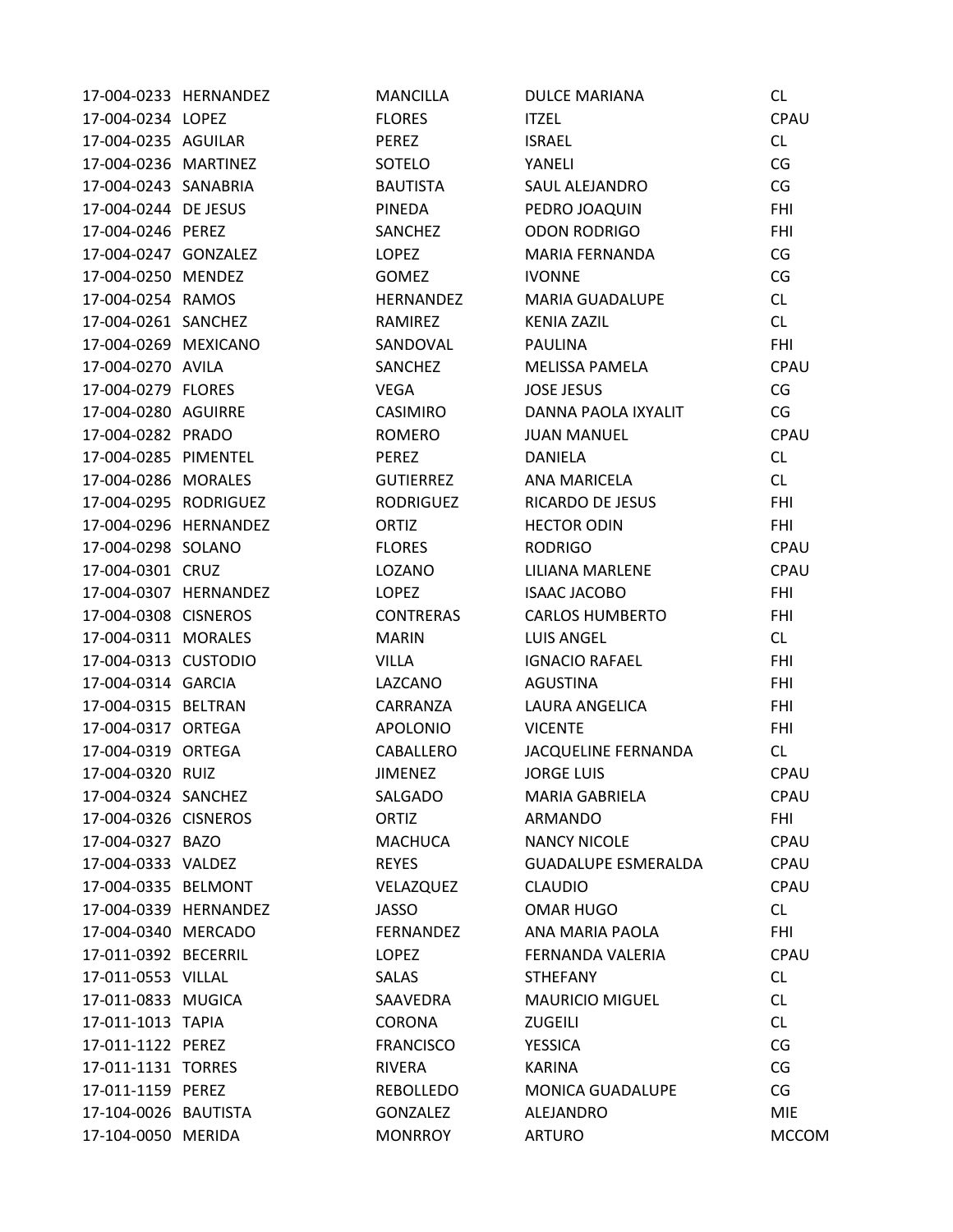| | | | | |
|---|---|---|---|---|
| 17-004-0233 | HERNANDEZ | MANCILLA | DULCE MARIANA | CL |
| 17-004-0234 | LOPEZ | FLORES | ITZEL | CPAU |
| 17-004-0235 | AGUILAR | PEREZ | ISRAEL | CL |
| 17-004-0236 | MARTINEZ | SOTELO | YANELI | CG |
| 17-004-0243 | SANABRIA | BAUTISTA | SAUL ALEJANDRO | CG |
| 17-004-0244 | DE JESUS | PINEDA | PEDRO JOAQUIN | FHI |
| 17-004-0246 | PEREZ | SANCHEZ | ODON RODRIGO | FHI |
| 17-004-0247 | GONZALEZ | LOPEZ | MARIA FERNANDA | CG |
| 17-004-0250 | MENDEZ | GOMEZ | IVONNE | CG |
| 17-004-0254 | RAMOS | HERNANDEZ | MARIA GUADALUPE | CL |
| 17-004-0261 | SANCHEZ | RAMIREZ | KENIA ZAZIL | CL |
| 17-004-0269 | MEXICANO | SANDOVAL | PAULINA | FHI |
| 17-004-0270 | AVILA | SANCHEZ | MELISSA PAMELA | CPAU |
| 17-004-0279 | FLORES | VEGA | JOSE JESUS | CG |
| 17-004-0280 | AGUIRRE | CASIMIRO | DANNA PAOLA IXYALIT | CG |
| 17-004-0282 | PRADO | ROMERO | JUAN MANUEL | CPAU |
| 17-004-0285 | PIMENTEL | PEREZ | DANIELA | CL |
| 17-004-0286 | MORALES | GUTIERREZ | ANA MARICELA | CL |
| 17-004-0295 | RODRIGUEZ | RODRIGUEZ | RICARDO DE JESUS | FHI |
| 17-004-0296 | HERNANDEZ | ORTIZ | HECTOR ODIN | FHI |
| 17-004-0298 | SOLANO | FLORES | RODRIGO | CPAU |
| 17-004-0301 | CRUZ | LOZANO | LILIANA MARLENE | CPAU |
| 17-004-0307 | HERNANDEZ | LOPEZ | ISAAC JACOBO | FHI |
| 17-004-0308 | CISNEROS | CONTRERAS | CARLOS HUMBERTO | FHI |
| 17-004-0311 | MORALES | MARIN | LUIS ANGEL | CL |
| 17-004-0313 | CUSTODIO | VILLA | IGNACIO RAFAEL | FHI |
| 17-004-0314 | GARCIA | LAZCANO | AGUSTINA | FHI |
| 17-004-0315 | BELTRAN | CARRANZA | LAURA ANGELICA | FHI |
| 17-004-0317 | ORTEGA | APOLONIO | VICENTE | FHI |
| 17-004-0319 | ORTEGA | CABALLERO | JACQUELINE FERNANDA | CL |
| 17-004-0320 | RUIZ | JIMENEZ | JORGE LUIS | CPAU |
| 17-004-0324 | SANCHEZ | SALGADO | MARIA GABRIELA | CPAU |
| 17-004-0326 | CISNEROS | ORTIZ | ARMANDO | FHI |
| 17-004-0327 | BAZO | MACHUCA | NANCY NICOLE | CPAU |
| 17-004-0333 | VALDEZ | REYES | GUADALUPE ESMERALDA | CPAU |
| 17-004-0335 | BELMONT | VELAZQUEZ | CLAUDIO | CPAU |
| 17-004-0339 | HERNANDEZ | JASSO | OMAR HUGO | CL |
| 17-004-0340 | MERCADO | FERNANDEZ | ANA MARIA PAOLA | FHI |
| 17-011-0392 | BECERRIL | LOPEZ | FERNANDA VALERIA | CPAU |
| 17-011-0553 | VILLAL | SALAS | STHEFANY | CL |
| 17-011-0833 | MUGICA | SAAVEDRA | MAURICIO MIGUEL | CL |
| 17-011-1013 | TAPIA | CORONA | ZUGEILI | CL |
| 17-011-1122 | PEREZ | FRANCISCO | YESSICA | CG |
| 17-011-1131 | TORRES | RIVERA | KARINA | CG |
| 17-011-1159 | PEREZ | REBOLLEDO | MONICA GUADALUPE | CG |
| 17-104-0026 | BAUTISTA | GONZALEZ | ALEJANDRO | MIE |
| 17-104-0050 | MERIDA | MONRROY | ARTURO | MCCOM |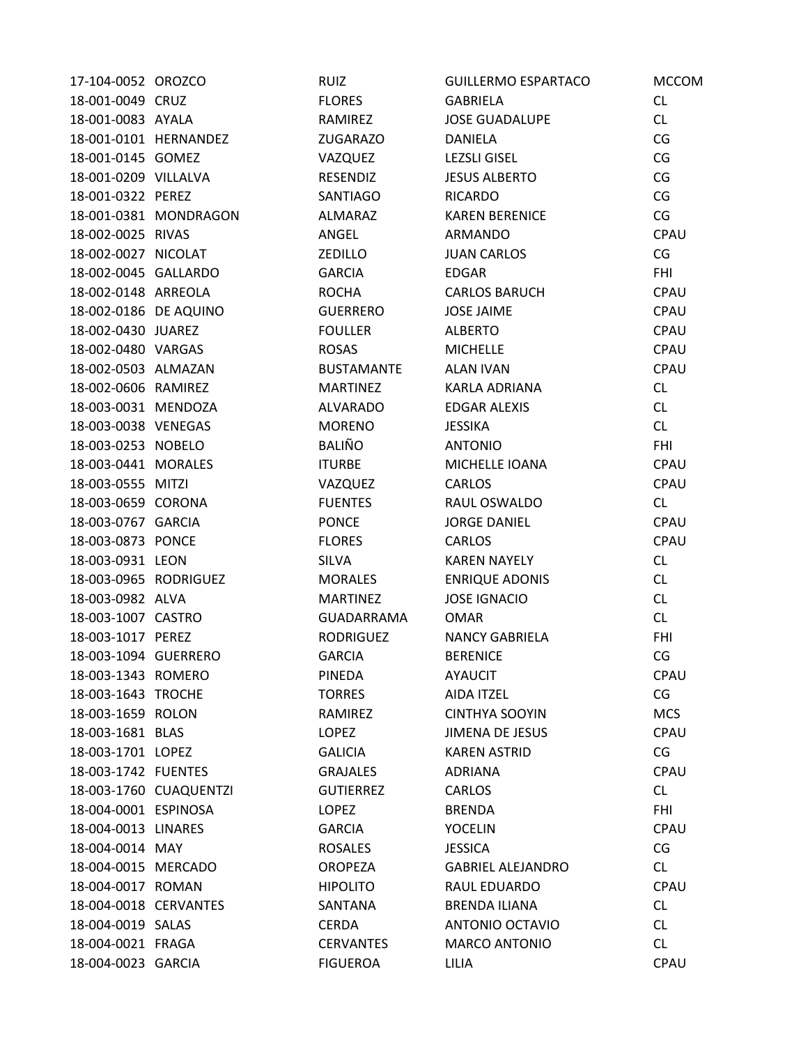| | | | | |
|---|---|---|---|---|
| 17-104-0052 | OROZCO | RUIZ | GUILLERMO ESPARTACO | MCCOM |
| 18-001-0049 | CRUZ | FLORES | GABRIELA | CL |
| 18-001-0083 | AYALA | RAMIREZ | JOSE GUADALUPE | CL |
| 18-001-0101 | HERNANDEZ | ZUGARAZO | DANIELA | CG |
| 18-001-0145 | GOMEZ | VAZQUEZ | LEZSLI GISEL | CG |
| 18-001-0209 | VILLALVA | RESENDIZ | JESUS ALBERTO | CG |
| 18-001-0322 | PEREZ | SANTIAGO | RICARDO | CG |
| 18-001-0381 | MONDRAGON | ALMARAZ | KAREN BERENICE | CG |
| 18-002-0025 | RIVAS | ANGEL | ARMANDO | CPAU |
| 18-002-0027 | NICOLAT | ZEDILLO | JUAN CARLOS | CG |
| 18-002-0045 | GALLARDO | GARCIA | EDGAR | FHI |
| 18-002-0148 | ARREOLA | ROCHA | CARLOS BARUCH | CPAU |
| 18-002-0186 | DE AQUINO | GUERRERO | JOSE JAIME | CPAU |
| 18-002-0430 | JUAREZ | FOULLER | ALBERTO | CPAU |
| 18-002-0480 | VARGAS | ROSAS | MICHELLE | CPAU |
| 18-002-0503 | ALMAZAN | BUSTAMANTE | ALAN IVAN | CPAU |
| 18-002-0606 | RAMIREZ | MARTINEZ | KARLA ADRIANA | CL |
| 18-003-0031 | MENDOZA | ALVARADO | EDGAR ALEXIS | CL |
| 18-003-0038 | VENEGAS | MORENO | JESSIKA | CL |
| 18-003-0253 | NOBELO | BALIÑO | ANTONIO | FHI |
| 18-003-0441 | MORALES | ITURBE | MICHELLE IOANA | CPAU |
| 18-003-0555 | MITZI | VAZQUEZ | CARLOS | CPAU |
| 18-003-0659 | CORONA | FUENTES | RAUL OSWALDO | CL |
| 18-003-0767 | GARCIA | PONCE | JORGE DANIEL | CPAU |
| 18-003-0873 | PONCE | FLORES | CARLOS | CPAU |
| 18-003-0931 | LEON | SILVA | KAREN NAYELY | CL |
| 18-003-0965 | RODRIGUEZ | MORALES | ENRIQUE ADONIS | CL |
| 18-003-0982 | ALVA | MARTINEZ | JOSE IGNACIO | CL |
| 18-003-1007 | CASTRO | GUADARRAMA | OMAR | CL |
| 18-003-1017 | PEREZ | RODRIGUEZ | NANCY GABRIELA | FHI |
| 18-003-1094 | GUERRERO | GARCIA | BERENICE | CG |
| 18-003-1343 | ROMERO | PINEDA | AYAUCIT | CPAU |
| 18-003-1643 | TROCHE | TORRES | AIDA ITZEL | CG |
| 18-003-1659 | ROLON | RAMIREZ | CINTHYA SOOYIN | MCS |
| 18-003-1681 | BLAS | LOPEZ | JIMENA DE JESUS | CPAU |
| 18-003-1701 | LOPEZ | GALICIA | KAREN ASTRID | CG |
| 18-003-1742 | FUENTES | GRAJALES | ADRIANA | CPAU |
| 18-003-1760 | CUAQUENTZI | GUTIERREZ | CARLOS | CL |
| 18-004-0001 | ESPINOSA | LOPEZ | BRENDA | FHI |
| 18-004-0013 | LINARES | GARCIA | YOCELIN | CPAU |
| 18-004-0014 | MAY | ROSALES | JESSICA | CG |
| 18-004-0015 | MERCADO | OROPEZA | GABRIEL ALEJANDRO | CL |
| 18-004-0017 | ROMAN | HIPOLITO | RAUL EDUARDO | CPAU |
| 18-004-0018 | CERVANTES | SANTANA | BRENDA ILIANA | CL |
| 18-004-0019 | SALAS | CERDA | ANTONIO OCTAVIO | CL |
| 18-004-0021 | FRAGA | CERVANTES | MARCO ANTONIO | CL |
| 18-004-0023 | GARCIA | FIGUEROA | LILIA | CPAU |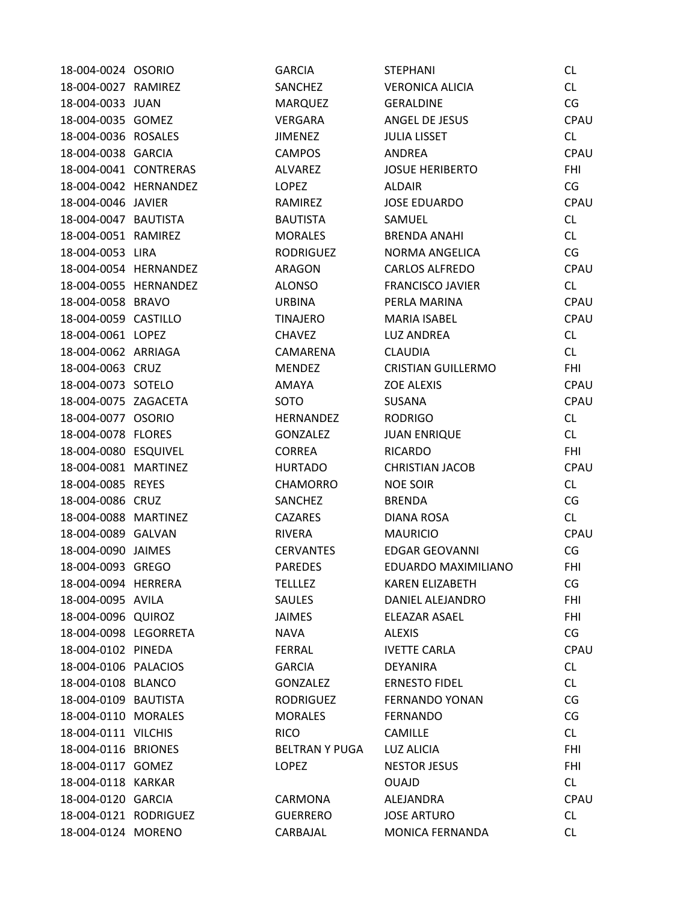| | | | | |
|---|---|---|---|---|
| 18-004-0024 | OSORIO | GARCIA | STEPHANI | CL |
| 18-004-0027 | RAMIREZ | SANCHEZ | VERONICA ALICIA | CL |
| 18-004-0033 | JUAN | MARQUEZ | GERALDINE | CG |
| 18-004-0035 | GOMEZ | VERGARA | ANGEL DE JESUS | CPAU |
| 18-004-0036 | ROSALES | JIMENEZ | JULIA LISSET | CL |
| 18-004-0038 | GARCIA | CAMPOS | ANDREA | CPAU |
| 18-004-0041 | CONTRERAS | ALVAREZ | JOSUE HERIBERTO | FHI |
| 18-004-0042 | HERNANDEZ | LOPEZ | ALDAIR | CG |
| 18-004-0046 | JAVIER | RAMIREZ | JOSE EDUARDO | CPAU |
| 18-004-0047 | BAUTISTA | BAUTISTA | SAMUEL | CL |
| 18-004-0051 | RAMIREZ | MORALES | BRENDA ANAHI | CL |
| 18-004-0053 | LIRA | RODRIGUEZ | NORMA ANGELICA | CG |
| 18-004-0054 | HERNANDEZ | ARAGON | CARLOS ALFREDO | CPAU |
| 18-004-0055 | HERNANDEZ | ALONSO | FRANCISCO JAVIER | CL |
| 18-004-0058 | BRAVO | URBINA | PERLA MARINA | CPAU |
| 18-004-0059 | CASTILLO | TINAJERO | MARIA ISABEL | CPAU |
| 18-004-0061 | LOPEZ | CHAVEZ | LUZ ANDREA | CL |
| 18-004-0062 | ARRIAGA | CAMARENA | CLAUDIA | CL |
| 18-004-0063 | CRUZ | MENDEZ | CRISTIAN GUILLERMO | FHI |
| 18-004-0073 | SOTELO | AMAYA | ZOE ALEXIS | CPAU |
| 18-004-0075 | ZAGACETA | SOTO | SUSANA | CPAU |
| 18-004-0077 | OSORIO | HERNANDEZ | RODRIGO | CL |
| 18-004-0078 | FLORES | GONZALEZ | JUAN ENRIQUE | CL |
| 18-004-0080 | ESQUIVEL | CORREA | RICARDO | FHI |
| 18-004-0081 | MARTINEZ | HURTADO | CHRISTIAN JACOB | CPAU |
| 18-004-0085 | REYES | CHAMORRO | NOE SOIR | CL |
| 18-004-0086 | CRUZ | SANCHEZ | BRENDA | CG |
| 18-004-0088 | MARTINEZ | CAZARES | DIANA ROSA | CL |
| 18-004-0089 | GALVAN | RIVERA | MAURICIO | CPAU |
| 18-004-0090 | JAIMES | CERVANTES | EDGAR GEOVANNI | CG |
| 18-004-0093 | GREGO | PAREDES | EDUARDO MAXIMILIANO | FHI |
| 18-004-0094 | HERRERA | TELLLEZ | KAREN ELIZABETH | CG |
| 18-004-0095 | AVILA | SAULES | DANIEL ALEJANDRO | FHI |
| 18-004-0096 | QUIROZ | JAIMES | ELEAZAR ASAEL | FHI |
| 18-004-0098 | LEGORRETA | NAVA | ALEXIS | CG |
| 18-004-0102 | PINEDA | FERRAL | IVETTE CARLA | CPAU |
| 18-004-0106 | PALACIOS | GARCIA | DEYANIRA | CL |
| 18-004-0108 | BLANCO | GONZALEZ | ERNESTO FIDEL | CL |
| 18-004-0109 | BAUTISTA | RODRIGUEZ | FERNANDO YONAN | CG |
| 18-004-0110 | MORALES | MORALES | FERNANDO | CG |
| 18-004-0111 | VILCHIS | RICO | CAMILLE | CL |
| 18-004-0116 | BRIONES | BELTRAN Y PUGA | LUZ ALICIA | FHI |
| 18-004-0117 | GOMEZ | LOPEZ | NESTOR JESUS | FHI |
| 18-004-0118 | KARKAR | | OUAJD | CL |
| 18-004-0120 | GARCIA | CARMONA | ALEJANDRA | CPAU |
| 18-004-0121 | RODRIGUEZ | GUERRERO | JOSE ARTURO | CL |
| 18-004-0124 | MORENO | CARBAJAL | MONICA FERNANDA | CL |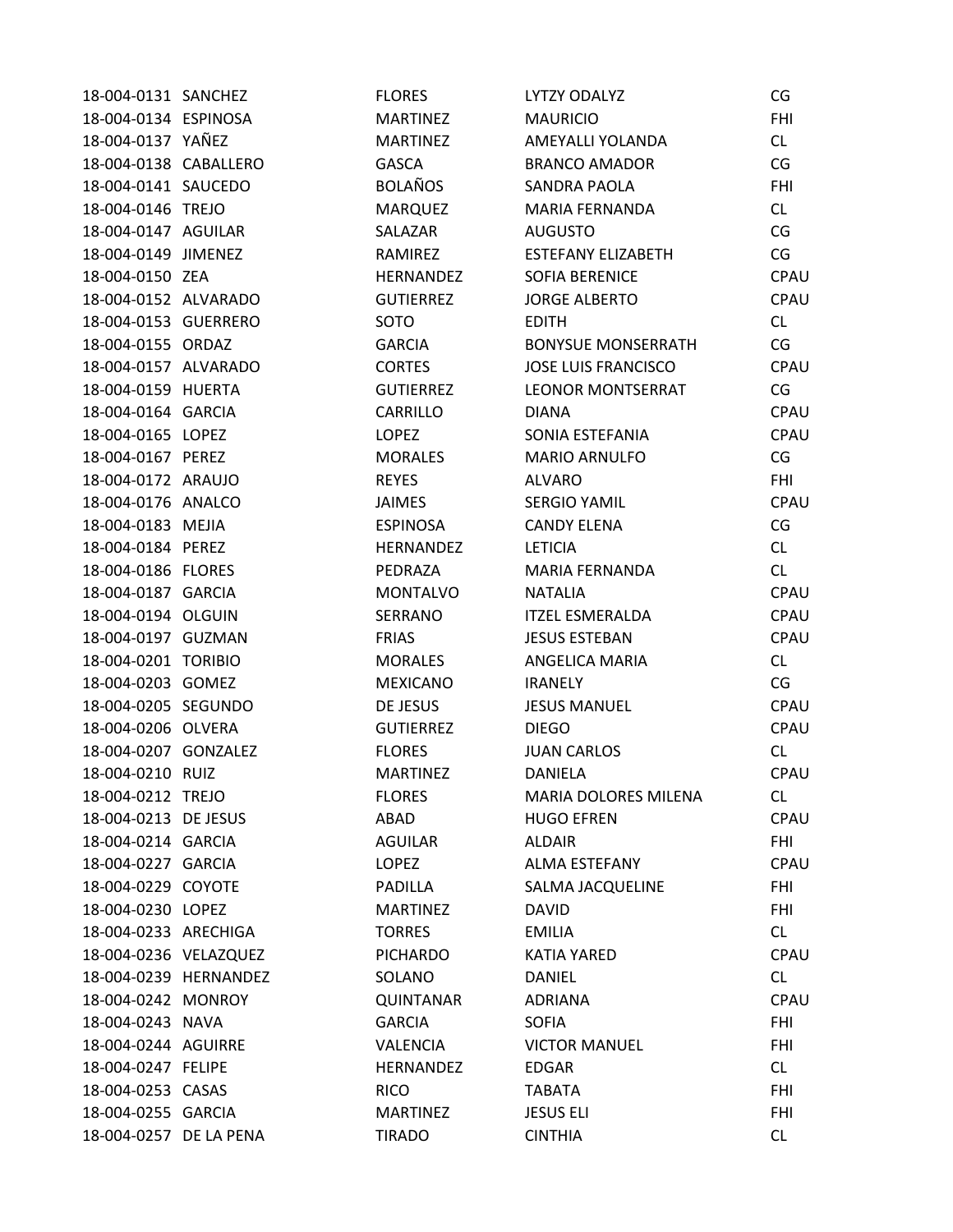| | | | | |
|---|---|---|---|---|
| 18-004-0131 | SANCHEZ | FLORES | LYTZY ODALYZ | CG |
| 18-004-0134 | ESPINOSA | MARTINEZ | MAURICIO | FHI |
| 18-004-0137 | YAÑEZ | MARTINEZ | AMEYALLI YOLANDA | CL |
| 18-004-0138 | CABALLERO | GASCA | BRANCO AMADOR | CG |
| 18-004-0141 | SAUCEDO | BOLAÑOS | SANDRA PAOLA | FHI |
| 18-004-0146 | TREJO | MARQUEZ | MARIA FERNANDA | CL |
| 18-004-0147 | AGUILAR | SALAZAR | AUGUSTO | CG |
| 18-004-0149 | JIMENEZ | RAMIREZ | ESTEFANY ELIZABETH | CG |
| 18-004-0150 | ZEA | HERNANDEZ | SOFIA BERENICE | CPAU |
| 18-004-0152 | ALVARADO | GUTIERREZ | JORGE ALBERTO | CPAU |
| 18-004-0153 | GUERRERO | SOTO | EDITH | CL |
| 18-004-0155 | ORDAZ | GARCIA | BONYSUE MONSERRATH | CG |
| 18-004-0157 | ALVARADO | CORTES | JOSE LUIS FRANCISCO | CPAU |
| 18-004-0159 | HUERTA | GUTIERREZ | LEONOR MONTSERRAT | CG |
| 18-004-0164 | GARCIA | CARRILLO | DIANA | CPAU |
| 18-004-0165 | LOPEZ | LOPEZ | SONIA ESTEFANIA | CPAU |
| 18-004-0167 | PEREZ | MORALES | MARIO ARNULFO | CG |
| 18-004-0172 | ARAUJO | REYES | ALVARO | FHI |
| 18-004-0176 | ANALCO | JAIMES | SERGIO YAMIL | CPAU |
| 18-004-0183 | MEJIA | ESPINOSA | CANDY ELENA | CG |
| 18-004-0184 | PEREZ | HERNANDEZ | LETICIA | CL |
| 18-004-0186 | FLORES | PEDRAZA | MARIA FERNANDA | CL |
| 18-004-0187 | GARCIA | MONTALVO | NATALIA | CPAU |
| 18-004-0194 | OLGUIN | SERRANO | ITZEL ESMERALDA | CPAU |
| 18-004-0197 | GUZMAN | FRIAS | JESUS ESTEBAN | CPAU |
| 18-004-0201 | TORIBIO | MORALES | ANGELICA MARIA | CL |
| 18-004-0203 | GOMEZ | MEXICANO | IRANELY | CG |
| 18-004-0205 | SEGUNDO | DE JESUS | JESUS MANUEL | CPAU |
| 18-004-0206 | OLVERA | GUTIERREZ | DIEGO | CPAU |
| 18-004-0207 | GONZALEZ | FLORES | JUAN CARLOS | CL |
| 18-004-0210 | RUIZ | MARTINEZ | DANIELA | CPAU |
| 18-004-0212 | TREJO | FLORES | MARIA DOLORES MILENA | CL |
| 18-004-0213 | DE JESUS | ABAD | HUGO EFREN | CPAU |
| 18-004-0214 | GARCIA | AGUILAR | ALDAIR | FHI |
| 18-004-0227 | GARCIA | LOPEZ | ALMA ESTEFANY | CPAU |
| 18-004-0229 | COYOTE | PADILLA | SALMA JACQUELINE | FHI |
| 18-004-0230 | LOPEZ | MARTINEZ | DAVID | FHI |
| 18-004-0233 | ARECHIGA | TORRES | EMILIA | CL |
| 18-004-0236 | VELAZQUEZ | PICHARDO | KATIA YARED | CPAU |
| 18-004-0239 | HERNANDEZ | SOLANO | DANIEL | CL |
| 18-004-0242 | MONROY | QUINTANAR | ADRIANA | CPAU |
| 18-004-0243 | NAVA | GARCIA | SOFIA | FHI |
| 18-004-0244 | AGUIRRE | VALENCIA | VICTOR MANUEL | FHI |
| 18-004-0247 | FELIPE | HERNANDEZ | EDGAR | CL |
| 18-004-0253 | CASAS | RICO | TABATA | FHI |
| 18-004-0255 | GARCIA | MARTINEZ | JESUS ELI | FHI |
| 18-004-0257 | DE LA PENA | TIRADO | CINTHIA | CL |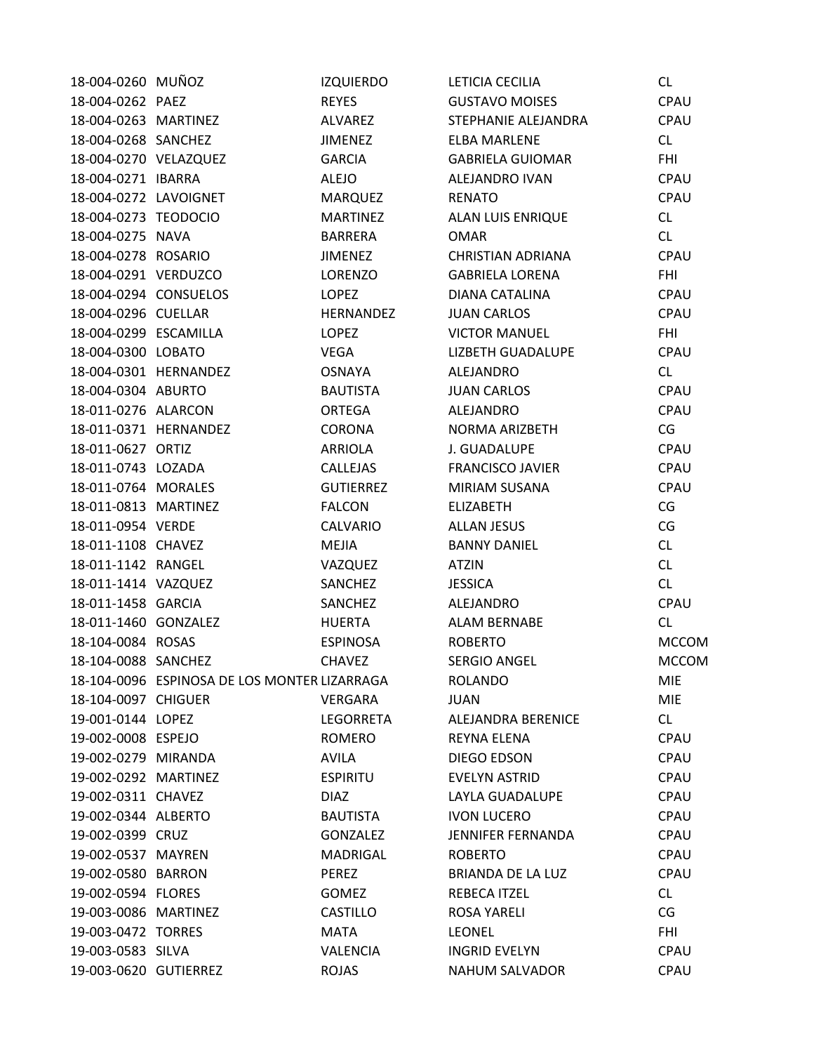| | | | | |
|---|---|---|---|---|
| 18-004-0260 | MUÑOZ | IZQUIERDO | LETICIA CECILIA | CL |
| 18-004-0262 | PAEZ | REYES | GUSTAVO MOISES | CPAU |
| 18-004-0263 | MARTINEZ | ALVAREZ | STEPHANIE ALEJANDRA | CPAU |
| 18-004-0268 | SANCHEZ | JIMENEZ | ELBA MARLENE | CL |
| 18-004-0270 | VELAZQUEZ | GARCIA | GABRIELA GUIOMAR | FHI |
| 18-004-0271 | IBARRA | ALEJO | ALEJANDRO IVAN | CPAU |
| 18-004-0272 | LAVOIGNET | MARQUEZ | RENATO | CPAU |
| 18-004-0273 | TEODOCIO | MARTINEZ | ALAN LUIS ENRIQUE | CL |
| 18-004-0275 | NAVA | BARRERA | OMAR | CL |
| 18-004-0278 | ROSARIO | JIMENEZ | CHRISTIAN ADRIANA | CPAU |
| 18-004-0291 | VERDUZCO | LORENZO | GABRIELA LORENA | FHI |
| 18-004-0294 | CONSUELOS | LOPEZ | DIANA CATALINA | CPAU |
| 18-004-0296 | CUELLAR | HERNANDEZ | JUAN CARLOS | CPAU |
| 18-004-0299 | ESCAMILLA | LOPEZ | VICTOR MANUEL | FHI |
| 18-004-0300 | LOBATO | VEGA | LIZBETH GUADALUPE | CPAU |
| 18-004-0301 | HERNANDEZ | OSNAYA | ALEJANDRO | CL |
| 18-004-0304 | ABURTO | BAUTISTA | JUAN CARLOS | CPAU |
| 18-011-0276 | ALARCON | ORTEGA | ALEJANDRO | CPAU |
| 18-011-0371 | HERNANDEZ | CORONA | NORMA ARIZBETH | CG |
| 18-011-0627 | ORTIZ | ARRIOLA | J. GUADALUPE | CPAU |
| 18-011-0743 | LOZADA | CALLEJAS | FRANCISCO JAVIER | CPAU |
| 18-011-0764 | MORALES | GUTIERREZ | MIRIAM SUSANA | CPAU |
| 18-011-0813 | MARTINEZ | FALCON | ELIZABETH | CG |
| 18-011-0954 | VERDE | CALVARIO | ALLAN JESUS | CG |
| 18-011-1108 | CHAVEZ | MEJIA | BANNY DANIEL | CL |
| 18-011-1142 | RANGEL | VAZQUEZ | ATZIN | CL |
| 18-011-1414 | VAZQUEZ | SANCHEZ | JESSICA | CL |
| 18-011-1458 | GARCIA | SANCHEZ | ALEJANDRO | CPAU |
| 18-011-1460 | GONZALEZ | HUERTA | ALAM BERNABE | CL |
| 18-104-0084 | ROSAS | ESPINOSA | ROBERTO | MCCOM |
| 18-104-0088 | SANCHEZ | CHAVEZ | SERGIO ANGEL | MCCOM |
| 18-104-0096 | ESPINOSA DE LOS MONTER | LIZARRAGA | ROLANDO | MIE |
| 18-104-0097 | CHIGUER | VERGARA | JUAN | MIE |
| 19-001-0144 | LOPEZ | LEGORRETA | ALEJANDRA BERENICE | CL |
| 19-002-0008 | ESPEJO | ROMERO | REYNA ELENA | CPAU |
| 19-002-0279 | MIRANDA | AVILA | DIEGO EDSON | CPAU |
| 19-002-0292 | MARTINEZ | ESPIRITU | EVELYN ASTRID | CPAU |
| 19-002-0311 | CHAVEZ | DIAZ | LAYLA GUADALUPE | CPAU |
| 19-002-0344 | ALBERTO | BAUTISTA | IVON LUCERO | CPAU |
| 19-002-0399 | CRUZ | GONZALEZ | JENNIFER FERNANDA | CPAU |
| 19-002-0537 | MAYREN | MADRIGAL | ROBERTO | CPAU |
| 19-002-0580 | BARRON | PEREZ | BRIANDA DE LA LUZ | CPAU |
| 19-002-0594 | FLORES | GOMEZ | REBECA ITZEL | CL |
| 19-003-0086 | MARTINEZ | CASTILLO | ROSA YARELI | CG |
| 19-003-0472 | TORRES | MATA | LEONEL | FHI |
| 19-003-0583 | SILVA | VALENCIA | INGRID EVELYN | CPAU |
| 19-003-0620 | GUTIERREZ | ROJAS | NAHUM SALVADOR | CPAU |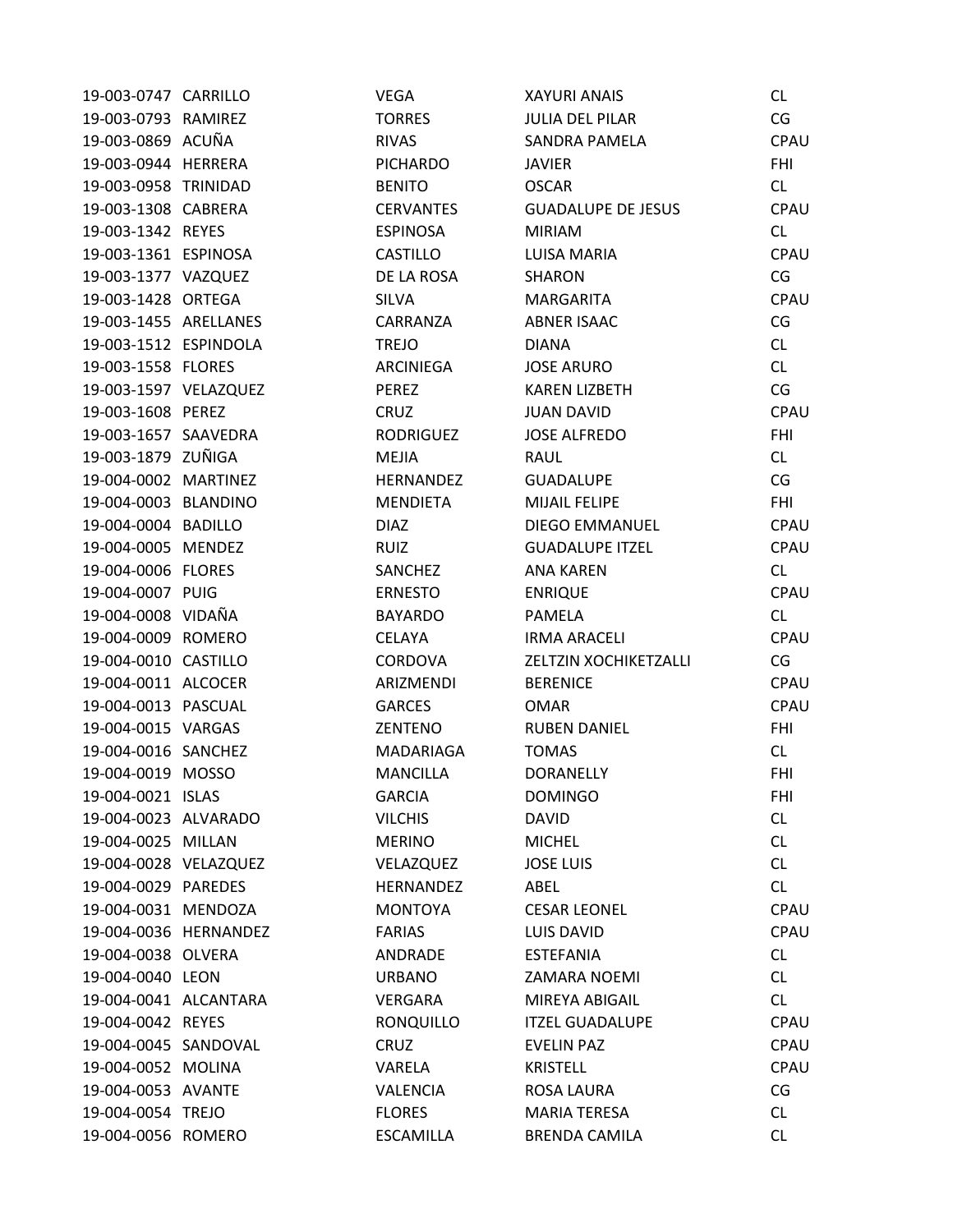| | | | | |
|---|---|---|---|---|
| 19-003-0747 | CARRILLO | VEGA | XAYURI ANAIS | CL |
| 19-003-0793 | RAMIREZ | TORRES | JULIA DEL PILAR | CG |
| 19-003-0869 | ACUÑA | RIVAS | SANDRA PAMELA | CPAU |
| 19-003-0944 | HERRERA | PICHARDO | JAVIER | FHI |
| 19-003-0958 | TRINIDAD | BENITO | OSCAR | CL |
| 19-003-1308 | CABRERA | CERVANTES | GUADALUPE DE JESUS | CPAU |
| 19-003-1342 | REYES | ESPINOSA | MIRIAM | CL |
| 19-003-1361 | ESPINOSA | CASTILLO | LUISA MARIA | CPAU |
| 19-003-1377 | VAZQUEZ | DE LA ROSA | SHARON | CG |
| 19-003-1428 | ORTEGA | SILVA | MARGARITA | CPAU |
| 19-003-1455 | ARELLANES | CARRANZA | ABNER ISAAC | CG |
| 19-003-1512 | ESPINDOLA | TREJO | DIANA | CL |
| 19-003-1558 | FLORES | ARCINIEGA | JOSE ARURO | CL |
| 19-003-1597 | VELAZQUEZ | PEREZ | KAREN LIZBETH | CG |
| 19-003-1608 | PEREZ | CRUZ | JUAN DAVID | CPAU |
| 19-003-1657 | SAAVEDRA | RODRIGUEZ | JOSE ALFREDO | FHI |
| 19-003-1879 | ZUÑIGA | MEJIA | RAUL | CL |
| 19-004-0002 | MARTINEZ | HERNANDEZ | GUADALUPE | CG |
| 19-004-0003 | BLANDINO | MENDIETA | MIJAIL FELIPE | FHI |
| 19-004-0004 | BADILLO | DIAZ | DIEGO EMMANUEL | CPAU |
| 19-004-0005 | MENDEZ | RUIZ | GUADALUPE ITZEL | CPAU |
| 19-004-0006 | FLORES | SANCHEZ | ANA KAREN | CL |
| 19-004-0007 | PUIG | ERNESTO | ENRIQUE | CPAU |
| 19-004-0008 | VIDAÑA | BAYARDO | PAMELA | CL |
| 19-004-0009 | ROMERO | CELAYA | IRMA ARACELI | CPAU |
| 19-004-0010 | CASTILLO | CORDOVA | ZELTZIN XOCHIKETZALLI | CG |
| 19-004-0011 | ALCOCER | ARIZMENDI | BERENICE | CPAU |
| 19-004-0013 | PASCUAL | GARCES | OMAR | CPAU |
| 19-004-0015 | VARGAS | ZENTENO | RUBEN DANIEL | FHI |
| 19-004-0016 | SANCHEZ | MADARIAGA | TOMAS | CL |
| 19-004-0019 | MOSSO | MANCILLA | DORANELLY | FHI |
| 19-004-0021 | ISLAS | GARCIA | DOMINGO | FHI |
| 19-004-0023 | ALVARADO | VILCHIS | DAVID | CL |
| 19-004-0025 | MILLAN | MERINO | MICHEL | CL |
| 19-004-0028 | VELAZQUEZ | VELAZQUEZ | JOSE LUIS | CL |
| 19-004-0029 | PAREDES | HERNANDEZ | ABEL | CL |
| 19-004-0031 | MENDOZA | MONTOYA | CESAR LEONEL | CPAU |
| 19-004-0036 | HERNANDEZ | FARIAS | LUIS DAVID | CPAU |
| 19-004-0038 | OLVERA | ANDRADE | ESTEFANIA | CL |
| 19-004-0040 | LEON | URBANO | ZAMARA NOEMI | CL |
| 19-004-0041 | ALCANTARA | VERGARA | MIREYA ABIGAIL | CL |
| 19-004-0042 | REYES | RONQUILLO | ITZEL GUADALUPE | CPAU |
| 19-004-0045 | SANDOVAL | CRUZ | EVELIN PAZ | CPAU |
| 19-004-0052 | MOLINA | VARELA | KRISTELL | CPAU |
| 19-004-0053 | AVANTE | VALENCIA | ROSA LAURA | CG |
| 19-004-0054 | TREJO | FLORES | MARIA TERESA | CL |
| 19-004-0056 | ROMERO | ESCAMILLA | BRENDA CAMILA | CL |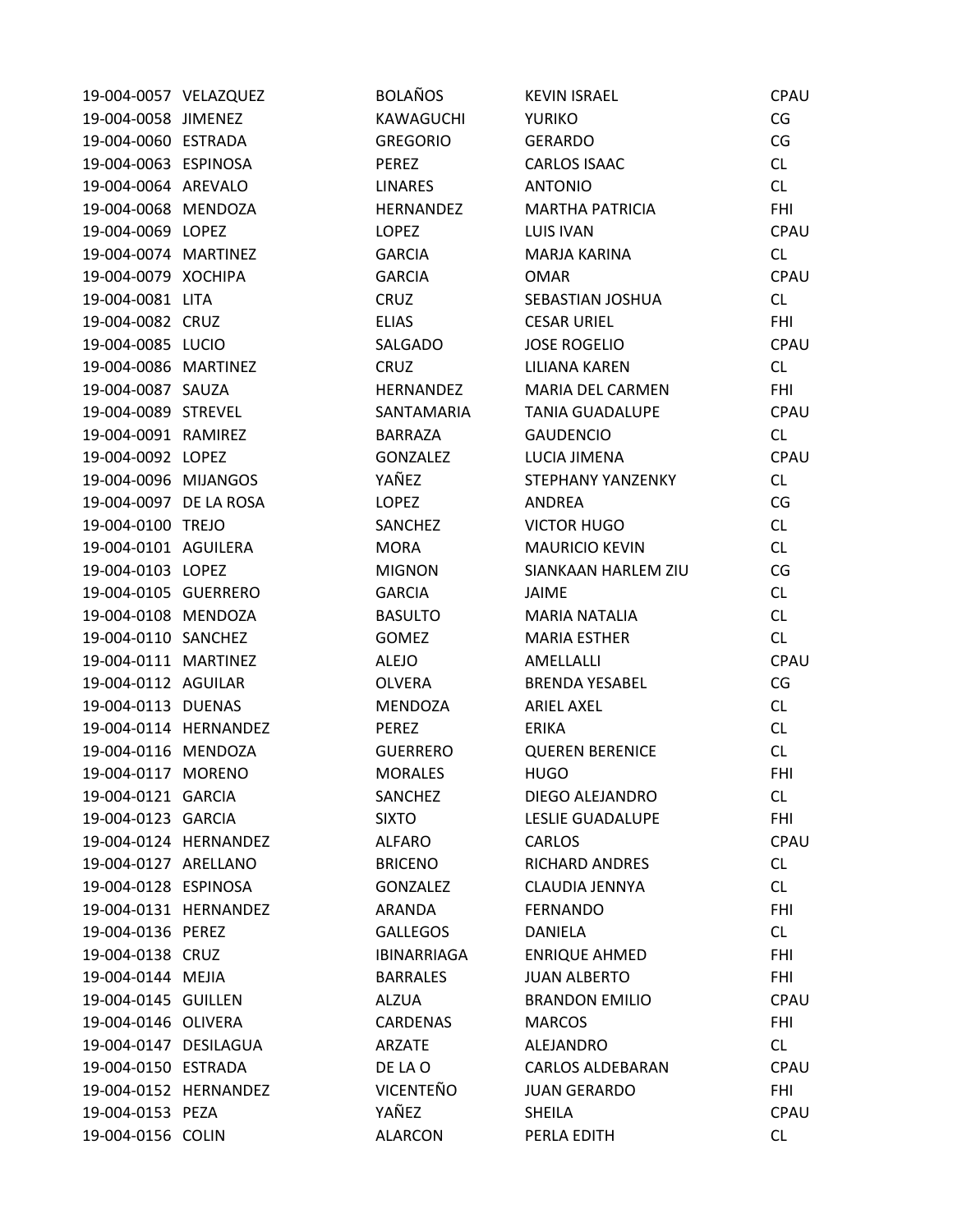| | | | | |
|---|---|---|---|---|
| 19-004-0057 | VELAZQUEZ | BOLAÑOS | KEVIN ISRAEL | CPAU |
| 19-004-0058 | JIMENEZ | KAWAGUCHI | YURIKO | CG |
| 19-004-0060 | ESTRADA | GREGORIO | GERARDO | CG |
| 19-004-0063 | ESPINOSA | PEREZ | CARLOS ISAAC | CL |
| 19-004-0064 | AREVALO | LINARES | ANTONIO | CL |
| 19-004-0068 | MENDOZA | HERNANDEZ | MARTHA PATRICIA | FHI |
| 19-004-0069 | LOPEZ | LOPEZ | LUIS IVAN | CPAU |
| 19-004-0074 | MARTINEZ | GARCIA | MARJA KARINA | CL |
| 19-004-0079 | XOCHIPA | GARCIA | OMAR | CPAU |
| 19-004-0081 | LITA | CRUZ | SEBASTIAN JOSHUA | CL |
| 19-004-0082 | CRUZ | ELIAS | CESAR URIEL | FHI |
| 19-004-0085 | LUCIO | SALGADO | JOSE ROGELIO | CPAU |
| 19-004-0086 | MARTINEZ | CRUZ | LILIANA KAREN | CL |
| 19-004-0087 | SAUZA | HERNANDEZ | MARIA DEL CARMEN | FHI |
| 19-004-0089 | STREVEL | SANTAMARIA | TANIA GUADALUPE | CPAU |
| 19-004-0091 | RAMIREZ | BARRAZA | GAUDENCIO | CL |
| 19-004-0092 | LOPEZ | GONZALEZ | LUCIA JIMENA | CPAU |
| 19-004-0096 | MIJANGOS | YAÑEZ | STEPHANY YANZENKY | CL |
| 19-004-0097 | DE LA ROSA | LOPEZ | ANDREA | CG |
| 19-004-0100 | TREJO | SANCHEZ | VICTOR HUGO | CL |
| 19-004-0101 | AGUILERA | MORA | MAURICIO KEVIN | CL |
| 19-004-0103 | LOPEZ | MIGNON | SIANKAAN HARLEM ZIU | CG |
| 19-004-0105 | GUERRERO | GARCIA | JAIME | CL |
| 19-004-0108 | MENDOZA | BASULTO | MARIA NATALIA | CL |
| 19-004-0110 | SANCHEZ | GOMEZ | MARIA ESTHER | CL |
| 19-004-0111 | MARTINEZ | ALEJO | AMELLALLI | CPAU |
| 19-004-0112 | AGUILAR | OLVERA | BRENDA YESABEL | CG |
| 19-004-0113 | DUENAS | MENDOZA | ARIEL AXEL | CL |
| 19-004-0114 | HERNANDEZ | PEREZ | ERIKA | CL |
| 19-004-0116 | MENDOZA | GUERRERO | QUEREN BERENICE | CL |
| 19-004-0117 | MORENO | MORALES | HUGO | FHI |
| 19-004-0121 | GARCIA | SANCHEZ | DIEGO ALEJANDRO | CL |
| 19-004-0123 | GARCIA | SIXTO | LESLIE GUADALUPE | FHI |
| 19-004-0124 | HERNANDEZ | ALFARO | CARLOS | CPAU |
| 19-004-0127 | ARELLANO | BRICENO | RICHARD ANDRES | CL |
| 19-004-0128 | ESPINOSA | GONZALEZ | CLAUDIA JENNYA | CL |
| 19-004-0131 | HERNANDEZ | ARANDA | FERNANDO | FHI |
| 19-004-0136 | PEREZ | GALLEGOS | DANIELA | CL |
| 19-004-0138 | CRUZ | IBINARRIAGA | ENRIQUE AHMED | FHI |
| 19-004-0144 | MEJIA | BARRALES | JUAN ALBERTO | FHI |
| 19-004-0145 | GUILLEN | ALZUA | BRANDON EMILIO | CPAU |
| 19-004-0146 | OLIVERA | CARDENAS | MARCOS | FHI |
| 19-004-0147 | DESILAGUA | ARZATE | ALEJANDRO | CL |
| 19-004-0150 | ESTRADA | DE LA O | CARLOS ALDEBARAN | CPAU |
| 19-004-0152 | HERNANDEZ | VICENTEÑO | JUAN GERARDO | FHI |
| 19-004-0153 | PEZA | YAÑEZ | SHEILA | CPAU |
| 19-004-0156 | COLIN | ALARCON | PERLA EDITH | CL |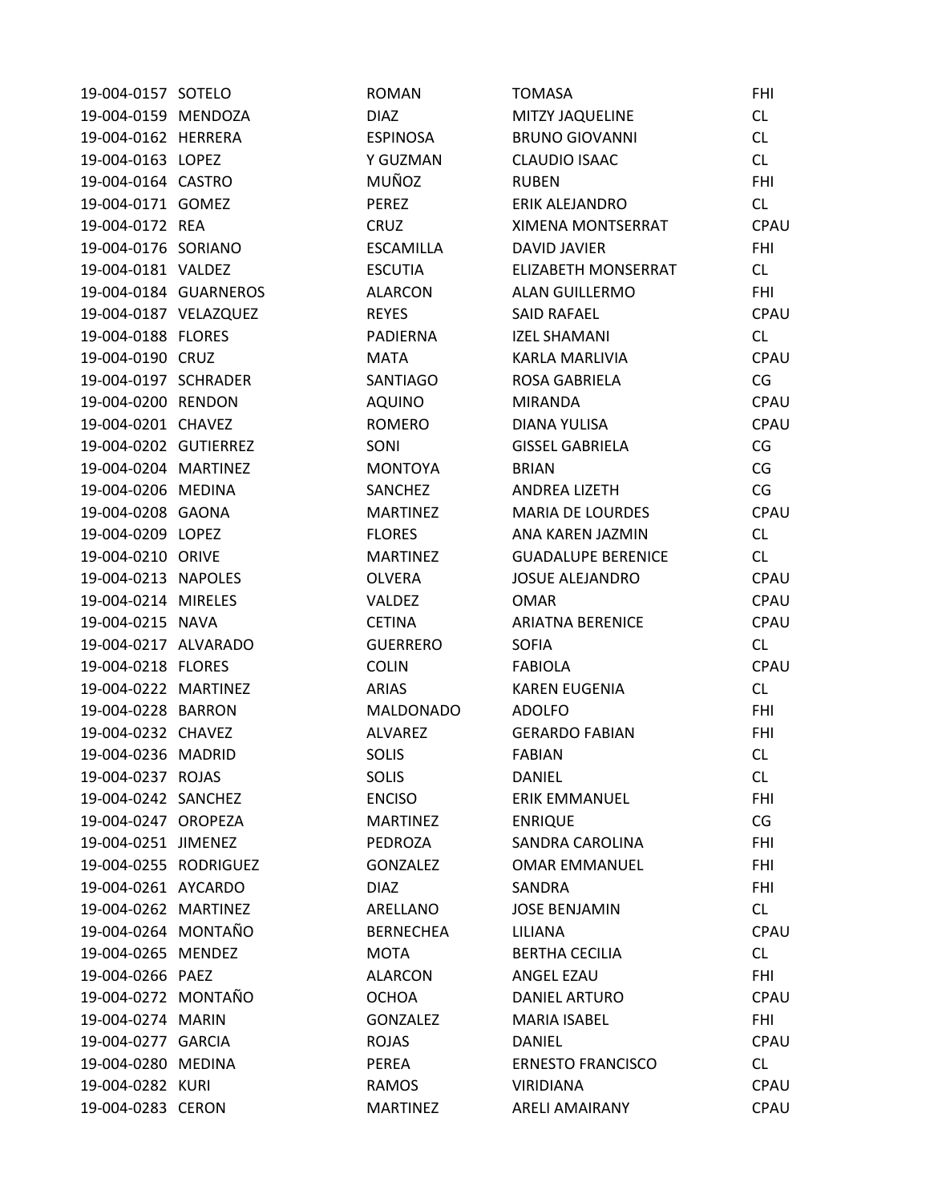| | | | | |
|---|---|---|---|---|
| 19-004-0157 | SOTELO | ROMAN | TOMASA | FHI |
| 19-004-0159 | MENDOZA | DIAZ | MITZY JAQUELINE | CL |
| 19-004-0162 | HERRERA | ESPINOSA | BRUNO GIOVANNI | CL |
| 19-004-0163 | LOPEZ | Y GUZMAN | CLAUDIO ISAAC | CL |
| 19-004-0164 | CASTRO | MUÑOZ | RUBEN | FHI |
| 19-004-0171 | GOMEZ | PEREZ | ERIK ALEJANDRO | CL |
| 19-004-0172 | REA | CRUZ | XIMENA MONTSERRAT | CPAU |
| 19-004-0176 | SORIANO | ESCAMILLA | DAVID JAVIER | FHI |
| 19-004-0181 | VALDEZ | ESCUTIA | ELIZABETH MONSERRAT | CL |
| 19-004-0184 | GUARNEROS | ALARCON | ALAN GUILLERMO | FHI |
| 19-004-0187 | VELAZQUEZ | REYES | SAID RAFAEL | CPAU |
| 19-004-0188 | FLORES | PADIERNA | IZEL SHAMANI | CL |
| 19-004-0190 | CRUZ | MATA | KARLA MARLIVIA | CPAU |
| 19-004-0197 | SCHRADER | SANTIAGO | ROSA GABRIELA | CG |
| 19-004-0200 | RENDON | AQUINO | MIRANDA | CPAU |
| 19-004-0201 | CHAVEZ | ROMERO | DIANA YULISA | CPAU |
| 19-004-0202 | GUTIERREZ | SONI | GISSEL GABRIELA | CG |
| 19-004-0204 | MARTINEZ | MONTOYA | BRIAN | CG |
| 19-004-0206 | MEDINA | SANCHEZ | ANDREA LIZETH | CG |
| 19-004-0208 | GAONA | MARTINEZ | MARIA DE LOURDES | CPAU |
| 19-004-0209 | LOPEZ | FLORES | ANA KAREN JAZMIN | CL |
| 19-004-0210 | ORIVE | MARTINEZ | GUADALUPE BERENICE | CL |
| 19-004-0213 | NAPOLES | OLVERA | JOSUE ALEJANDRO | CPAU |
| 19-004-0214 | MIRELES | VALDEZ | OMAR | CPAU |
| 19-004-0215 | NAVA | CETINA | ARIATNA BERENICE | CPAU |
| 19-004-0217 | ALVARADO | GUERRERO | SOFIA | CL |
| 19-004-0218 | FLORES | COLIN | FABIOLA | CPAU |
| 19-004-0222 | MARTINEZ | ARIAS | KAREN EUGENIA | CL |
| 19-004-0228 | BARRON | MALDONADO | ADOLFO | FHI |
| 19-004-0232 | CHAVEZ | ALVAREZ | GERARDO FABIAN | FHI |
| 19-004-0236 | MADRID | SOLIS | FABIAN | CL |
| 19-004-0237 | ROJAS | SOLIS | DANIEL | CL |
| 19-004-0242 | SANCHEZ | ENCISO | ERIK EMMANUEL | FHI |
| 19-004-0247 | OROPEZA | MARTINEZ | ENRIQUE | CG |
| 19-004-0251 | JIMENEZ | PEDROZA | SANDRA CAROLINA | FHI |
| 19-004-0255 | RODRIGUEZ | GONZALEZ | OMAR EMMANUEL | FHI |
| 19-004-0261 | AYCARDO | DIAZ | SANDRA | FHI |
| 19-004-0262 | MARTINEZ | ARELLANO | JOSE BENJAMIN | CL |
| 19-004-0264 | MONTAÑO | BERNECHEA | LILIANA | CPAU |
| 19-004-0265 | MENDEZ | MOTA | BERTHA CECILIA | CL |
| 19-004-0266 | PAEZ | ALARCON | ANGEL EZAU | FHI |
| 19-004-0272 | MONTAÑO | OCHOA | DANIEL ARTURO | CPAU |
| 19-004-0274 | MARIN | GONZALEZ | MARIA ISABEL | FHI |
| 19-004-0277 | GARCIA | ROJAS | DANIEL | CPAU |
| 19-004-0280 | MEDINA | PEREA | ERNESTO FRANCISCO | CL |
| 19-004-0282 | KURI | RAMOS | VIRIDIANA | CPAU |
| 19-004-0283 | CERON | MARTINEZ | ARELI AMAIRANY | CPAU |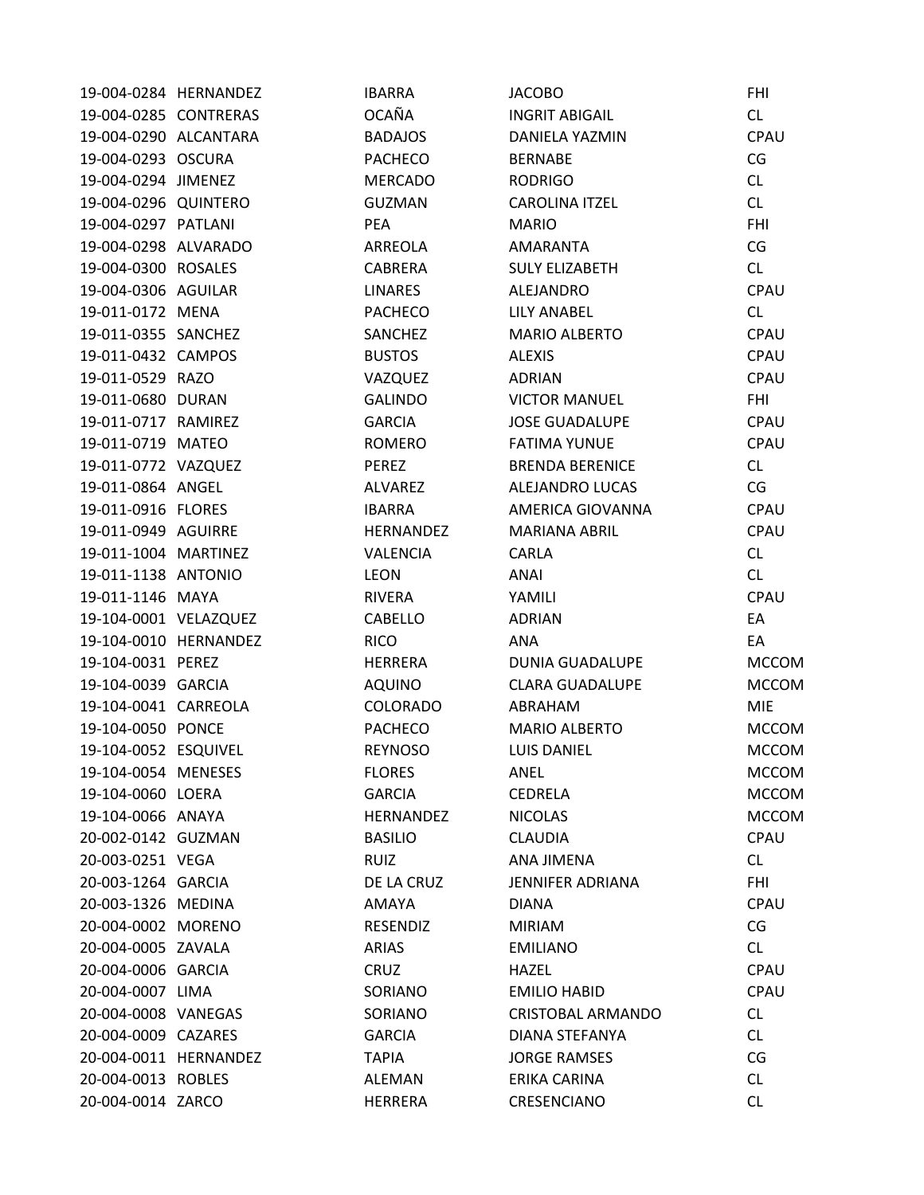| | | | | |
|---|---|---|---|---|
| 19-004-0284 | HERNANDEZ | IBARRA | JACOBO | FHI |
| 19-004-0285 | CONTRERAS | OCAÑA | INGRIT ABIGAIL | CL |
| 19-004-0290 | ALCANTARA | BADAJOS | DANIELA YAZMIN | CPAU |
| 19-004-0293 | OSCURA | PACHECO | BERNABE | CG |
| 19-004-0294 | JIMENEZ | MERCADO | RODRIGO | CL |
| 19-004-0296 | QUINTERO | GUZMAN | CAROLINA ITZEL | CL |
| 19-004-0297 | PATLANI | PEA | MARIO | FHI |
| 19-004-0298 | ALVARADO | ARREOLA | AMARANTA | CG |
| 19-004-0300 | ROSALES | CABRERA | SULY ELIZABETH | CL |
| 19-004-0306 | AGUILAR | LINARES | ALEJANDRO | CPAU |
| 19-011-0172 | MENA | PACHECO | LILY ANABEL | CL |
| 19-011-0355 | SANCHEZ | SANCHEZ | MARIO ALBERTO | CPAU |
| 19-011-0432 | CAMPOS | BUSTOS | ALEXIS | CPAU |
| 19-011-0529 | RAZO | VAZQUEZ | ADRIAN | CPAU |
| 19-011-0680 | DURAN | GALINDO | VICTOR MANUEL | FHI |
| 19-011-0717 | RAMIREZ | GARCIA | JOSE GUADALUPE | CPAU |
| 19-011-0719 | MATEO | ROMERO | FATIMA YUNUE | CPAU |
| 19-011-0772 | VAZQUEZ | PEREZ | BRENDA BERENICE | CL |
| 19-011-0864 | ANGEL | ALVAREZ | ALEJANDRO LUCAS | CG |
| 19-011-0916 | FLORES | IBARRA | AMERICA GIOVANNA | CPAU |
| 19-011-0949 | AGUIRRE | HERNANDEZ | MARIANA ABRIL | CPAU |
| 19-011-1004 | MARTINEZ | VALENCIA | CARLA | CL |
| 19-011-1138 | ANTONIO | LEON | ANAI | CL |
| 19-011-1146 | MAYA | RIVERA | YAMILI | CPAU |
| 19-104-0001 | VELAZQUEZ | CABELLO | ADRIAN | EA |
| 19-104-0010 | HERNANDEZ | RICO | ANA | EA |
| 19-104-0031 | PEREZ | HERRERA | DUNIA GUADALUPE | MCCOM |
| 19-104-0039 | GARCIA | AQUINO | CLARA GUADALUPE | MCCOM |
| 19-104-0041 | CARREOLA | COLORADO | ABRAHAM | MIE |
| 19-104-0050 | PONCE | PACHECO | MARIO ALBERTO | MCCOM |
| 19-104-0052 | ESQUIVEL | REYNOSO | LUIS DANIEL | MCCOM |
| 19-104-0054 | MENESES | FLORES | ANEL | MCCOM |
| 19-104-0060 | LOERA | GARCIA | CEDRELA | MCCOM |
| 19-104-0066 | ANAYA | HERNANDEZ | NICOLAS | MCCOM |
| 20-002-0142 | GUZMAN | BASILIO | CLAUDIA | CPAU |
| 20-003-0251 | VEGA | RUIZ | ANA JIMENA | CL |
| 20-003-1264 | GARCIA | DE LA CRUZ | JENNIFER ADRIANA | FHI |
| 20-003-1326 | MEDINA | AMAYA | DIANA | CPAU |
| 20-004-0002 | MORENO | RESENDIZ | MIRIAM | CG |
| 20-004-0005 | ZAVALA | ARIAS | EMILIANO | CL |
| 20-004-0006 | GARCIA | CRUZ | HAZEL | CPAU |
| 20-004-0007 | LIMA | SORIANO | EMILIO HABID | CPAU |
| 20-004-0008 | VANEGAS | SORIANO | CRISTOBAL ARMANDO | CL |
| 20-004-0009 | CAZARES | GARCIA | DIANA STEFANYA | CL |
| 20-004-0011 | HERNANDEZ | TAPIA | JORGE RAMSES | CG |
| 20-004-0013 | ROBLES | ALEMAN | ERIKA CARINA | CL |
| 20-004-0014 | ZARCO | HERRERA | CRESENCIANO | CL |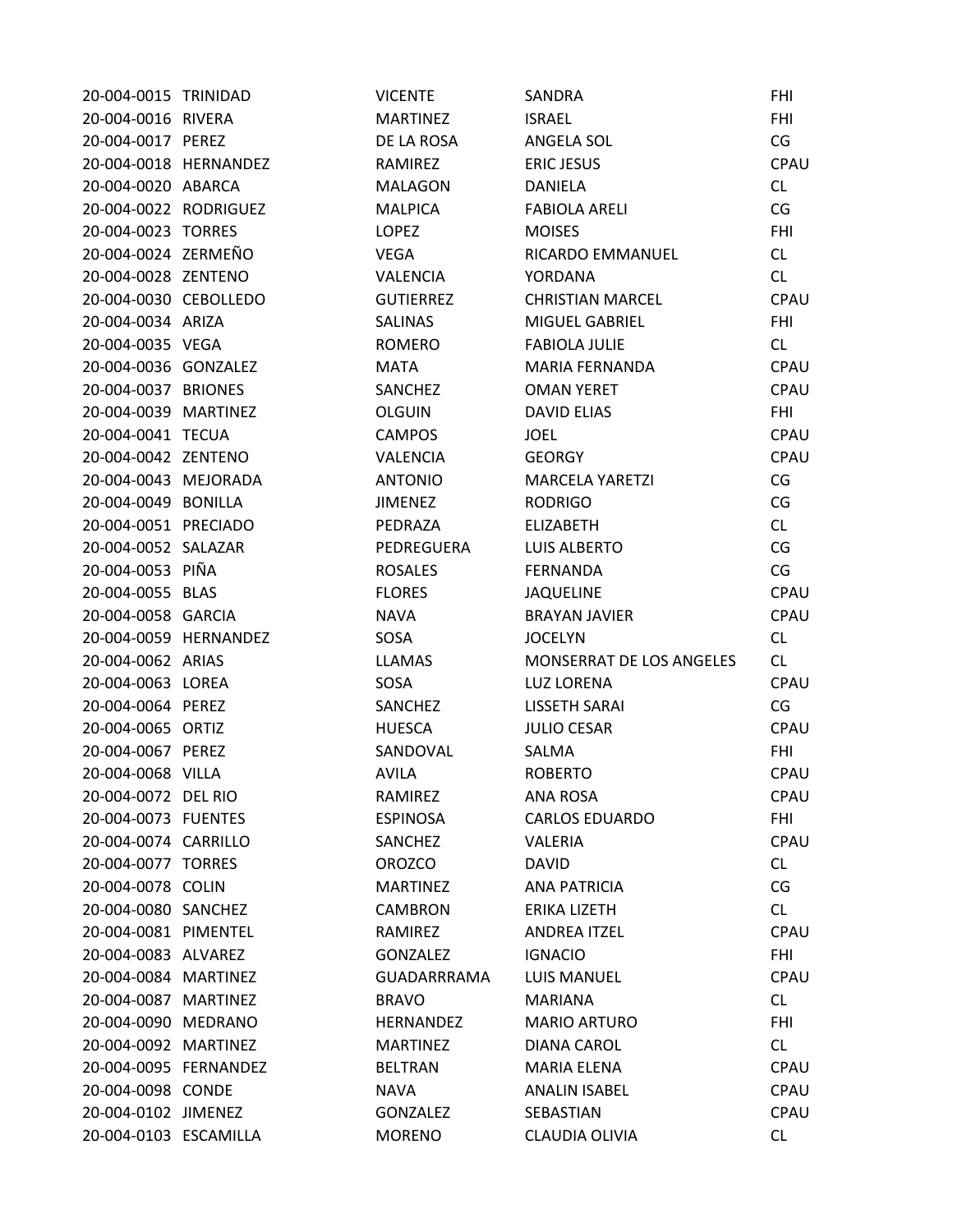| | | | | |
|---|---|---|---|---|
| 20-004-0015 | TRINIDAD | VICENTE | SANDRA | FHI |
| 20-004-0016 | RIVERA | MARTINEZ | ISRAEL | FHI |
| 20-004-0017 | PEREZ | DE LA ROSA | ANGELA SOL | CG |
| 20-004-0018 | HERNANDEZ | RAMIREZ | ERIC JESUS | CPAU |
| 20-004-0020 | ABARCA | MALAGON | DANIELA | CL |
| 20-004-0022 | RODRIGUEZ | MALPICA | FABIOLA ARELI | CG |
| 20-004-0023 | TORRES | LOPEZ | MOISES | FHI |
| 20-004-0024 | ZERMEÑO | VEGA | RICARDO EMMANUEL | CL |
| 20-004-0028 | ZENTENO | VALENCIA | YORDANA | CL |
| 20-004-0030 | CEBOLLEDO | GUTIERREZ | CHRISTIAN MARCEL | CPAU |
| 20-004-0034 | ARIZA | SALINAS | MIGUEL GABRIEL | FHI |
| 20-004-0035 | VEGA | ROMERO | FABIOLA JULIE | CL |
| 20-004-0036 | GONZALEZ | MATA | MARIA FERNANDA | CPAU |
| 20-004-0037 | BRIONES | SANCHEZ | OMAN YERET | CPAU |
| 20-004-0039 | MARTINEZ | OLGUIN | DAVID ELIAS | FHI |
| 20-004-0041 | TECUA | CAMPOS | JOEL | CPAU |
| 20-004-0042 | ZENTENO | VALENCIA | GEORGY | CPAU |
| 20-004-0043 | MEJORADA | ANTONIO | MARCELA YARETZI | CG |
| 20-004-0049 | BONILLA | JIMENEZ | RODRIGO | CG |
| 20-004-0051 | PRECIADO | PEDRAZA | ELIZABETH | CL |
| 20-004-0052 | SALAZAR | PEDREGUERA | LUIS ALBERTO | CG |
| 20-004-0053 | PIÑA | ROSALES | FERNANDA | CG |
| 20-004-0055 | BLAS | FLORES | JAQUELINE | CPAU |
| 20-004-0058 | GARCIA | NAVA | BRAYAN JAVIER | CPAU |
| 20-004-0059 | HERNANDEZ | SOSA | JOCELYN | CL |
| 20-004-0062 | ARIAS | LLAMAS | MONSERRAT DE LOS ANGELES | CL |
| 20-004-0063 | LOREA | SOSA | LUZ LORENA | CPAU |
| 20-004-0064 | PEREZ | SANCHEZ | LISSETH SARAI | CG |
| 20-004-0065 | ORTIZ | HUESCA | JULIO CESAR | CPAU |
| 20-004-0067 | PEREZ | SANDOVAL | SALMA | FHI |
| 20-004-0068 | VILLA | AVILA | ROBERTO | CPAU |
| 20-004-0072 | DEL RIO | RAMIREZ | ANA ROSA | CPAU |
| 20-004-0073 | FUENTES | ESPINOSA | CARLOS EDUARDO | FHI |
| 20-004-0074 | CARRILLO | SANCHEZ | VALERIA | CPAU |
| 20-004-0077 | TORRES | OROZCO | DAVID | CL |
| 20-004-0078 | COLIN | MARTINEZ | ANA PATRICIA | CG |
| 20-004-0080 | SANCHEZ | CAMBRON | ERIKA LIZETH | CL |
| 20-004-0081 | PIMENTEL | RAMIREZ | ANDREA ITZEL | CPAU |
| 20-004-0083 | ALVAREZ | GONZALEZ | IGNACIO | FHI |
| 20-004-0084 | MARTINEZ | GUADARRRAMA | LUIS MANUEL | CPAU |
| 20-004-0087 | MARTINEZ | BRAVO | MARIANA | CL |
| 20-004-0090 | MEDRANO | HERNANDEZ | MARIO ARTURO | FHI |
| 20-004-0092 | MARTINEZ | MARTINEZ | DIANA CAROL | CL |
| 20-004-0095 | FERNANDEZ | BELTRAN | MARIA ELENA | CPAU |
| 20-004-0098 | CONDE | NAVA | ANALIN ISABEL | CPAU |
| 20-004-0102 | JIMENEZ | GONZALEZ | SEBASTIAN | CPAU |
| 20-004-0103 | ESCAMILLA | MORENO | CLAUDIA OLIVIA | CL |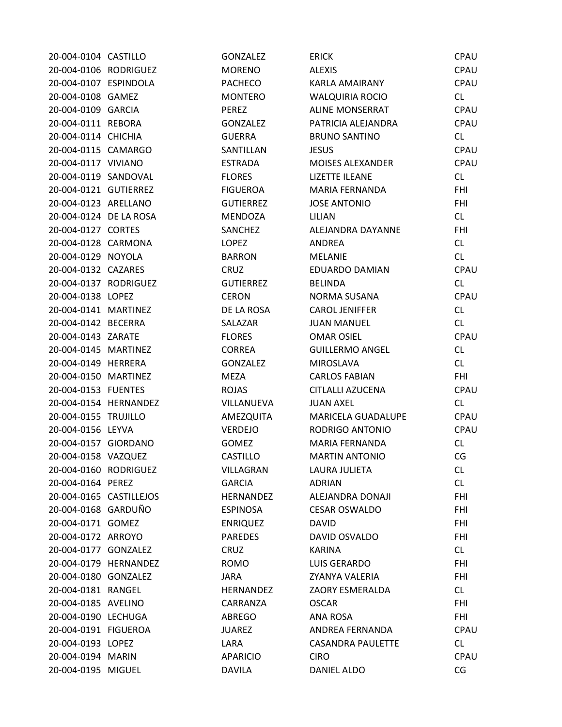| | | | | |
|---|---|---|---|---|
| 20-004-0104 | CASTILLO | GONZALEZ | ERICK | CPAU |
| 20-004-0106 | RODRIGUEZ | MORENO | ALEXIS | CPAU |
| 20-004-0107 | ESPINDOLA | PACHECO | KARLA AMAIRANY | CPAU |
| 20-004-0108 | GAMEZ | MONTERO | WALQUIRIA ROCIO | CL |
| 20-004-0109 | GARCIA | PEREZ | ALINE MONSERRAT | CPAU |
| 20-004-0111 | REBORA | GONZALEZ | PATRICIA ALEJANDRA | CPAU |
| 20-004-0114 | CHICHIA | GUERRA | BRUNO SANTINO | CL |
| 20-004-0115 | CAMARGO | SANTILLAN | JESUS | CPAU |
| 20-004-0117 | VIVIANO | ESTRADA | MOISES ALEXANDER | CPAU |
| 20-004-0119 | SANDOVAL | FLORES | LIZETTE ILEANE | CL |
| 20-004-0121 | GUTIERREZ | FIGUEROA | MARIA FERNANDA | FHI |
| 20-004-0123 | ARELLANO | GUTIERREZ | JOSE ANTONIO | FHI |
| 20-004-0124 | DE LA ROSA | MENDOZA | LILIAN | CL |
| 20-004-0127 | CORTES | SANCHEZ | ALEJANDRA DAYANNE | FHI |
| 20-004-0128 | CARMONA | LOPEZ | ANDREA | CL |
| 20-004-0129 | NOYOLA | BARRON | MELANIE | CL |
| 20-004-0132 | CAZARES | CRUZ | EDUARDO DAMIAN | CPAU |
| 20-004-0137 | RODRIGUEZ | GUTIERREZ | BELINDA | CL |
| 20-004-0138 | LOPEZ | CERON | NORMA SUSANA | CPAU |
| 20-004-0141 | MARTINEZ | DE LA ROSA | CAROL JENIFFER | CL |
| 20-004-0142 | BECERRA | SALAZAR | JUAN MANUEL | CL |
| 20-004-0143 | ZARATE | FLORES | OMAR OSIEL | CPAU |
| 20-004-0145 | MARTINEZ | CORREA | GUILLERMO ANGEL | CL |
| 20-004-0149 | HERRERA | GONZALEZ | MIROSLAVA | CL |
| 20-004-0150 | MARTINEZ | MEZA | CARLOS FABIAN | FHI |
| 20-004-0153 | FUENTES | ROJAS | CITLALLI AZUCENA | CPAU |
| 20-004-0154 | HERNANDEZ | VILLANUEVA | JUAN AXEL | CL |
| 20-004-0155 | TRUJILLO | AMEZQUITA | MARICELA GUADALUPE | CPAU |
| 20-004-0156 | LEYVA | VERDEJO | RODRIGO ANTONIO | CPAU |
| 20-004-0157 | GIORDANO | GOMEZ | MARIA FERNANDA | CL |
| 20-004-0158 | VAZQUEZ | CASTILLO | MARTIN ANTONIO | CG |
| 20-004-0160 | RODRIGUEZ | VILLAGRAN | LAURA JULIETA | CL |
| 20-004-0164 | PEREZ | GARCIA | ADRIAN | CL |
| 20-004-0165 | CASTILLEJOS | HERNANDEZ | ALEJANDRA DONAJI | FHI |
| 20-004-0168 | GARDUÑO | ESPINOSA | CESAR OSWALDO | FHI |
| 20-004-0171 | GOMEZ | ENRIQUEZ | DAVID | FHI |
| 20-004-0172 | ARROYO | PAREDES | DAVID OSVALDO | FHI |
| 20-004-0177 | GONZALEZ | CRUZ | KARINA | CL |
| 20-004-0179 | HERNANDEZ | ROMO | LUIS GERARDO | FHI |
| 20-004-0180 | GONZALEZ | JARA | ZYANYA VALERIA | FHI |
| 20-004-0181 | RANGEL | HERNANDEZ | ZAORY ESMERALDA | CL |
| 20-004-0185 | AVELINO | CARRANZA | OSCAR | FHI |
| 20-004-0190 | LECHUGA | ABREGO | ANA ROSA | FHI |
| 20-004-0191 | FIGUEROA | JUAREZ | ANDREA FERNANDA | CPAU |
| 20-004-0193 | LOPEZ | LARA | CASANDRA PAULETTE | CL |
| 20-004-0194 | MARIN | APARICIO | CIRO | CPAU |
| 20-004-0195 | MIGUEL | DAVILA | DANIEL ALDO | CG |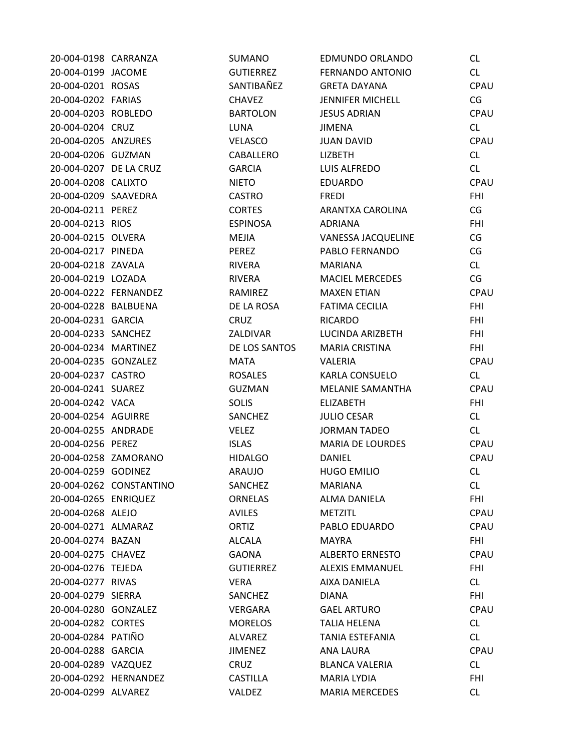| | | | | |
|---|---|---|---|---|
| 20-004-0198 | CARRANZA | SUMANO | EDMUNDO ORLANDO | CL |
| 20-004-0199 | JACOME | GUTIERREZ | FERNANDO ANTONIO | CL |
| 20-004-0201 | ROSAS | SANTIBAÑEZ | GRETA DAYANA | CPAU |
| 20-004-0202 | FARIAS | CHAVEZ | JENNIFER MICHELL | CG |
| 20-004-0203 | ROBLEDO | BARTOLON | JESUS ADRIAN | CPAU |
| 20-004-0204 | CRUZ | LUNA | JIMENA | CL |
| 20-004-0205 | ANZURES | VELASCO | JUAN DAVID | CPAU |
| 20-004-0206 | GUZMAN | CABALLERO | LIZBETH | CL |
| 20-004-0207 | DE LA CRUZ | GARCIA | LUIS ALFREDO | CL |
| 20-004-0208 | CALIXTO | NIETO | EDUARDO | CPAU |
| 20-004-0209 | SAAVEDRA | CASTRO | FREDI | FHI |
| 20-004-0211 | PEREZ | CORTES | ARANTXA CAROLINA | CG |
| 20-004-0213 | RIOS | ESPINOSA | ADRIANA | FHI |
| 20-004-0215 | OLVERA | MEJIA | VANESSA JACQUELINE | CG |
| 20-004-0217 | PINEDA | PEREZ | PABLO FERNANDO | CG |
| 20-004-0218 | ZAVALA | RIVERA | MARIANA | CL |
| 20-004-0219 | LOZADA | RIVERA | MACIEL MERCEDES | CG |
| 20-004-0222 | FERNANDEZ | RAMIREZ | MAXEN ETIAN | CPAU |
| 20-004-0228 | BALBUENA | DE LA ROSA | FATIMA CECILIA | FHI |
| 20-004-0231 | GARCIA | CRUZ | RICARDO | FHI |
| 20-004-0233 | SANCHEZ | ZALDIVAR | LUCINDA ARIZBETH | FHI |
| 20-004-0234 | MARTINEZ | DE LOS SANTOS | MARIA CRISTINA | FHI |
| 20-004-0235 | GONZALEZ | MATA | VALERIA | CPAU |
| 20-004-0237 | CASTRO | ROSALES | KARLA CONSUELO | CL |
| 20-004-0241 | SUAREZ | GUZMAN | MELANIE SAMANTHA | CPAU |
| 20-004-0242 | VACA | SOLIS | ELIZABETH | FHI |
| 20-004-0254 | AGUIRRE | SANCHEZ | JULIO CESAR | CL |
| 20-004-0255 | ANDRADE | VELEZ | JORMAN TADEO | CL |
| 20-004-0256 | PEREZ | ISLAS | MARIA DE LOURDES | CPAU |
| 20-004-0258 | ZAMORANO | HIDALGO | DANIEL | CPAU |
| 20-004-0259 | GODINEZ | ARAUJO | HUGO EMILIO | CL |
| 20-004-0262 | CONSTANTINO | SANCHEZ | MARIANA | CL |
| 20-004-0265 | ENRIQUEZ | ORNELAS | ALMA DANIELA | FHI |
| 20-004-0268 | ALEJO | AVILES | METZITL | CPAU |
| 20-004-0271 | ALMARAZ | ORTIZ | PABLO EDUARDO | CPAU |
| 20-004-0274 | BAZAN | ALCALA | MAYRA | FHI |
| 20-004-0275 | CHAVEZ | GAONA | ALBERTO ERNESTO | CPAU |
| 20-004-0276 | TEJEDA | GUTIERREZ | ALEXIS EMMANUEL | FHI |
| 20-004-0277 | RIVAS | VERA | AIXA DANIELA | CL |
| 20-004-0279 | SIERRA | SANCHEZ | DIANA | FHI |
| 20-004-0280 | GONZALEZ | VERGARA | GAEL ARTURO | CPAU |
| 20-004-0282 | CORTES | MORELOS | TALIA HELENA | CL |
| 20-004-0284 | PATIÑO | ALVAREZ | TANIA ESTEFANIA | CL |
| 20-004-0288 | GARCIA | JIMENEZ | ANA LAURA | CPAU |
| 20-004-0289 | VAZQUEZ | CRUZ | BLANCA VALERIA | CL |
| 20-004-0292 | HERNANDEZ | CASTILLA | MARIA LYDIA | FHI |
| 20-004-0299 | ALVAREZ | VALDEZ | MARIA MERCEDES | CL |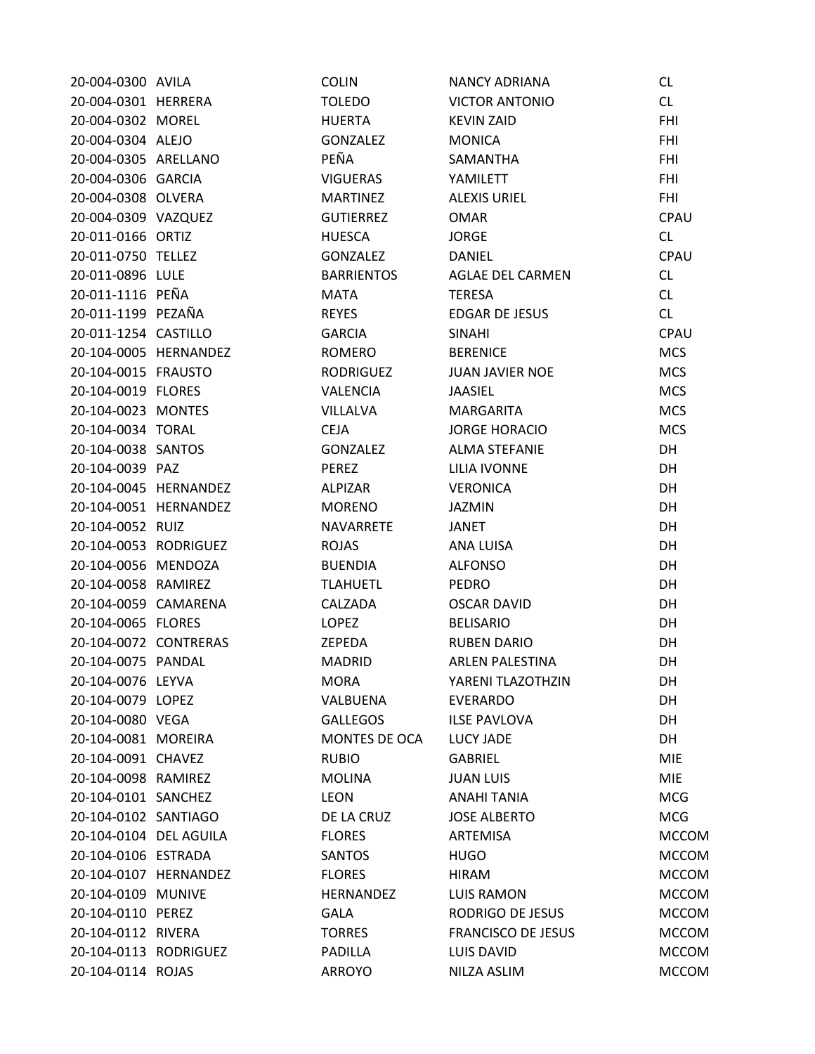| | | | | |
|---|---|---|---|---|
| 20-004-0300 | AVILA | COLIN | NANCY ADRIANA | CL |
| 20-004-0301 | HERRERA | TOLEDO | VICTOR ANTONIO | CL |
| 20-004-0302 | MOREL | HUERTA | KEVIN ZAID | FHI |
| 20-004-0304 | ALEJO | GONZALEZ | MONICA | FHI |
| 20-004-0305 | ARELLANO | PEÑA | SAMANTHA | FHI |
| 20-004-0306 | GARCIA | VIGUERAS | YAMILETT | FHI |
| 20-004-0308 | OLVERA | MARTINEZ | ALEXIS URIEL | FHI |
| 20-004-0309 | VAZQUEZ | GUTIERREZ | OMAR | CPAU |
| 20-011-0166 | ORTIZ | HUESCA | JORGE | CL |
| 20-011-0750 | TELLEZ | GONZALEZ | DANIEL | CPAU |
| 20-011-0896 | LULE | BARRIENTOS | AGLAE DEL CARMEN | CL |
| 20-011-1116 | PEÑA | MATA | TERESA | CL |
| 20-011-1199 | PEZAÑA | REYES | EDGAR DE JESUS | CL |
| 20-011-1254 | CASTILLO | GARCIA | SINAHI | CPAU |
| 20-104-0005 | HERNANDEZ | ROMERO | BERENICE | MCS |
| 20-104-0015 | FRAUSTO | RODRIGUEZ | JUAN JAVIER NOE | MCS |
| 20-104-0019 | FLORES | VALENCIA | JAASIEL | MCS |
| 20-104-0023 | MONTES | VILLALVA | MARGARITA | MCS |
| 20-104-0034 | TORAL | CEJA | JORGE HORACIO | MCS |
| 20-104-0038 | SANTOS | GONZALEZ | ALMA STEFANIE | DH |
| 20-104-0039 | PAZ | PEREZ | LILIA IVONNE | DH |
| 20-104-0045 | HERNANDEZ | ALPIZAR | VERONICA | DH |
| 20-104-0051 | HERNANDEZ | MORENO | JAZMIN | DH |
| 20-104-0052 | RUIZ | NAVARRETE | JANET | DH |
| 20-104-0053 | RODRIGUEZ | ROJAS | ANA LUISA | DH |
| 20-104-0056 | MENDOZA | BUENDIA | ALFONSO | DH |
| 20-104-0058 | RAMIREZ | TLAHUETL | PEDRO | DH |
| 20-104-0059 | CAMARENA | CALZADA | OSCAR DAVID | DH |
| 20-104-0065 | FLORES | LOPEZ | BELISARIO | DH |
| 20-104-0072 | CONTRERAS | ZEPEDA | RUBEN DARIO | DH |
| 20-104-0075 | PANDAL | MADRID | ARLEN PALESTINA | DH |
| 20-104-0076 | LEYVA | MORA | YARENI TLAZOTHZIN | DH |
| 20-104-0079 | LOPEZ | VALBUENA | EVERARDO | DH |
| 20-104-0080 | VEGA | GALLEGOS | ILSE PAVLOVA | DH |
| 20-104-0081 | MOREIRA | MONTES DE OCA | LUCY JADE | DH |
| 20-104-0091 | CHAVEZ | RUBIO | GABRIEL | MIE |
| 20-104-0098 | RAMIREZ | MOLINA | JUAN LUIS | MIE |
| 20-104-0101 | SANCHEZ | LEON | ANAHI TANIA | MCG |
| 20-104-0102 | SANTIAGO | DE LA CRUZ | JOSE ALBERTO | MCG |
| 20-104-0104 | DEL AGUILA | FLORES | ARTEMISA | MCCOM |
| 20-104-0106 | ESTRADA | SANTOS | HUGO | MCCOM |
| 20-104-0107 | HERNANDEZ | FLORES | HIRAM | MCCOM |
| 20-104-0109 | MUNIVE | HERNANDEZ | LUIS RAMON | MCCOM |
| 20-104-0110 | PEREZ | GALA | RODRIGO DE JESUS | MCCOM |
| 20-104-0112 | RIVERA | TORRES | FRANCISCO DE JESUS | MCCOM |
| 20-104-0113 | RODRIGUEZ | PADILLA | LUIS DAVID | MCCOM |
| 20-104-0114 | ROJAS | ARROYO | NILZA ASLIM | MCCOM |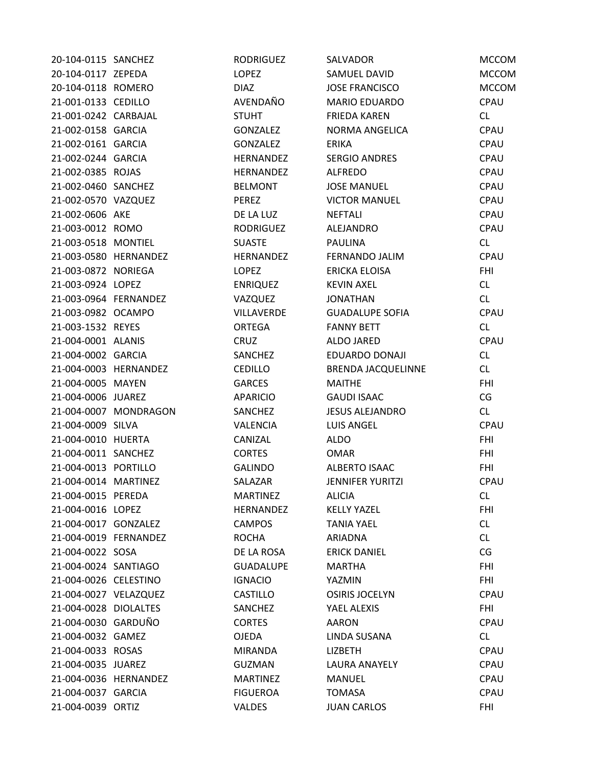| | | | | |
|---|---|---|---|---|
| 20-104-0115 | SANCHEZ | RODRIGUEZ | SALVADOR | MCCOM |
| 20-104-0117 | ZEPEDA | LOPEZ | SAMUEL DAVID | MCCOM |
| 20-104-0118 | ROMERO | DIAZ | JOSE FRANCISCO | MCCOM |
| 21-001-0133 | CEDILLO | AVENDAÑO | MARIO EDUARDO | CPAU |
| 21-001-0242 | CARBAJAL | STUHT | FRIEDA KAREN | CL |
| 21-002-0158 | GARCIA | GONZALEZ | NORMA ANGELICA | CPAU |
| 21-002-0161 | GARCIA | GONZALEZ | ERIKA | CPAU |
| 21-002-0244 | GARCIA | HERNANDEZ | SERGIO ANDRES | CPAU |
| 21-002-0385 | ROJAS | HERNANDEZ | ALFREDO | CPAU |
| 21-002-0460 | SANCHEZ | BELMONT | JOSE MANUEL | CPAU |
| 21-002-0570 | VAZQUEZ | PEREZ | VICTOR MANUEL | CPAU |
| 21-002-0606 | AKE | DE LA LUZ | NEFTALI | CPAU |
| 21-003-0012 | ROMO | RODRIGUEZ | ALEJANDRO | CPAU |
| 21-003-0518 | MONTIEL | SUASTE | PAULINA | CL |
| 21-003-0580 | HERNANDEZ | HERNANDEZ | FERNANDO JALIM | CPAU |
| 21-003-0872 | NORIEGA | LOPEZ | ERICKA ELOISA | FHI |
| 21-003-0924 | LOPEZ | ENRIQUEZ | KEVIN AXEL | CL |
| 21-003-0964 | FERNANDEZ | VAZQUEZ | JONATHAN | CL |
| 21-003-0982 | OCAMPO | VILLAVERDE | GUADALUPE SOFIA | CPAU |
| 21-003-1532 | REYES | ORTEGA | FANNY BETT | CL |
| 21-004-0001 | ALANIS | CRUZ | ALDO JARED | CPAU |
| 21-004-0002 | GARCIA | SANCHEZ | EDUARDO DONAJI | CL |
| 21-004-0003 | HERNANDEZ | CEDILLO | BRENDA JACQUELINNE | CL |
| 21-004-0005 | MAYEN | GARCES | MAITHE | FHI |
| 21-004-0006 | JUAREZ | APARICIO | GAUDI ISAAC | CG |
| 21-004-0007 | MONDRAGON | SANCHEZ | JESUS ALEJANDRO | CL |
| 21-004-0009 | SILVA | VALENCIA | LUIS ANGEL | CPAU |
| 21-004-0010 | HUERTA | CANIZAL | ALDO | FHI |
| 21-004-0011 | SANCHEZ | CORTES | OMAR | FHI |
| 21-004-0013 | PORTILLO | GALINDO | ALBERTO ISAAC | FHI |
| 21-004-0014 | MARTINEZ | SALAZAR | JENNIFER YURITZI | CPAU |
| 21-004-0015 | PEREDA | MARTINEZ | ALICIA | CL |
| 21-004-0016 | LOPEZ | HERNANDEZ | KELLY YAZEL | FHI |
| 21-004-0017 | GONZALEZ | CAMPOS | TANIA YAEL | CL |
| 21-004-0019 | FERNANDEZ | ROCHA | ARIADNA | CL |
| 21-004-0022 | SOSA | DE LA ROSA | ERICK DANIEL | CG |
| 21-004-0024 | SANTIAGO | GUADALUPE | MARTHA | FHI |
| 21-004-0026 | CELESTINO | IGNACIO | YAZMIN | FHI |
| 21-004-0027 | VELAZQUEZ | CASTILLO | OSIRIS JOCELYN | CPAU |
| 21-004-0028 | DIOLALTES | SANCHEZ | YAEL ALEXIS | FHI |
| 21-004-0030 | GARDUÑO | CORTES | AARON | CPAU |
| 21-004-0032 | GAMEZ | OJEDA | LINDA SUSANA | CL |
| 21-004-0033 | ROSAS | MIRANDA | LIZBETH | CPAU |
| 21-004-0035 | JUAREZ | GUZMAN | LAURA ANAYELY | CPAU |
| 21-004-0036 | HERNANDEZ | MARTINEZ | MANUEL | CPAU |
| 21-004-0037 | GARCIA | FIGUEROA | TOMASA | CPAU |
| 21-004-0039 | ORTIZ | VALDES | JUAN CARLOS | FHI |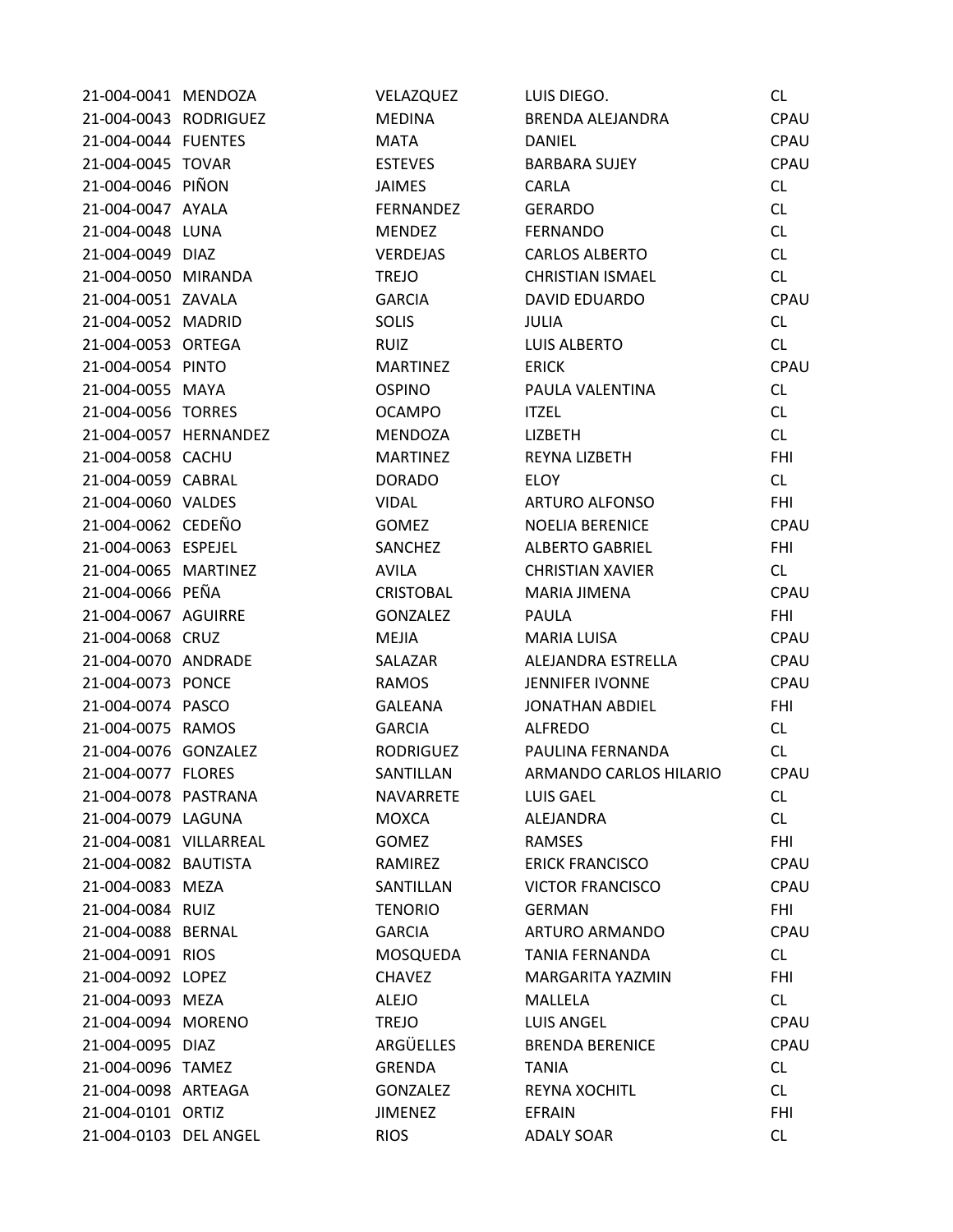| | | | | |
|---|---|---|---|---|
| 21-004-0041 | MENDOZA | VELAZQUEZ | LUIS DIEGO. | CL |
| 21-004-0043 | RODRIGUEZ | MEDINA | BRENDA ALEJANDRA | CPAU |
| 21-004-0044 | FUENTES | MATA | DANIEL | CPAU |
| 21-004-0045 | TOVAR | ESTEVES | BARBARA SUJEY | CPAU |
| 21-004-0046 | PIÑON | JAIMES | CARLA | CL |
| 21-004-0047 | AYALA | FERNANDEZ | GERARDO | CL |
| 21-004-0048 | LUNA | MENDEZ | FERNANDO | CL |
| 21-004-0049 | DIAZ | VERDEJAS | CARLOS ALBERTO | CL |
| 21-004-0050 | MIRANDA | TREJO | CHRISTIAN ISMAEL | CL |
| 21-004-0051 | ZAVALA | GARCIA | DAVID EDUARDO | CPAU |
| 21-004-0052 | MADRID | SOLIS | JULIA | CL |
| 21-004-0053 | ORTEGA | RUIZ | LUIS ALBERTO | CL |
| 21-004-0054 | PINTO | MARTINEZ | ERICK | CPAU |
| 21-004-0055 | MAYA | OSPINO | PAULA VALENTINA | CL |
| 21-004-0056 | TORRES | OCAMPO | ITZEL | CL |
| 21-004-0057 | HERNANDEZ | MENDOZA | LIZBETH | CL |
| 21-004-0058 | CACHU | MARTINEZ | REYNA LIZBETH | FHI |
| 21-004-0059 | CABRAL | DORADO | ELOY | CL |
| 21-004-0060 | VALDES | VIDAL | ARTURO ALFONSO | FHI |
| 21-004-0062 | CEDEÑO | GOMEZ | NOELIA BERENICE | CPAU |
| 21-004-0063 | ESPEJEL | SANCHEZ | ALBERTO GABRIEL | FHI |
| 21-004-0065 | MARTINEZ | AVILA | CHRISTIAN XAVIER | CL |
| 21-004-0066 | PEÑA | CRISTOBAL | MARIA JIMENA | CPAU |
| 21-004-0067 | AGUIRRE | GONZALEZ | PAULA | FHI |
| 21-004-0068 | CRUZ | MEJIA | MARIA LUISA | CPAU |
| 21-004-0070 | ANDRADE | SALAZAR | ALEJANDRA ESTRELLA | CPAU |
| 21-004-0073 | PONCE | RAMOS | JENNIFER IVONNE | CPAU |
| 21-004-0074 | PASCO | GALEANA | JONATHAN ABDIEL | FHI |
| 21-004-0075 | RAMOS | GARCIA | ALFREDO | CL |
| 21-004-0076 | GONZALEZ | RODRIGUEZ | PAULINA FERNANDA | CL |
| 21-004-0077 | FLORES | SANTILLAN | ARMANDO CARLOS HILARIO | CPAU |
| 21-004-0078 | PASTRANA | NAVARRETE | LUIS GAEL | CL |
| 21-004-0079 | LAGUNA | MOXCA | ALEJANDRA | CL |
| 21-004-0081 | VILLARREAL | GOMEZ | RAMSES | FHI |
| 21-004-0082 | BAUTISTA | RAMIREZ | ERICK FRANCISCO | CPAU |
| 21-004-0083 | MEZA | SANTILLAN | VICTOR FRANCISCO | CPAU |
| 21-004-0084 | RUIZ | TENORIO | GERMAN | FHI |
| 21-004-0088 | BERNAL | GARCIA | ARTURO ARMANDO | CPAU |
| 21-004-0091 | RIOS | MOSQUEDA | TANIA FERNANDA | CL |
| 21-004-0092 | LOPEZ | CHAVEZ | MARGARITA YAZMIN | FHI |
| 21-004-0093 | MEZA | ALEJO | MALLELA | CL |
| 21-004-0094 | MORENO | TREJO | LUIS ANGEL | CPAU |
| 21-004-0095 | DIAZ | ARGÜELLES | BRENDA BERENICE | CPAU |
| 21-004-0096 | TAMEZ | GRENDA | TANIA | CL |
| 21-004-0098 | ARTEAGA | GONZALEZ | REYNA XOCHITL | CL |
| 21-004-0101 | ORTIZ | JIMENEZ | EFRAIN | FHI |
| 21-004-0103 | DEL ANGEL | RIOS | ADALY SOAR | CL |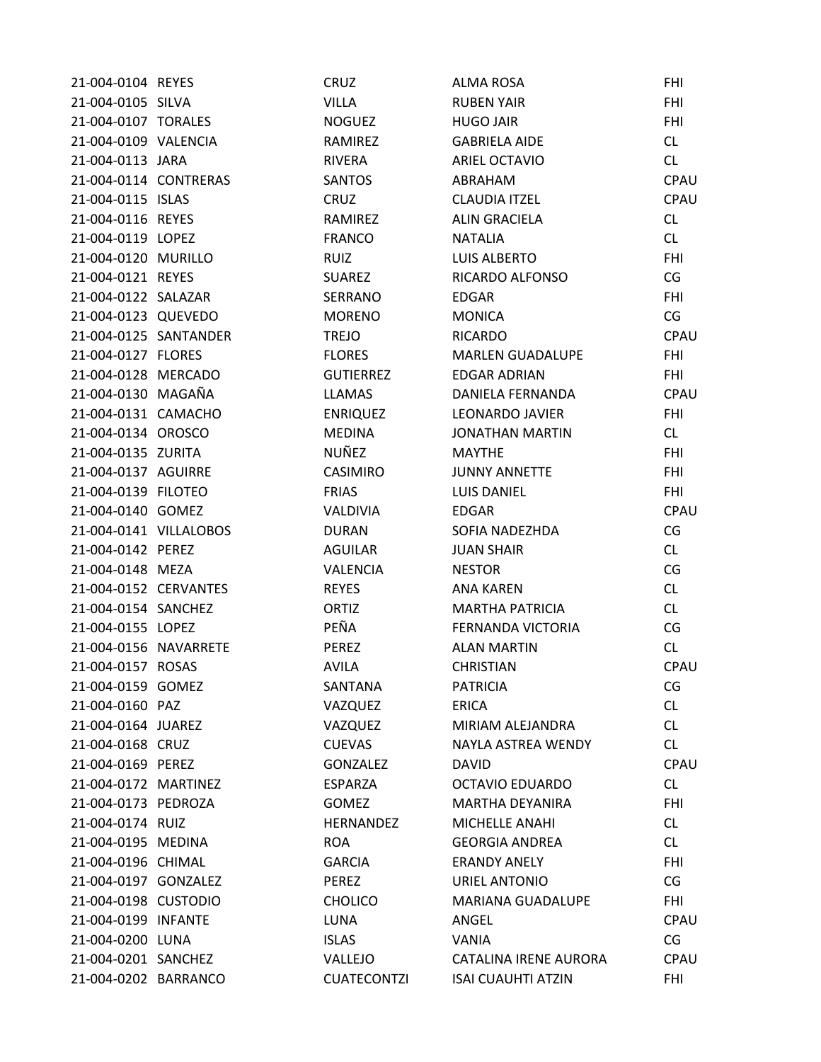| | | | | |
|---|---|---|---|---|
| 21-004-0104 | REYES | CRUZ | ALMA ROSA | FHI |
| 21-004-0105 | SILVA | VILLA | RUBEN YAIR | FHI |
| 21-004-0107 | TORALES | NOGUEZ | HUGO JAIR | FHI |
| 21-004-0109 | VALENCIA | RAMIREZ | GABRIELA AIDE | CL |
| 21-004-0113 | JARA | RIVERA | ARIEL OCTAVIO | CL |
| 21-004-0114 | CONTRERAS | SANTOS | ABRAHAM | CPAU |
| 21-004-0115 | ISLAS | CRUZ | CLAUDIA ITZEL | CPAU |
| 21-004-0116 | REYES | RAMIREZ | ALIN GRACIELA | CL |
| 21-004-0119 | LOPEZ | FRANCO | NATALIA | CL |
| 21-004-0120 | MURILLO | RUIZ | LUIS ALBERTO | FHI |
| 21-004-0121 | REYES | SUAREZ | RICARDO ALFONSO | CG |
| 21-004-0122 | SALAZAR | SERRANO | EDGAR | FHI |
| 21-004-0123 | QUEVEDO | MORENO | MONICA | CG |
| 21-004-0125 | SANTANDER | TREJO | RICARDO | CPAU |
| 21-004-0127 | FLORES | FLORES | MARLEN GUADALUPE | FHI |
| 21-004-0128 | MERCADO | GUTIERREZ | EDGAR ADRIAN | FHI |
| 21-004-0130 | MAGAÑA | LLAMAS | DANIELA FERNANDA | CPAU |
| 21-004-0131 | CAMACHO | ENRIQUEZ | LEONARDO JAVIER | FHI |
| 21-004-0134 | OROSCO | MEDINA | JONATHAN MARTIN | CL |
| 21-004-0135 | ZURITA | NUÑEZ | MAYTHE | FHI |
| 21-004-0137 | AGUIRRE | CASIMIRO | JUNNY ANNETTE | FHI |
| 21-004-0139 | FILOTEO | FRIAS | LUIS DANIEL | FHI |
| 21-004-0140 | GOMEZ | VALDIVIA | EDGAR | CPAU |
| 21-004-0141 | VILLALOBOS | DURAN | SOFIA NADEZHDA | CG |
| 21-004-0142 | PEREZ | AGUILAR | JUAN SHAIR | CL |
| 21-004-0148 | MEZA | VALENCIA | NESTOR | CG |
| 21-004-0152 | CERVANTES | REYES | ANA KAREN | CL |
| 21-004-0154 | SANCHEZ | ORTIZ | MARTHA PATRICIA | CL |
| 21-004-0155 | LOPEZ | PEÑA | FERNANDA VICTORIA | CG |
| 21-004-0156 | NAVARRETE | PEREZ | ALAN MARTIN | CL |
| 21-004-0157 | ROSAS | AVILA | CHRISTIAN | CPAU |
| 21-004-0159 | GOMEZ | SANTANA | PATRICIA | CG |
| 21-004-0160 | PAZ | VAZQUEZ | ERICA | CL |
| 21-004-0164 | JUAREZ | VAZQUEZ | MIRIAM ALEJANDRA | CL |
| 21-004-0168 | CRUZ | CUEVAS | NAYLA ASTREA WENDY | CL |
| 21-004-0169 | PEREZ | GONZALEZ | DAVID | CPAU |
| 21-004-0172 | MARTINEZ | ESPARZA | OCTAVIO EDUARDO | CL |
| 21-004-0173 | PEDROZA | GOMEZ | MARTHA DEYANIRA | FHI |
| 21-004-0174 | RUIZ | HERNANDEZ | MICHELLE ANAHI | CL |
| 21-004-0195 | MEDINA | ROA | GEORGIA ANDREA | CL |
| 21-004-0196 | CHIMAL | GARCIA | ERANDY ANELY | FHI |
| 21-004-0197 | GONZALEZ | PEREZ | URIEL ANTONIO | CG |
| 21-004-0198 | CUSTODIO | CHOLICO | MARIANA GUADALUPE | FHI |
| 21-004-0199 | INFANTE | LUNA | ANGEL | CPAU |
| 21-004-0200 | LUNA | ISLAS | VANIA | CG |
| 21-004-0201 | SANCHEZ | VALLEJO | CATALINA IRENE AURORA | CPAU |
| 21-004-0202 | BARRANCO | CUATECONTZI | ISAI CUAUHTI ATZIN | FHI |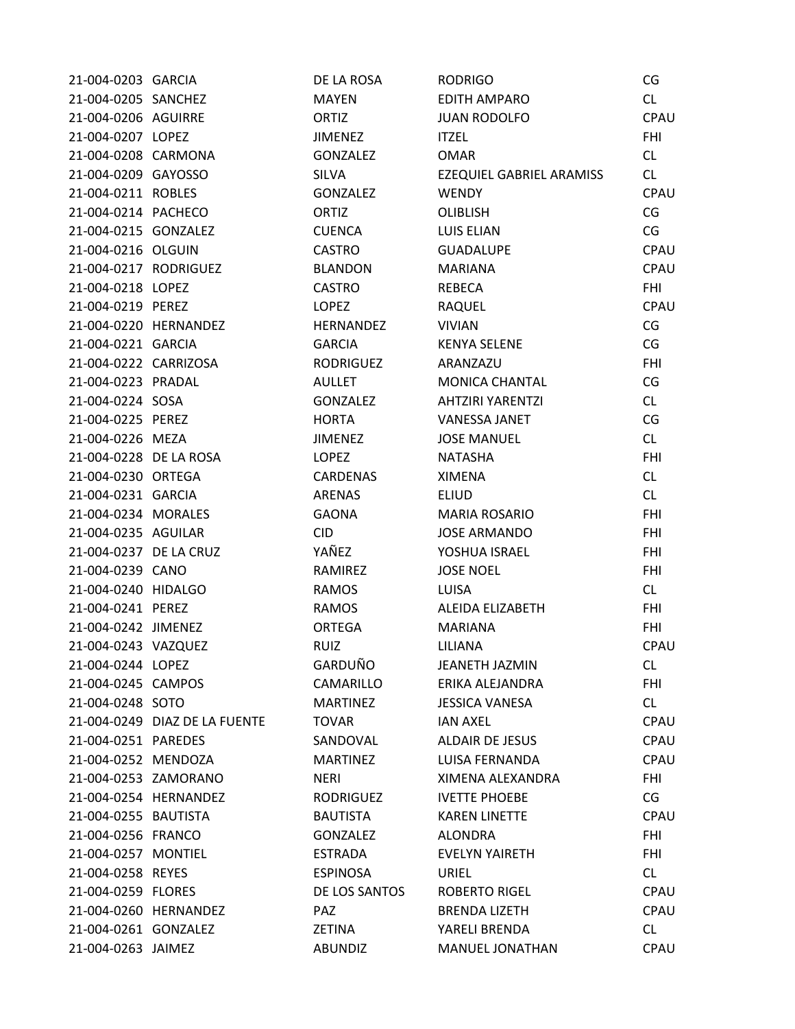| | | | | |
|---|---|---|---|---|
| 21-004-0203 | GARCIA | DE LA ROSA | RODRIGO | CG |
| 21-004-0205 | SANCHEZ | MAYEN | EDITH AMPARO | CL |
| 21-004-0206 | AGUIRRE | ORTIZ | JUAN RODOLFO | CPAU |
| 21-004-0207 | LOPEZ | JIMENEZ | ITZEL | FHI |
| 21-004-0208 | CARMONA | GONZALEZ | OMAR | CL |
| 21-004-0209 | GAYOSSO | SILVA | EZEQUIEL GABRIEL ARAMISS | CL |
| 21-004-0211 | ROBLES | GONZALEZ | WENDY | CPAU |
| 21-004-0214 | PACHECO | ORTIZ | OLIBLISH | CG |
| 21-004-0215 | GONZALEZ | CUENCA | LUIS ELIAN | CG |
| 21-004-0216 | OLGUIN | CASTRO | GUADALUPE | CPAU |
| 21-004-0217 | RODRIGUEZ | BLANDON | MARIANA | CPAU |
| 21-004-0218 | LOPEZ | CASTRO | REBECA | FHI |
| 21-004-0219 | PEREZ | LOPEZ | RAQUEL | CPAU |
| 21-004-0220 | HERNANDEZ | HERNANDEZ | VIVIAN | CG |
| 21-004-0221 | GARCIA | GARCIA | KENYA SELENE | CG |
| 21-004-0222 | CARRIZOSA | RODRIGUEZ | ARANZAZU | FHI |
| 21-004-0223 | PRADAL | AULLET | MONICA CHANTAL | CG |
| 21-004-0224 | SOSA | GONZALEZ | AHTZIRI YARENTZI | CL |
| 21-004-0225 | PEREZ | HORTA | VANESSA JANET | CG |
| 21-004-0226 | MEZA | JIMENEZ | JOSE MANUEL | CL |
| 21-004-0228 | DE LA ROSA | LOPEZ | NATASHA | FHI |
| 21-004-0230 | ORTEGA | CARDENAS | XIMENA | CL |
| 21-004-0231 | GARCIA | ARENAS | ELIUD | CL |
| 21-004-0234 | MORALES | GAONA | MARIA ROSARIO | FHI |
| 21-004-0235 | AGUILAR | CID | JOSE ARMANDO | FHI |
| 21-004-0237 | DE LA CRUZ | YAÑEZ | YOSHUA ISRAEL | FHI |
| 21-004-0239 | CANO | RAMIREZ | JOSE NOEL | FHI |
| 21-004-0240 | HIDALGO | RAMOS | LUISA | CL |
| 21-004-0241 | PEREZ | RAMOS | ALEIDA ELIZABETH | FHI |
| 21-004-0242 | JIMENEZ | ORTEGA | MARIANA | FHI |
| 21-004-0243 | VAZQUEZ | RUIZ | LILIANA | CPAU |
| 21-004-0244 | LOPEZ | GARDUÑO | JEANETH JAZMIN | CL |
| 21-004-0245 | CAMPOS | CAMARILLO | ERIKA ALEJANDRA | FHI |
| 21-004-0248 | SOTO | MARTINEZ | JESSICA VANESA | CL |
| 21-004-0249 | DIAZ DE LA FUENTE | TOVAR | IAN AXEL | CPAU |
| 21-004-0251 | PAREDES | SANDOVAL | ALDAIR DE JESUS | CPAU |
| 21-004-0252 | MENDOZA | MARTINEZ | LUISA FERNANDA | CPAU |
| 21-004-0253 | ZAMORANO | NERI | XIMENA ALEXANDRA | FHI |
| 21-004-0254 | HERNANDEZ | RODRIGUEZ | IVETTE PHOEBE | CG |
| 21-004-0255 | BAUTISTA | BAUTISTA | KAREN LINETTE | CPAU |
| 21-004-0256 | FRANCO | GONZALEZ | ALONDRA | FHI |
| 21-004-0257 | MONTIEL | ESTRADA | EVELYN YAIRETH | FHI |
| 21-004-0258 | REYES | ESPINOSA | URIEL | CL |
| 21-004-0259 | FLORES | DE LOS SANTOS | ROBERTO RIGEL | CPAU |
| 21-004-0260 | HERNANDEZ | PAZ | BRENDA LIZETH | CPAU |
| 21-004-0261 | GONZALEZ | ZETINA | YARELI BRENDA | CL |
| 21-004-0263 | JAIMEZ | ABUNDIZ | MANUEL JONATHAN | CPAU |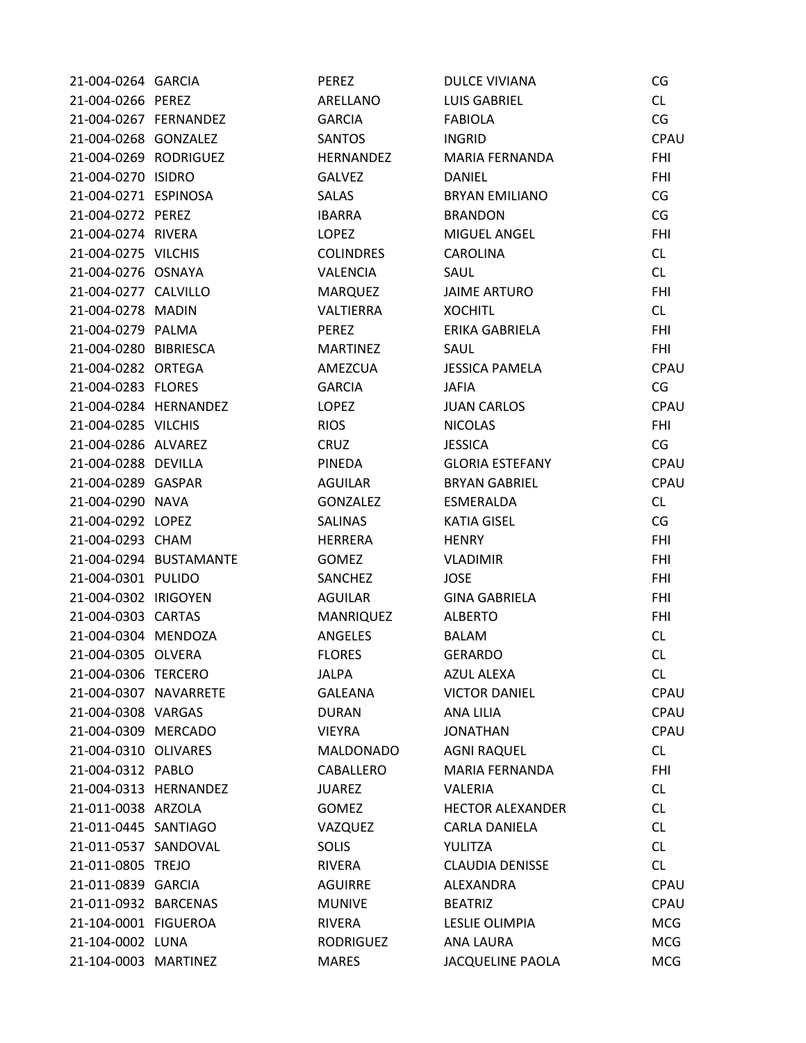| | | | | |
|---|---|---|---|---|
| 21-004-0264 | GARCIA | PEREZ | DULCE VIVIANA | CG |
| 21-004-0266 | PEREZ | ARELLANO | LUIS GABRIEL | CL |
| 21-004-0267 | FERNANDEZ | GARCIA | FABIOLA | CG |
| 21-004-0268 | GONZALEZ | SANTOS | INGRID | CPAU |
| 21-004-0269 | RODRIGUEZ | HERNANDEZ | MARIA FERNANDA | FHI |
| 21-004-0270 | ISIDRO | GALVEZ | DANIEL | FHI |
| 21-004-0271 | ESPINOSA | SALAS | BRYAN EMILIANO | CG |
| 21-004-0272 | PEREZ | IBARRA | BRANDON | CG |
| 21-004-0274 | RIVERA | LOPEZ | MIGUEL ANGEL | FHI |
| 21-004-0275 | VILCHIS | COLINDRES | CAROLINA | CL |
| 21-004-0276 | OSNAYA | VALENCIA | SAUL | CL |
| 21-004-0277 | CALVILLO | MARQUEZ | JAIME ARTURO | FHI |
| 21-004-0278 | MADIN | VALTIERRA | XOCHITL | CL |
| 21-004-0279 | PALMA | PEREZ | ERIKA GABRIELA | FHI |
| 21-004-0280 | BIBRIESCA | MARTINEZ | SAUL | FHI |
| 21-004-0282 | ORTEGA | AMEZCUA | JESSICA PAMELA | CPAU |
| 21-004-0283 | FLORES | GARCIA | JAFIA | CG |
| 21-004-0284 | HERNANDEZ | LOPEZ | JUAN CARLOS | CPAU |
| 21-004-0285 | VILCHIS | RIOS | NICOLAS | FHI |
| 21-004-0286 | ALVAREZ | CRUZ | JESSICA | CG |
| 21-004-0288 | DEVILLA | PINEDA | GLORIA ESTEFANY | CPAU |
| 21-004-0289 | GASPAR | AGUILAR | BRYAN GABRIEL | CPAU |
| 21-004-0290 | NAVA | GONZALEZ | ESMERALDA | CL |
| 21-004-0292 | LOPEZ | SALINAS | KATIA GISEL | CG |
| 21-004-0293 | CHAM | HERRERA | HENRY | FHI |
| 21-004-0294 | BUSTAMANTE | GOMEZ | VLADIMIR | FHI |
| 21-004-0301 | PULIDO | SANCHEZ | JOSE | FHI |
| 21-004-0302 | IRIGOYEN | AGUILAR | GINA GABRIELA | FHI |
| 21-004-0303 | CARTAS | MANRIQUEZ | ALBERTO | FHI |
| 21-004-0304 | MENDOZA | ANGELES | BALAM | CL |
| 21-004-0305 | OLVERA | FLORES | GERARDO | CL |
| 21-004-0306 | TERCERO | JALPA | AZUL ALEXA | CL |
| 21-004-0307 | NAVARRETE | GALEANA | VICTOR DANIEL | CPAU |
| 21-004-0308 | VARGAS | DURAN | ANA LILIA | CPAU |
| 21-004-0309 | MERCADO | VIEYRA | JONATHAN | CPAU |
| 21-004-0310 | OLIVARES | MALDONADO | AGNI RAQUEL | CL |
| 21-004-0312 | PABLO | CABALLERO | MARIA FERNANDA | FHI |
| 21-004-0313 | HERNANDEZ | JUAREZ | VALERIA | CL |
| 21-011-0038 | ARZOLA | GOMEZ | HECTOR ALEXANDER | CL |
| 21-011-0445 | SANTIAGO | VAZQUEZ | CARLA DANIELA | CL |
| 21-011-0537 | SANDOVAL | SOLIS | YULITZA | CL |
| 21-011-0805 | TREJO | RIVERA | CLAUDIA DENISSE | CL |
| 21-011-0839 | GARCIA | AGUIRRE | ALEXANDRA | CPAU |
| 21-011-0932 | BARCENAS | MUNIVE | BEATRIZ | CPAU |
| 21-104-0001 | FIGUEROA | RIVERA | LESLIE OLIMPIA | MCG |
| 21-104-0002 | LUNA | RODRIGUEZ | ANA LAURA | MCG |
| 21-104-0003 | MARTINEZ | MARES | JACQUELINE PAOLA | MCG |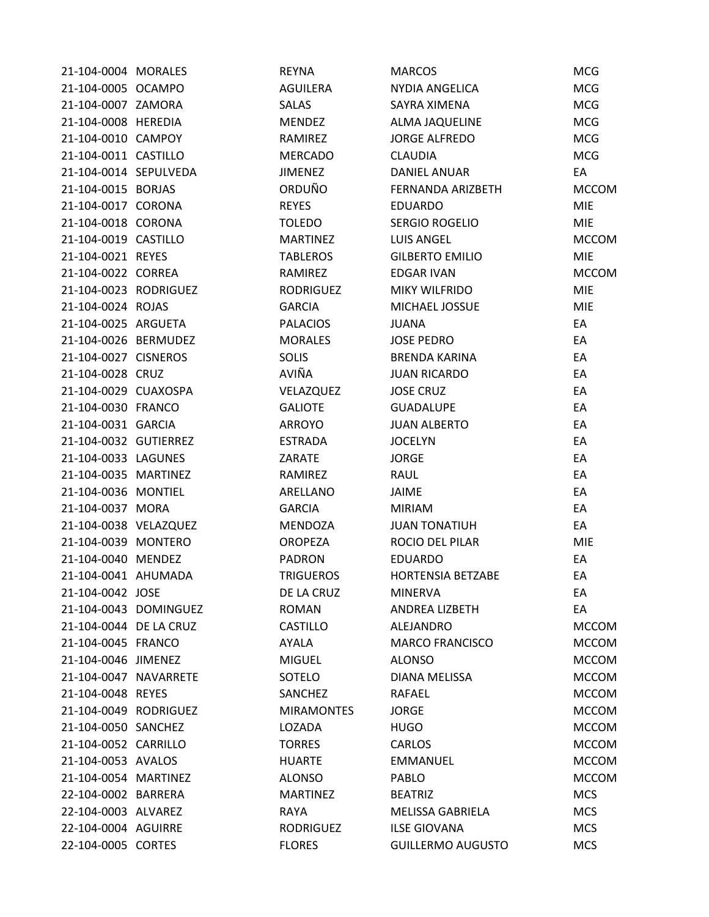| | | | | |
|---|---|---|---|---|
| 21-104-0004 | MORALES | REYNA | MARCOS | MCG |
| 21-104-0005 | OCAMPO | AGUILERA | NYDIA ANGELICA | MCG |
| 21-104-0007 | ZAMORA | SALAS | SAYRA XIMENA | MCG |
| 21-104-0008 | HEREDIA | MENDEZ | ALMA JAQUELINE | MCG |
| 21-104-0010 | CAMPOY | RAMIREZ | JORGE ALFREDO | MCG |
| 21-104-0011 | CASTILLO | MERCADO | CLAUDIA | MCG |
| 21-104-0014 | SEPULVEDA | JIMENEZ | DANIEL ANUAR | EA |
| 21-104-0015 | BORJAS | ORDUÑO | FERNANDA ARIZBETH | MCCOM |
| 21-104-0017 | CORONA | REYES | EDUARDO | MIE |
| 21-104-0018 | CORONA | TOLEDO | SERGIO ROGELIO | MIE |
| 21-104-0019 | CASTILLO | MARTINEZ | LUIS ANGEL | MCCOM |
| 21-104-0021 | REYES | TABLEROS | GILBERTO EMILIO | MIE |
| 21-104-0022 | CORREA | RAMIREZ | EDGAR IVAN | MCCOM |
| 21-104-0023 | RODRIGUEZ | RODRIGUEZ | MIKY WILFRIDO | MIE |
| 21-104-0024 | ROJAS | GARCIA | MICHAEL JOSSUE | MIE |
| 21-104-0025 | ARGUETA | PALACIOS | JUANA | EA |
| 21-104-0026 | BERMUDEZ | MORALES | JOSE PEDRO | EA |
| 21-104-0027 | CISNEROS | SOLIS | BRENDA KARINA | EA |
| 21-104-0028 | CRUZ | AVIÑA | JUAN RICARDO | EA |
| 21-104-0029 | CUAXOSPA | VELAZQUEZ | JOSE CRUZ | EA |
| 21-104-0030 | FRANCO | GALIOTE | GUADALUPE | EA |
| 21-104-0031 | GARCIA | ARROYO | JUAN ALBERTO | EA |
| 21-104-0032 | GUTIERREZ | ESTRADA | JOCELYN | EA |
| 21-104-0033 | LAGUNES | ZARATE | JORGE | EA |
| 21-104-0035 | MARTINEZ | RAMIREZ | RAUL | EA |
| 21-104-0036 | MONTIEL | ARELLANO | JAIME | EA |
| 21-104-0037 | MORA | GARCIA | MIRIAM | EA |
| 21-104-0038 | VELAZQUEZ | MENDOZA | JUAN TONATIUH | EA |
| 21-104-0039 | MONTERO | OROPEZA | ROCIO DEL PILAR | MIE |
| 21-104-0040 | MENDEZ | PADRON | EDUARDO | EA |
| 21-104-0041 | AHUMADA | TRIGUEROS | HORTENSIA BETZABE | EA |
| 21-104-0042 | JOSE | DE LA CRUZ | MINERVA | EA |
| 21-104-0043 | DOMINGUEZ | ROMAN | ANDREA LIZBETH | EA |
| 21-104-0044 | DE LA CRUZ | CASTILLO | ALEJANDRO | MCCOM |
| 21-104-0045 | FRANCO | AYALA | MARCO FRANCISCO | MCCOM |
| 21-104-0046 | JIMENEZ | MIGUEL | ALONSO | MCCOM |
| 21-104-0047 | NAVARRETE | SOTELO | DIANA MELISSA | MCCOM |
| 21-104-0048 | REYES | SANCHEZ | RAFAEL | MCCOM |
| 21-104-0049 | RODRIGUEZ | MIRAMONTES | JORGE | MCCOM |
| 21-104-0050 | SANCHEZ | LOZADA | HUGO | MCCOM |
| 21-104-0052 | CARRILLO | TORRES | CARLOS | MCCOM |
| 21-104-0053 | AVALOS | HUARTE | EMMANUEL | MCCOM |
| 21-104-0054 | MARTINEZ | ALONSO | PABLO | MCCOM |
| 22-104-0002 | BARRERA | MARTINEZ | BEATRIZ | MCS |
| 22-104-0003 | ALVAREZ | RAYA | MELISSA GABRIELA | MCS |
| 22-104-0004 | AGUIRRE | RODRIGUEZ | ILSE GIOVANA | MCS |
| 22-104-0005 | CORTES | FLORES | GUILLERMO AUGUSTO | MCS |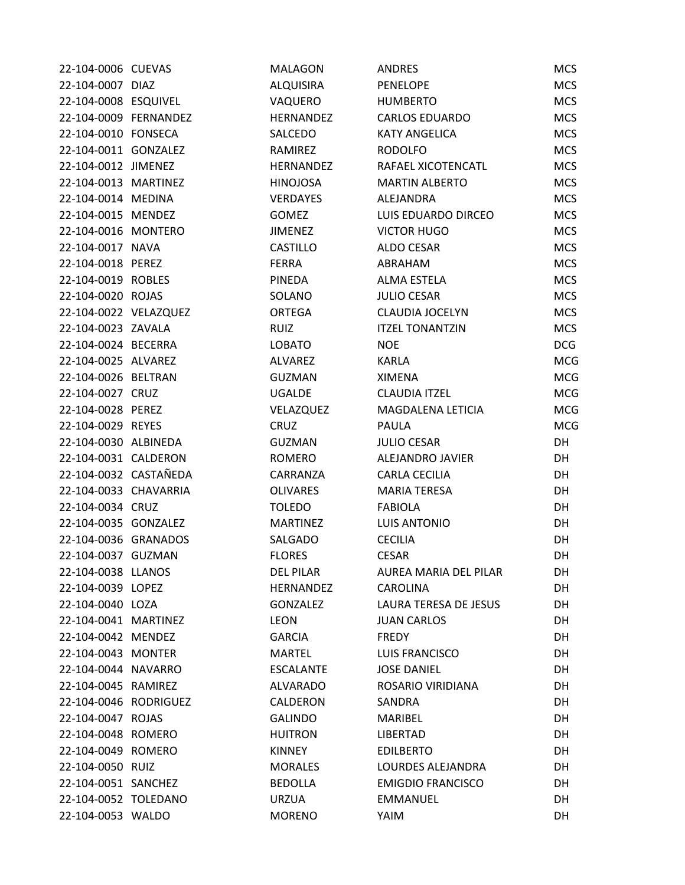| | | | | |
|---|---|---|---|---|
| 22-104-0006 | CUEVAS | MALAGON | ANDRES | MCS |
| 22-104-0007 | DIAZ | ALQUISIRA | PENELOPE | MCS |
| 22-104-0008 | ESQUIVEL | VAQUERO | HUMBERTO | MCS |
| 22-104-0009 | FERNANDEZ | HERNANDEZ | CARLOS EDUARDO | MCS |
| 22-104-0010 | FONSECA | SALCEDO | KATY ANGELICA | MCS |
| 22-104-0011 | GONZALEZ | RAMIREZ | RODOLFO | MCS |
| 22-104-0012 | JIMENEZ | HERNANDEZ | RAFAEL XICOTENCATL | MCS |
| 22-104-0013 | MARTINEZ | HINOJOSA | MARTIN ALBERTO | MCS |
| 22-104-0014 | MEDINA | VERDAYES | ALEJANDRA | MCS |
| 22-104-0015 | MENDEZ | GOMEZ | LUIS EDUARDO DIRCEO | MCS |
| 22-104-0016 | MONTERO | JIMENEZ | VICTOR HUGO | MCS |
| 22-104-0017 | NAVA | CASTILLO | ALDO CESAR | MCS |
| 22-104-0018 | PEREZ | FERRA | ABRAHAM | MCS |
| 22-104-0019 | ROBLES | PINEDA | ALMA ESTELA | MCS |
| 22-104-0020 | ROJAS | SOLANO | JULIO CESAR | MCS |
| 22-104-0022 | VELAZQUEZ | ORTEGA | CLAUDIA JOCELYN | MCS |
| 22-104-0023 | ZAVALA | RUIZ | ITZEL TONANTZIN | MCS |
| 22-104-0024 | BECERRA | LOBATO | NOE | DCG |
| 22-104-0025 | ALVAREZ | ALVAREZ | KARLA | MCG |
| 22-104-0026 | BELTRAN | GUZMAN | XIMENA | MCG |
| 22-104-0027 | CRUZ | UGALDE | CLAUDIA ITZEL | MCG |
| 22-104-0028 | PEREZ | VELAZQUEZ | MAGDALENA LETICIA | MCG |
| 22-104-0029 | REYES | CRUZ | PAULA | MCG |
| 22-104-0030 | ALBINEDA | GUZMAN | JULIO CESAR | DH |
| 22-104-0031 | CALDERON | ROMERO | ALEJANDRO JAVIER | DH |
| 22-104-0032 | CASTAÑEDA | CARRANZA | CARLA CECILIA | DH |
| 22-104-0033 | CHAVARRIA | OLIVARES | MARIA TERESA | DH |
| 22-104-0034 | CRUZ | TOLEDO | FABIOLA | DH |
| 22-104-0035 | GONZALEZ | MARTINEZ | LUIS ANTONIO | DH |
| 22-104-0036 | GRANADOS | SALGADO | CECILIA | DH |
| 22-104-0037 | GUZMAN | FLORES | CESAR | DH |
| 22-104-0038 | LLANOS | DEL PILAR | AUREA MARIA DEL PILAR | DH |
| 22-104-0039 | LOPEZ | HERNANDEZ | CAROLINA | DH |
| 22-104-0040 | LOZA | GONZALEZ | LAURA TERESA DE JESUS | DH |
| 22-104-0041 | MARTINEZ | LEON | JUAN CARLOS | DH |
| 22-104-0042 | MENDEZ | GARCIA | FREDY | DH |
| 22-104-0043 | MONTER | MARTEL | LUIS FRANCISCO | DH |
| 22-104-0044 | NAVARRO | ESCALANTE | JOSE DANIEL | DH |
| 22-104-0045 | RAMIREZ | ALVARADO | ROSARIO VIRIDIANA | DH |
| 22-104-0046 | RODRIGUEZ | CALDERON | SANDRA | DH |
| 22-104-0047 | ROJAS | GALINDO | MARIBEL | DH |
| 22-104-0048 | ROMERO | HUITRON | LIBERTAD | DH |
| 22-104-0049 | ROMERO | KINNEY | EDILBERTO | DH |
| 22-104-0050 | RUIZ | MORALES | LOURDES ALEJANDRA | DH |
| 22-104-0051 | SANCHEZ | BEDOLLA | EMIGDIO FRANCISCO | DH |
| 22-104-0052 | TOLEDANO | URZUA | EMMANUEL | DH |
| 22-104-0053 | WALDO | MORENO | YAIM | DH |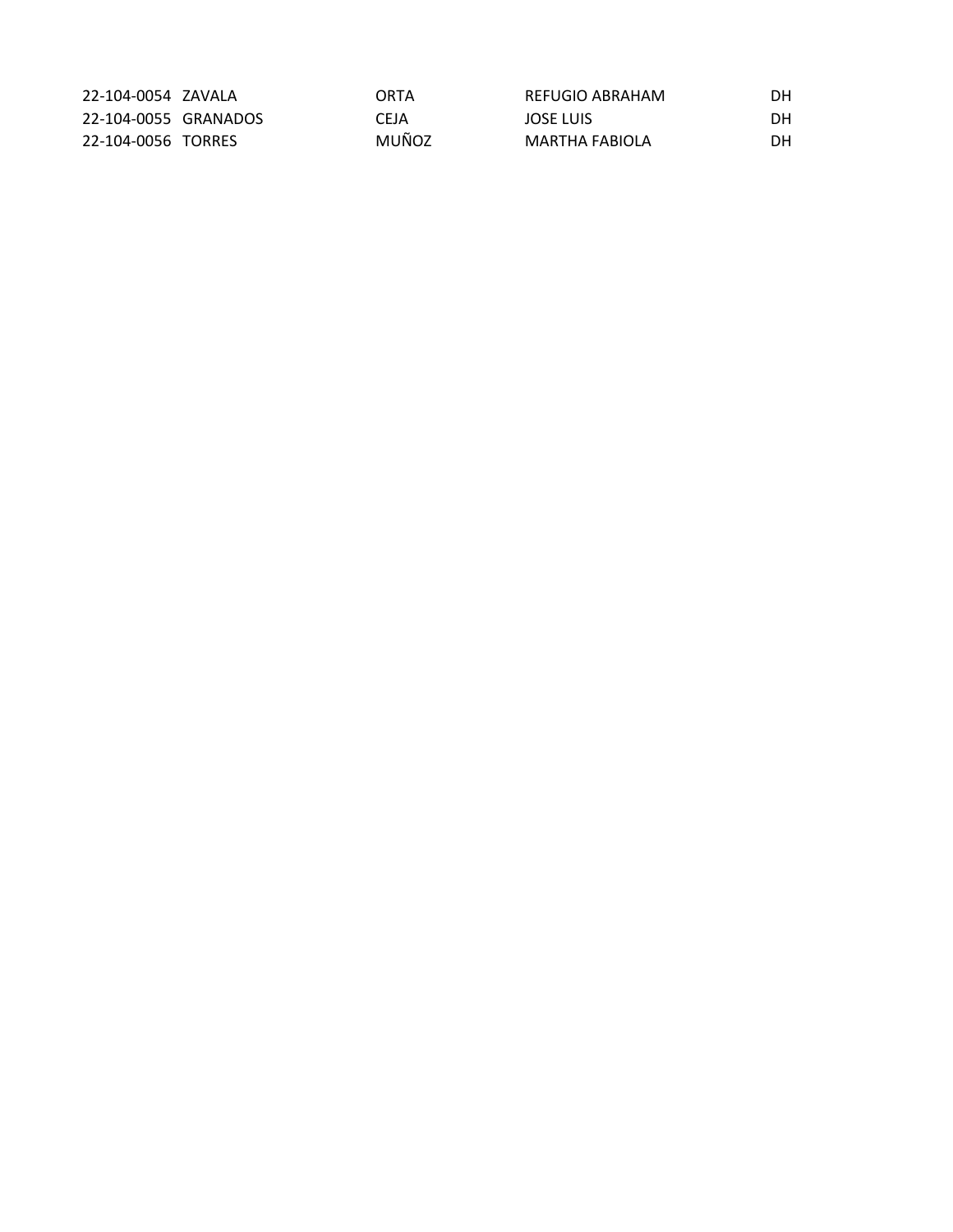| | | | | |
|---|---|---|---|---|
| 22-104-0054 | ZAVALA | ORTA | REFUGIO ABRAHAM | DH |
| 22-104-0055 | GRANADOS | CEJA | JOSE LUIS | DH |
| 22-104-0056 | TORRES | MUÑOZ | MARTHA FABIOLA | DH |